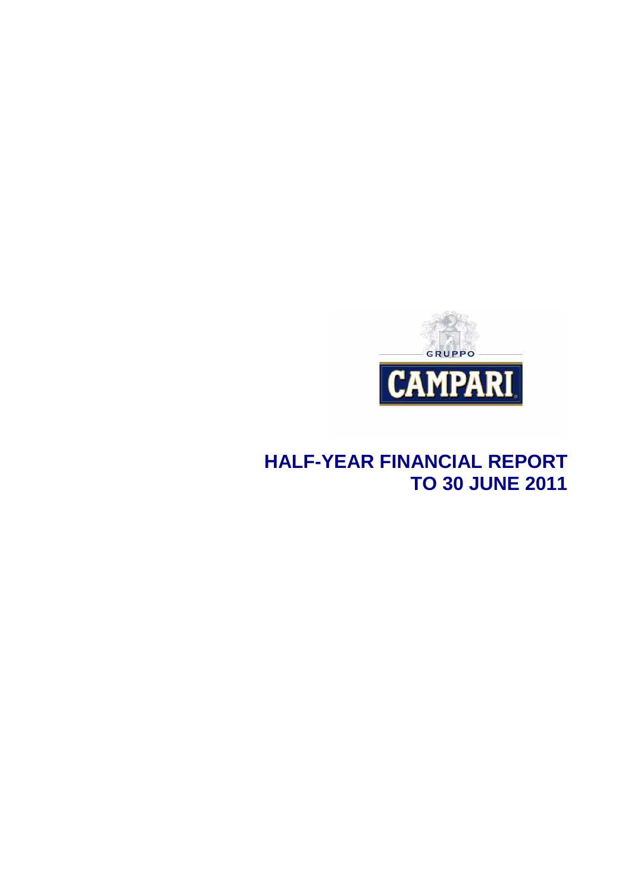GRUPPO

CAMPARI

# HALF-YEAR FINANCIAL REPORT TO 30 JUNE 2011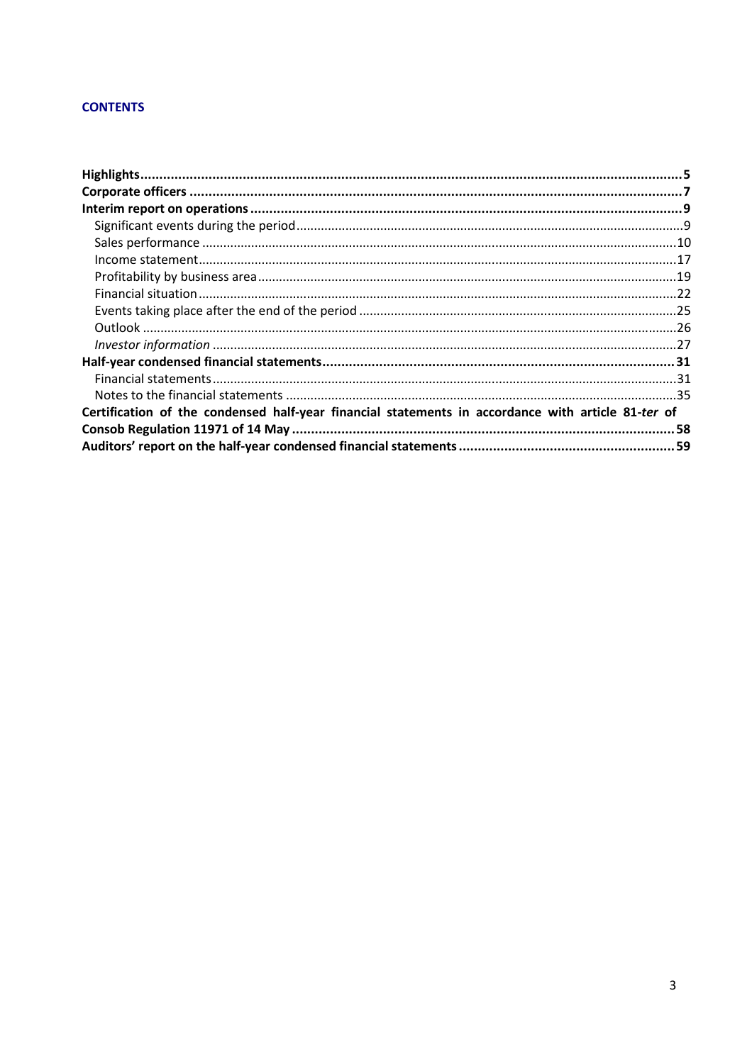**CONTENTS**

**Highlights** .......... 5
**Corporate officers** .......... 7
**Interim report on operations** .......... 9
- Significant events during the period .......... 9
- Sales performance .......... 10
- Income statement .......... 17
- Profitability by business area .......... 19
- Financial situation .......... 22
- Events taking place after the end of the period .......... 25
- Outlook .......... 26
- *Investor information* .......... 27

**Half-year condensed financial statements** .......... 31
- Financial statements .......... 31
- Notes to the financial statements .......... 35

**Certification of the condensed half-year financial statements in accordance with article 81-*ter* of Consob Regulation 11971 of 14 May** .......... 58
**Auditors' report on the half-year condensed financial statements** .......... 59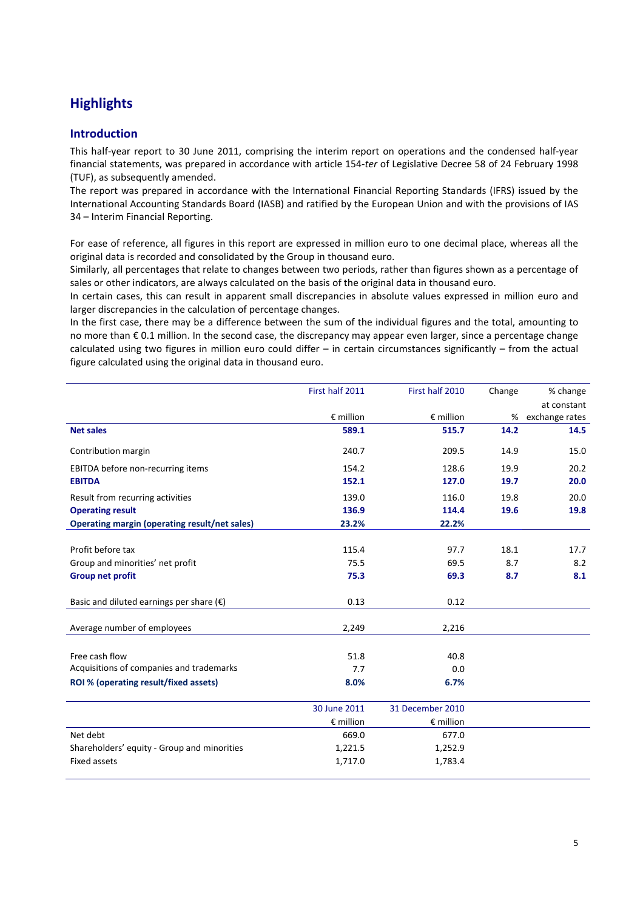# Highlights

## Introduction

This half-year report to 30 June 2011, comprising the interim report on operations and the condensed half-year financial statements, was prepared in accordance with article 154-*ter* of Legislative Decree 58 of 24 February 1998 (TUF), as subsequently amended.
The report was prepared in accordance with the International Financial Reporting Standards (IFRS) issued by the International Accounting Standards Board (IASB) and ratified by the European Union and with the provisions of IAS 34 – Interim Financial Reporting.

For ease of reference, all figures in this report are expressed in million euro to one decimal place, whereas all the original data is recorded and consolidated by the Group in thousand euro.
Similarly, all percentages that relate to changes between two periods, rather than figures shown as a percentage of sales or other indicators, are always calculated on the basis of the original data in thousand euro.
In certain cases, this can result in apparent small discrepancies in absolute values expressed in million euro and larger discrepancies in the calculation of percentage changes.
In the first case, there may be a difference between the sum of the individual figures and the total, amounting to no more than € 0.1 million. In the second case, the discrepancy may appear even larger, since a percentage change calculated using two figures in million euro could differ – in certain circumstances significantly – from the actual figure calculated using the original data in thousand euro.

| | First half 2011 | First half 2010 | Change | % change |
|---|---|---|---|---|
| | € million | € million | % | at constant exchange rates |
| **Net sales** | **589.1** | **515.7** | **14.2** | **14.5** |
| Contribution margin | 240.7 | 209.5 | 14.9 | 15.0 |
| EBITDA before non-recurring items | 154.2 | 128.6 | 19.9 | 20.2 |
| **EBITDA** | **152.1** | **127.0** | **19.7** | **20.0** |
| Result from recurring activities | 139.0 | 116.0 | 19.8 | 20.0 |
| **Operating result** | **136.9** | **114.4** | **19.6** | **19.8** |
| **Operating margin (operating result/net sales)** | **23.2%** | **22.2%** | | |
| Profit before tax | 115.4 | 97.7 | 18.1 | 17.7 |
| Group and minorities' net profit | 75.5 | 69.5 | 8.7 | 8.2 |
| **Group net profit** | **75.3** | **69.3** | **8.7** | **8.1** |
| Basic and diluted earnings per share (€) | 0.13 | 0.12 | | |
| Average number of employees | 2,249 | 2,216 | | |
| Free cash flow | 51.8 | 40.8 | | |
| Acquisitions of companies and trademarks | 7.7 | 0.0 | | |
| **ROI % (operating result/fixed assets)** | **8.0%** | **6.7%** | | |

| | 30 June 2011 | 31 December 2010 |
|---|---|---|
| | € million | € million |
| Net debt | 669.0 | 677.0 |
| Shareholders' equity - Group and minorities | 1,221.5 | 1,252.9 |
| Fixed assets | 1,717.0 | 1,783.4 |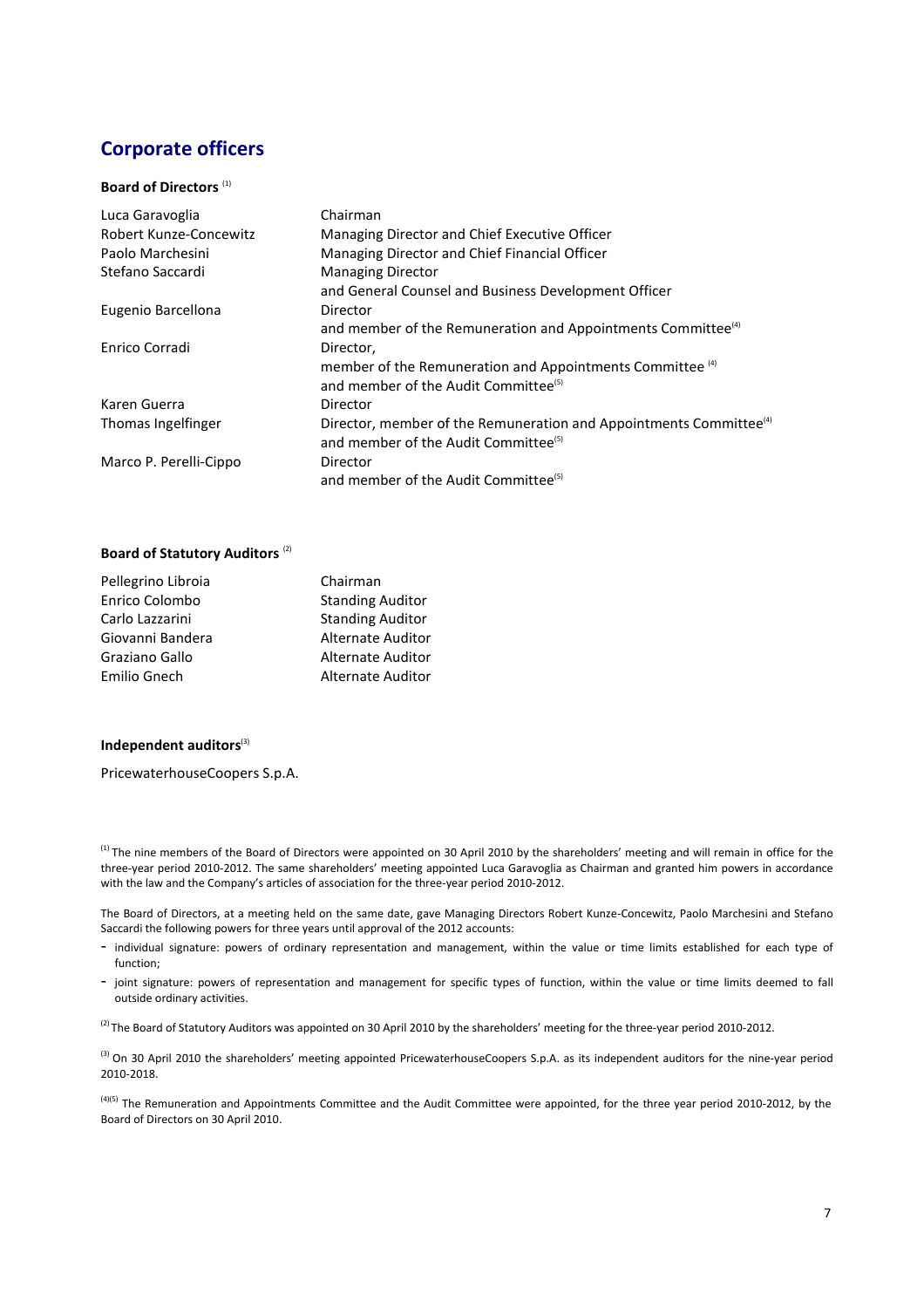# Corporate officers

**Board of Directors** [(1)]

| | |
|---|---|
| Luca Garavoglia | Chairman |
| Robert Kunze-Concewitz | Managing Director and Chief Executive Officer |
| Paolo Marchesini | Managing Director and Chief Financial Officer |
| Stefano Saccardi | Managing Director and General Counsel and Business Development Officer |
| Eugenio Barcellona | Director and member of the Remuneration and Appointments Committee[(4)] |
| Enrico Corradi | Director, member of the Remuneration and Appointments Committee [(4)] and member of the Audit Committee[(5)] |
| Karen Guerra | Director |
| Thomas Ingelfinger | Director, member of the Remuneration and Appointments Committee[(4)] and member of the Audit Committee[(5)] |
| Marco P. Perelli-Cippo | Director and member of the Audit Committee[(5)] |

**Board of Statutory Auditors** [(2)]

| | |
|---|---|
| Pellegrino Libroia | Chairman |
| Enrico Colombo | Standing Auditor |
| Carlo Lazzarini | Standing Auditor |
| Giovanni Bandera | Alternate Auditor |
| Graziano Gallo | Alternate Auditor |
| Emilio Gnech | Alternate Auditor |

**Independent auditors**[(3)]

PricewaterhouseCoopers S.p.A.

[(1)] The nine members of the Board of Directors were appointed on 30 April 2010 by the shareholders' meeting and will remain in office for the three-year period 2010-2012. The same shareholders' meeting appointed Luca Garavoglia as Chairman and granted him powers in accordance with the law and the Company's articles of association for the three-year period 2010-2012.

The Board of Directors, at a meeting held on the same date, gave Managing Directors Robert Kunze-Concewitz, Paolo Marchesini and Stefano Saccardi the following powers for three years until approval of the 2012 accounts:

- individual signature: powers of ordinary representation and management, within the value or time limits established for each type of function;
- joint signature: powers of representation and management for specific types of function, within the value or time limits deemed to fall outside ordinary activities.

[(2)] The Board of Statutory Auditors was appointed on 30 April 2010 by the shareholders' meeting for the three-year period 2010-2012.

[(3)] On 30 April 2010 the shareholders' meeting appointed PricewaterhouseCoopers S.p.A. as its independent auditors for the nine-year period 2010-2018.

[(4)(5)] The Remuneration and Appointments Committee and the Audit Committee were appointed, for the three year period 2010-2012, by the Board of Directors on 30 April 2010.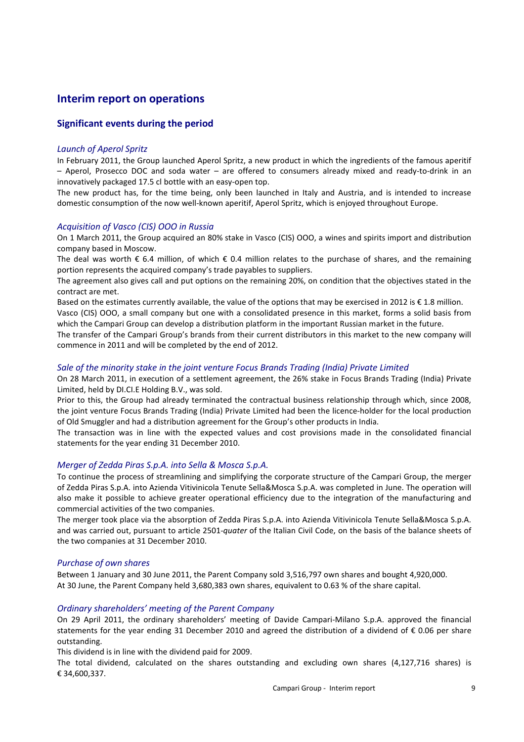# Interim report on operations

## Significant events during the period

### *Launch of Aperol Spritz*

In February 2011, the Group launched Aperol Spritz, a new product in which the ingredients of the famous aperitif – Aperol, Prosecco DOC and soda water – are offered to consumers already mixed and ready-to-drink in an innovatively packaged 17.5 cl bottle with an easy-open top.

The new product has, for the time being, only been launched in Italy and Austria, and is intended to increase domestic consumption of the now well-known aperitif, Aperol Spritz, which is enjoyed throughout Europe.

### *Acquisition of Vasco (CIS) OOO in Russia*

On 1 March 2011, the Group acquired an 80% stake in Vasco (CIS) OOO, a wines and spirits import and distribution company based in Moscow.

The deal was worth € 6.4 million, of which € 0.4 million relates to the purchase of shares, and the remaining portion represents the acquired company's trade payables to suppliers.

The agreement also gives call and put options on the remaining 20%, on condition that the objectives stated in the contract are met.

Based on the estimates currently available, the value of the options that may be exercised in 2012 is € 1.8 million.

Vasco (CIS) OOO, a small company but one with a consolidated presence in this market, forms a solid basis from which the Campari Group can develop a distribution platform in the important Russian market in the future.

The transfer of the Campari Group's brands from their current distributors in this market to the new company will commence in 2011 and will be completed by the end of 2012.

### *Sale of the minority stake in the joint venture Focus Brands Trading (India) Private Limited*

On 28 March 2011, in execution of a settlement agreement, the 26% stake in Focus Brands Trading (India) Private Limited, held by DI.CI.E Holding B.V., was sold.

Prior to this, the Group had already terminated the contractual business relationship through which, since 2008, the joint venture Focus Brands Trading (India) Private Limited had been the licence-holder for the local production of Old Smuggler and had a distribution agreement for the Group's other products in India.

The transaction was in line with the expected values and cost provisions made in the consolidated financial statements for the year ending 31 December 2010.

### *Merger of Zedda Piras S.p.A. into Sella & Mosca S.p.A.*

To continue the process of streamlining and simplifying the corporate structure of the Campari Group, the merger of Zedda Piras S.p.A. into Azienda Vitivinicola Tenute Sella&Mosca S.p.A. was completed in June. The operation will also make it possible to achieve greater operational efficiency due to the integration of the manufacturing and commercial activities of the two companies.

The merger took place via the absorption of Zedda Piras S.p.A. into Azienda Vitivinicola Tenute Sella&Mosca S.p.A. and was carried out, pursuant to article 2501-*quater* of the Italian Civil Code, on the basis of the balance sheets of the two companies at 31 December 2010.

### *Purchase of own shares*

Between 1 January and 30 June 2011, the Parent Company sold 3,516,797 own shares and bought 4,920,000.
At 30 June, the Parent Company held 3,680,383 own shares, equivalent to 0.63 % of the share capital.

### *Ordinary shareholders' meeting of the Parent Company*

On 29 April 2011, the ordinary shareholders' meeting of Davide Campari-Milano S.p.A. approved the financial statements for the year ending 31 December 2010 and agreed the distribution of a dividend of € 0.06 per share outstanding.

This dividend is in line with the dividend paid for 2009.

The total dividend, calculated on the shares outstanding and excluding own shares (4,127,716 shares) is € 34,600,337.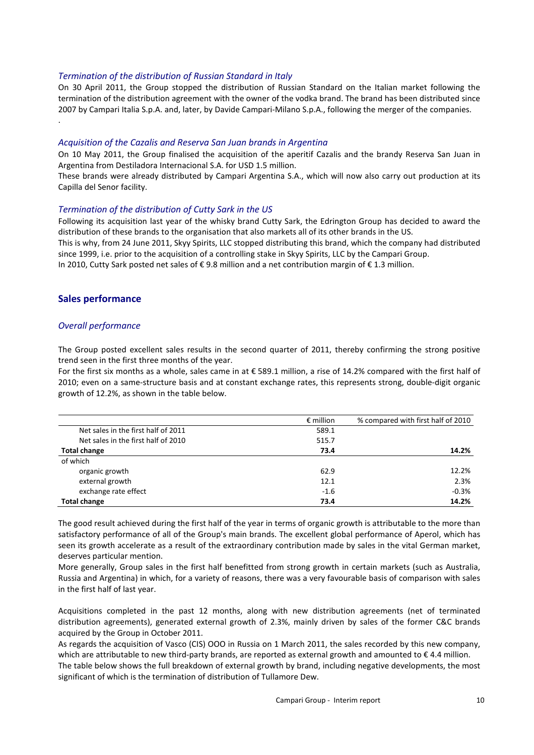*Termination of the distribution of Russian Standard in Italy*

On 30 April 2011, the Group stopped the distribution of Russian Standard on the Italian market following the termination of the distribution agreement with the owner of the vodka brand. The brand has been distributed since 2007 by Campari Italia S.p.A. and, later, by Davide Campari-Milano S.p.A., following the merger of the companies.

.

*Acquisition of the Cazalis and Reserva San Juan brands in Argentina*

On 10 May 2011, the Group finalised the acquisition of the aperitif Cazalis and the brandy Reserva San Juan in Argentina from Destiladora Internacional S.A. for USD 1.5 million.

These brands were already distributed by Campari Argentina S.A., which will now also carry out production at its Capilla del Senor facility.

*Termination of the distribution of Cutty Sark in the US*

Following its acquisition last year of the whisky brand Cutty Sark, the Edrington Group has decided to award the distribution of these brands to the organisation that also markets all of its other brands in the US.

This is why, from 24 June 2011, Skyy Spirits, LLC stopped distributing this brand, which the company had distributed since 1999, i.e. prior to the acquisition of a controlling stake in Skyy Spirits, LLC by the Campari Group.

In 2010, Cutty Sark posted net sales of € 9.8 million and a net contribution margin of € 1.3 million.

## Sales performance

### *Overall performance*

The Group posted excellent sales results in the second quarter of 2011, thereby confirming the strong positive trend seen in the first three months of the year.

For the first six months as a whole, sales came in at € 589.1 million, a rise of 14.2% compared with the first half of 2010; even on a same-structure basis and at constant exchange rates, this represents strong, double-digit organic growth of 12.2%, as shown in the table below.

| | € million | % compared with first half of 2010 |
|---|---|---|
| Net sales in the first half of 2011 | 589.1 | |
| Net sales in the first half of 2010 | 515.7 | |
| **Total change** | **73.4** | **14.2%** |
| of which | | |
| organic growth | 62.9 | 12.2% |
| external growth | 12.1 | 2.3% |
| exchange rate effect | -1.6 | -0.3% |
| **Total change** | **73.4** | **14.2%** |

The good result achieved during the first half of the year in terms of organic growth is attributable to the more than satisfactory performance of all of the Group's main brands. The excellent global performance of Aperol, which has seen its growth accelerate as a result of the extraordinary contribution made by sales in the vital German market, deserves particular mention.

More generally, Group sales in the first half benefitted from strong growth in certain markets (such as Australia, Russia and Argentina) in which, for a variety of reasons, there was a very favourable basis of comparison with sales in the first half of last year.

Acquisitions completed in the past 12 months, along with new distribution agreements (net of terminated distribution agreements), generated external growth of 2.3%, mainly driven by sales of the former C&C brands acquired by the Group in October 2011.

As regards the acquisition of Vasco (CIS) OOO in Russia on 1 March 2011, the sales recorded by this new company, which are attributable to new third-party brands, are reported as external growth and amounted to € 4.4 million.

The table below shows the full breakdown of external growth by brand, including negative developments, the most significant of which is the termination of distribution of Tullamore Dew.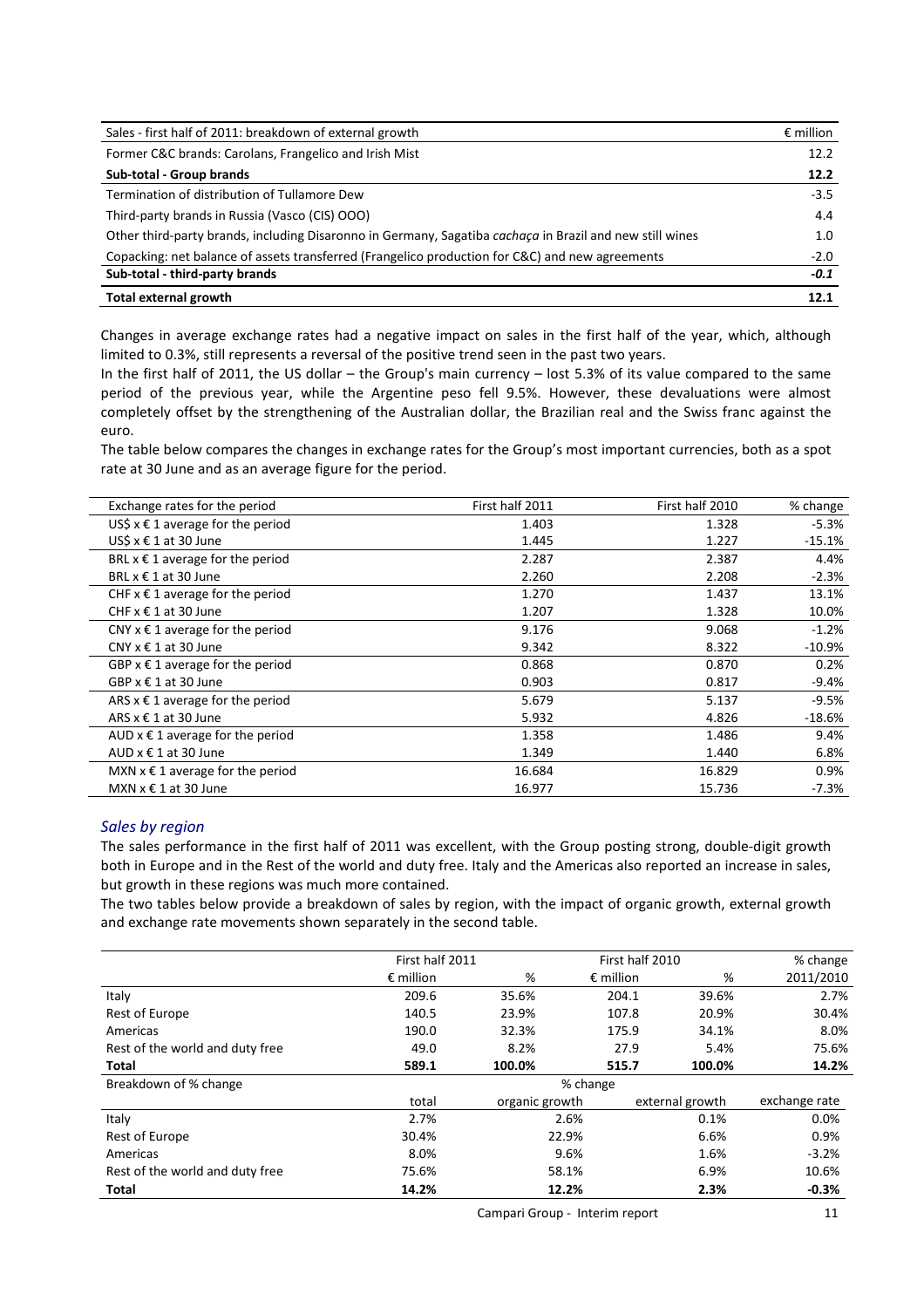| Sales - first half of 2011: breakdown of external growth | € million |
|---|---|
| Former C&C brands: Carolans, Frangelico and Irish Mist | 12.2 |
| **Sub-total - Group brands** | **12.2** |
| Termination of distribution of Tullamore Dew | -3.5 |
| Third-party brands in Russia (Vasco (CIS) OOO) | 4.4 |
| Other third-party brands, including Disaronno in Germany, Sagatiba *cachaça* in Brazil and new still wines | 1.0 |
| Copacking: net balance of assets transferred (Frangelico production for C&C) and new agreements | -2.0 |
| **Sub-total - third-party brands** | ***-0.1*** |
| **Total external growth** | **12.1** |

Changes in average exchange rates had a negative impact on sales in the first half of the year, which, although limited to 0.3%, still represents a reversal of the positive trend seen in the past two years.

In the first half of 2011, the US dollar – the Group's main currency – lost 5.3% of its value compared to the same period of the previous year, while the Argentine peso fell 9.5%. However, these devaluations were almost completely offset by the strengthening of the Australian dollar, the Brazilian real and the Swiss franc against the euro.

The table below compares the changes in exchange rates for the Group's most important currencies, both as a spot rate at 30 June and as an average figure for the period.

| Exchange rates for the period | First half 2011 | First half 2010 | % change |
|---|---|---|---|
| US$ x € 1 average for the period | 1.403 | 1.328 | -5.3% |
| US$ x € 1 at 30 June | 1.445 | 1.227 | -15.1% |
| BRL x € 1 average for the period | 2.287 | 2.387 | 4.4% |
| BRL x € 1 at 30 June | 2.260 | 2.208 | -2.3% |
| CHF x € 1 average for the period | 1.270 | 1.437 | 13.1% |
| CHF x € 1 at 30 June | 1.207 | 1.328 | 10.0% |
| CNY x € 1 average for the period | 9.176 | 9.068 | -1.2% |
| CNY x € 1 at 30 June | 9.342 | 8.322 | -10.9% |
| GBP x € 1 average for the period | 0.868 | 0.870 | 0.2% |
| GBP x € 1 at 30 June | 0.903 | 0.817 | -9.4% |
| ARS x € 1 average for the period | 5.679 | 5.137 | -9.5% |
| ARS x € 1 at 30 June | 5.932 | 4.826 | -18.6% |
| AUD x € 1 average for the period | 1.358 | 1.486 | 9.4% |
| AUD x € 1 at 30 June | 1.349 | 1.440 | 6.8% |
| MXN x € 1 average for the period | 16.684 | 16.829 | 0.9% |
| MXN x € 1 at 30 June | 16.977 | 15.736 | -7.3% |

### *Sales by region*

The sales performance in the first half of 2011 was excellent, with the Group posting strong, double-digit growth both in Europe and in the Rest of the world and duty free. Italy and the Americas also reported an increase in sales, but growth in these regions was much more contained.

The two tables below provide a breakdown of sales by region, with the impact of organic growth, external growth and exchange rate movements shown separately in the second table.

| | First half 2011 | | First half 2010 | | % change |
|---|---|---|---|---|---|
| | € million | % | € million | % | 2011/2010 |
| Italy | 209.6 | 35.6% | 204.1 | 39.6% | 2.7% |
| Rest of Europe | 140.5 | 23.9% | 107.8 | 20.9% | 30.4% |
| Americas | 190.0 | 32.3% | 175.9 | 34.1% | 8.0% |
| Rest of the world and duty free | 49.0 | 8.2% | 27.9 | 5.4% | 75.6% |
| **Total** | **589.1** | **100.0%** | **515.7** | **100.0%** | **14.2%** |

| Breakdown of % change | % change | | | |
|---|---|---|---|---|
| | total | organic growth | external growth | exchange rate |
| Italy | 2.7% | 2.6% | 0.1% | 0.0% |
| Rest of Europe | 30.4% | 22.9% | 6.6% | 0.9% |
| Americas | 8.0% | 9.6% | 1.6% | -3.2% |
| Rest of the world and duty free | 75.6% | 58.1% | 6.9% | 10.6% |
| **Total** | **14.2%** | **12.2%** | **2.3%** | **-0.3%** |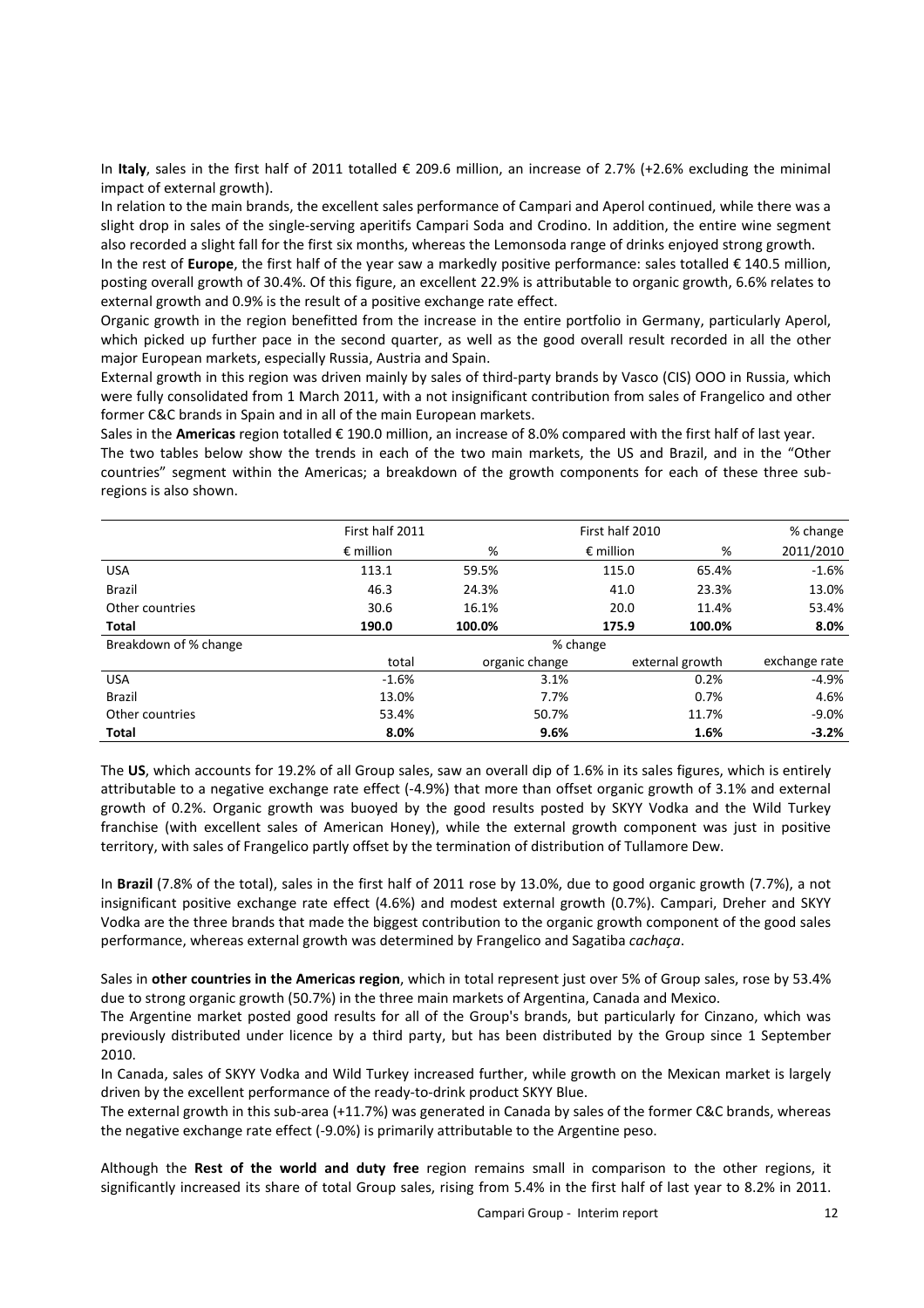In **Italy**, sales in the first half of 2011 totalled € 209.6 million, an increase of 2.7% (+2.6% excluding the minimal impact of external growth).

In relation to the main brands, the excellent sales performance of Campari and Aperol continued, while there was a slight drop in sales of the single-serving aperitifs Campari Soda and Crodino. In addition, the entire wine segment also recorded a slight fall for the first six months, whereas the Lemonsoda range of drinks enjoyed strong growth.

In the rest of **Europe**, the first half of the year saw a markedly positive performance: sales totalled € 140.5 million, posting overall growth of 30.4%. Of this figure, an excellent 22.9% is attributable to organic growth, 6.6% relates to external growth and 0.9% is the result of a positive exchange rate effect.

Organic growth in the region benefitted from the increase in the entire portfolio in Germany, particularly Aperol, which picked up further pace in the second quarter, as well as the good overall result recorded in all the other major European markets, especially Russia, Austria and Spain.

External growth in this region was driven mainly by sales of third-party brands by Vasco (CIS) OOO in Russia, which were fully consolidated from 1 March 2011, with a not insignificant contribution from sales of Frangelico and other former C&C brands in Spain and in all of the main European markets.

Sales in the **Americas** region totalled € 190.0 million, an increase of 8.0% compared with the first half of last year.

The two tables below show the trends in each of the two main markets, the US and Brazil, and in the "Other countries" segment within the Americas; a breakdown of the growth components for each of these three sub-regions is also shown.

| | First half 2011 | | First half 2010 | | % change |
|---|---|---|---|---|---|
| | € million | % | € million | % | 2011/2010 |
| USA | 113.1 | 59.5% | 115.0 | 65.4% | -1.6% |
| Brazil | 46.3 | 24.3% | 41.0 | 23.3% | 13.0% |
| Other countries | 30.6 | 16.1% | 20.0 | 11.4% | 53.4% |
| **Total** | **190.0** | **100.0%** | **175.9** | **100.0%** | **8.0%** |

| Breakdown of % change | % change | | | |
|---|---|---|---|---|
| | total | organic change | external growth | exchange rate |
| USA | -1.6% | 3.1% | 0.2% | -4.9% |
| Brazil | 13.0% | 7.7% | 0.7% | 4.6% |
| Other countries | 53.4% | 50.7% | 11.7% | -9.0% |
| **Total** | **8.0%** | **9.6%** | **1.6%** | **-3.2%** |

The **US**, which accounts for 19.2% of all Group sales, saw an overall dip of 1.6% in its sales figures, which is entirely attributable to a negative exchange rate effect (-4.9%) that more than offset organic growth of 3.1% and external growth of 0.2%. Organic growth was buoyed by the good results posted by SKYY Vodka and the Wild Turkey franchise (with excellent sales of American Honey), while the external growth component was just in positive territory, with sales of Frangelico partly offset by the termination of distribution of Tullamore Dew.

In **Brazil** (7.8% of the total), sales in the first half of 2011 rose by 13.0%, due to good organic growth (7.7%), a not insignificant positive exchange rate effect (4.6%) and modest external growth (0.7%). Campari, Dreher and SKYY Vodka are the three brands that made the biggest contribution to the organic growth component of the good sales performance, whereas external growth was determined by Frangelico and Sagatiba *cachaça*.

Sales in **other countries in the Americas region**, which in total represent just over 5% of Group sales, rose by 53.4% due to strong organic growth (50.7%) in the three main markets of Argentina, Canada and Mexico.

The Argentine market posted good results for all of the Group's brands, but particularly for Cinzano, which was previously distributed under licence by a third party, but has been distributed by the Group since 1 September 2010.

In Canada, sales of SKYY Vodka and Wild Turkey increased further, while growth on the Mexican market is largely driven by the excellent performance of the ready-to-drink product SKYY Blue.

The external growth in this sub-area (+11.7%) was generated in Canada by sales of the former C&C brands, whereas the negative exchange rate effect (-9.0%) is primarily attributable to the Argentine peso.

Although the **Rest of the world and duty free** region remains small in comparison to the other regions, it significantly increased its share of total Group sales, rising from 5.4% in the first half of last year to 8.2% in 2011.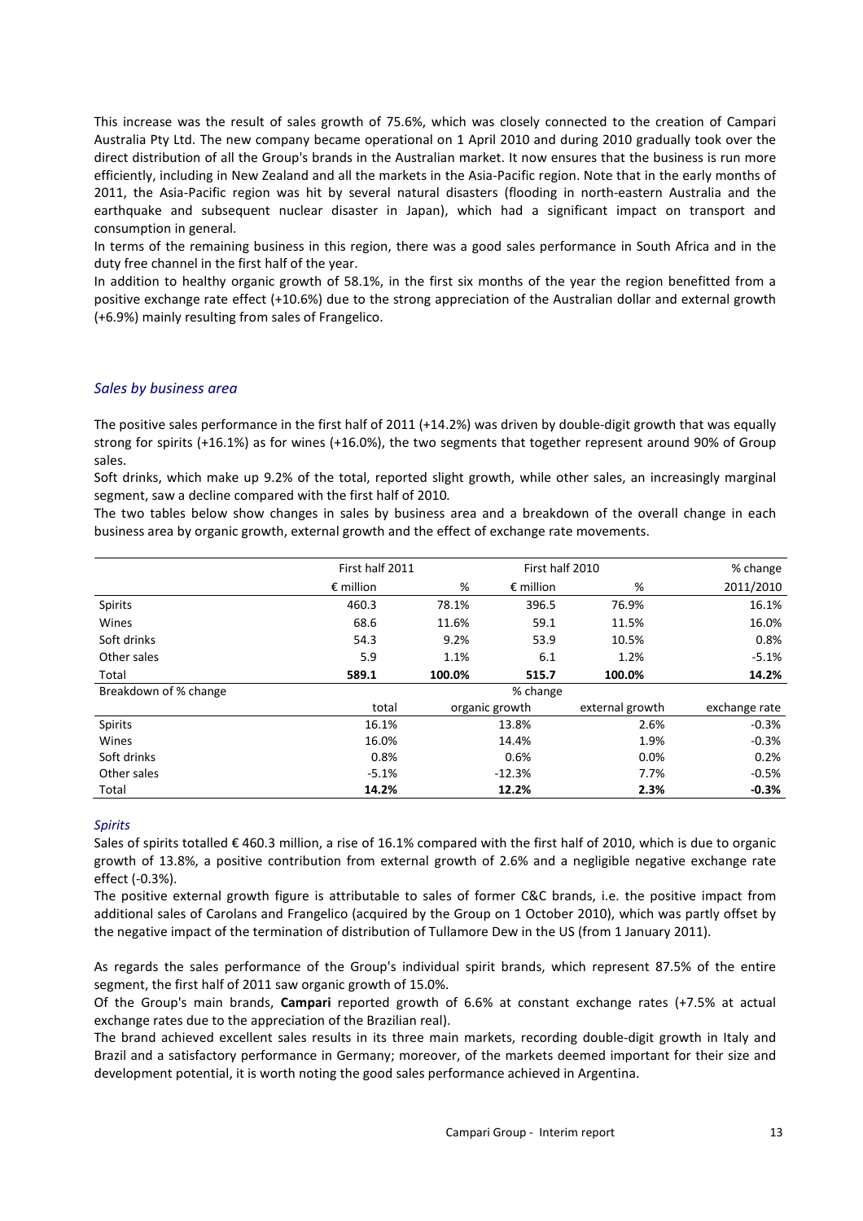This increase was the result of sales growth of 75.6%, which was closely connected to the creation of Campari Australia Pty Ltd. The new company became operational on 1 April 2010 and during 2010 gradually took over the direct distribution of all the Group's brands in the Australian market. It now ensures that the business is run more efficiently, including in New Zealand and all the markets in the Asia-Pacific region. Note that in the early months of 2011, the Asia-Pacific region was hit by several natural disasters (flooding in north-eastern Australia and the earthquake and subsequent nuclear disaster in Japan), which had a significant impact on transport and consumption in general.

In terms of the remaining business in this region, there was a good sales performance in South Africa and in the duty free channel in the first half of the year.

In addition to healthy organic growth of 58.1%, in the first six months of the year the region benefitted from a positive exchange rate effect (+10.6%) due to the strong appreciation of the Australian dollar and external growth (+6.9%) mainly resulting from sales of Frangelico.

### *Sales by business area*

The positive sales performance in the first half of 2011 (+14.2%) was driven by double-digit growth that was equally strong for spirits (+16.1%) as for wines (+16.0%), the two segments that together represent around 90% of Group sales.

Soft drinks, which make up 9.2% of the total, reported slight growth, while other sales, an increasingly marginal segment, saw a decline compared with the first half of 2010.

The two tables below show changes in sales by business area and a breakdown of the overall change in each business area by organic growth, external growth and the effect of exchange rate movements.

| | First half 2011 | | First half 2010 | | % change |
|---|---|---|---|---|---|
| | € million | % | € million | % | 2011/2010 |
| Spirits | 460.3 | 78.1% | 396.5 | 76.9% | 16.1% |
| Wines | 68.6 | 11.6% | 59.1 | 11.5% | 16.0% |
| Soft drinks | 54.3 | 9.2% | 53.9 | 10.5% | 0.8% |
| Other sales | 5.9 | 1.1% | 6.1 | 1.2% | -5.1% |
| Total | **589.1** | **100.0%** | **515.7** | **100.0%** | **14.2%** |

| Breakdown of % change | % change | | | |
|---|---|---|---|---|
| | total | organic growth | external growth | exchange rate |
| Spirits | 16.1% | 13.8% | 2.6% | -0.3% |
| Wines | 16.0% | 14.4% | 1.9% | -0.3% |
| Soft drinks | 0.8% | 0.6% | 0.0% | 0.2% |
| Other sales | -5.1% | -12.3% | 7.7% | -0.5% |
| Total | **14.2%** | **12.2%** | **2.3%** | **-0.3%** |

#### *Spirits*

Sales of spirits totalled € 460.3 million, a rise of 16.1% compared with the first half of 2010, which is due to organic growth of 13.8%, a positive contribution from external growth of 2.6% and a negligible negative exchange rate effect (-0.3%).

The positive external growth figure is attributable to sales of former C&C brands, i.e. the positive impact from additional sales of Carolans and Frangelico (acquired by the Group on 1 October 2010), which was partly offset by the negative impact of the termination of distribution of Tullamore Dew in the US (from 1 January 2011).

As regards the sales performance of the Group's individual spirit brands, which represent 87.5% of the entire segment, the first half of 2011 saw organic growth of 15.0%.

Of the Group's main brands, **Campari** reported growth of 6.6% at constant exchange rates (+7.5% at actual exchange rates due to the appreciation of the Brazilian real).

The brand achieved excellent sales results in its three main markets, recording double-digit growth in Italy and Brazil and a satisfactory performance in Germany; moreover, of the markets deemed important for their size and development potential, it is worth noting the good sales performance achieved in Argentina.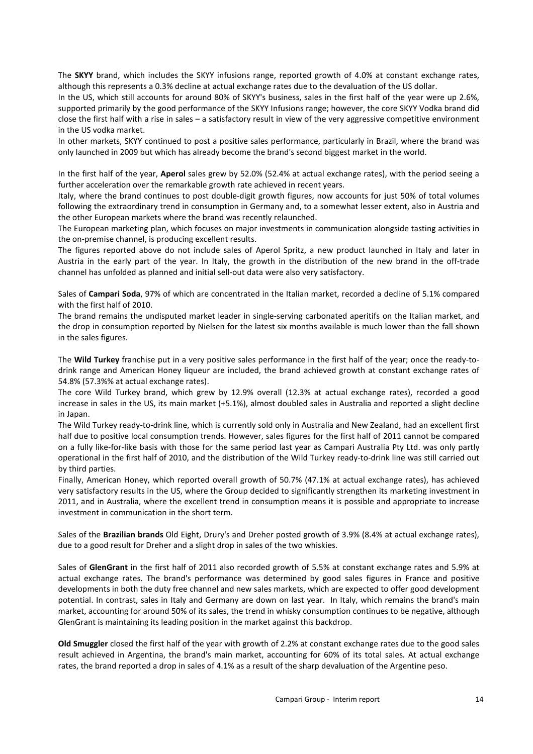The **SKYY** brand, which includes the SKYY infusions range, reported growth of 4.0% at constant exchange rates, although this represents a 0.3% decline at actual exchange rates due to the devaluation of the US dollar.
In the US, which still accounts for around 80% of SKYY's business, sales in the first half of the year were up 2.6%, supported primarily by the good performance of the SKYY Infusions range; however, the core SKYY Vodka brand did close the first half with a rise in sales – a satisfactory result in view of the very aggressive competitive environment in the US vodka market.
In other markets, SKYY continued to post a positive sales performance, particularly in Brazil, where the brand was only launched in 2009 but which has already become the brand's second biggest market in the world.

In the first half of the year, **Aperol** sales grew by 52.0% (52.4% at actual exchange rates), with the period seeing a further acceleration over the remarkable growth rate achieved in recent years.
Italy, where the brand continues to post double-digit growth figures, now accounts for just 50% of total volumes following the extraordinary trend in consumption in Germany and, to a somewhat lesser extent, also in Austria and the other European markets where the brand was recently relaunched.
The European marketing plan, which focuses on major investments in communication alongside tasting activities in the on-premise channel, is producing excellent results.
The figures reported above do not include sales of Aperol Spritz, a new product launched in Italy and later in Austria in the early part of the year. In Italy, the growth in the distribution of the new brand in the off-trade channel has unfolded as planned and initial sell-out data were also very satisfactory.

Sales of **Campari Soda**, 97% of which are concentrated in the Italian market, recorded a decline of 5.1% compared with the first half of 2010.
The brand remains the undisputed market leader in single-serving carbonated aperitifs on the Italian market, and the drop in consumption reported by Nielsen for the latest six months available is much lower than the fall shown in the sales figures.

The **Wild Turkey** franchise put in a very positive sales performance in the first half of the year; once the ready-to-drink range and American Honey liqueur are included, the brand achieved growth at constant exchange rates of 54.8% (57.3%% at actual exchange rates).
The core Wild Turkey brand, which grew by 12.9% overall (12.3% at actual exchange rates), recorded a good increase in sales in the US, its main market (+5.1%), almost doubled sales in Australia and reported a slight decline in Japan.
The Wild Turkey ready-to-drink line, which is currently sold only in Australia and New Zealand, had an excellent first half due to positive local consumption trends. However, sales figures for the first half of 2011 cannot be compared on a fully like-for-like basis with those for the same period last year as Campari Australia Pty Ltd. was only partly operational in the first half of 2010, and the distribution of the Wild Turkey ready-to-drink line was still carried out by third parties.
Finally, American Honey, which reported overall growth of 50.7% (47.1% at actual exchange rates), has achieved very satisfactory results in the US, where the Group decided to significantly strengthen its marketing investment in 2011, and in Australia, where the excellent trend in consumption means it is possible and appropriate to increase investment in communication in the short term.

Sales of the **Brazilian brands** Old Eight, Drury's and Dreher posted growth of 3.9% (8.4% at actual exchange rates), due to a good result for Dreher and a slight drop in sales of the two whiskies.

Sales of **GlenGrant** in the first half of 2011 also recorded growth of 5.5% at constant exchange rates and 5.9% at actual exchange rates. The brand's performance was determined by good sales figures in France and positive developments in both the duty free channel and new sales markets, which are expected to offer good development potential. In contrast, sales in Italy and Germany are down on last year. In Italy, which remains the brand's main market, accounting for around 50% of its sales, the trend in whisky consumption continues to be negative, although GlenGrant is maintaining its leading position in the market against this backdrop.

**Old Smuggler** closed the first half of the year with growth of 2.2% at constant exchange rates due to the good sales result achieved in Argentina, the brand's main market, accounting for 60% of its total sales. At actual exchange rates, the brand reported a drop in sales of 4.1% as a result of the sharp devaluation of the Argentine peso.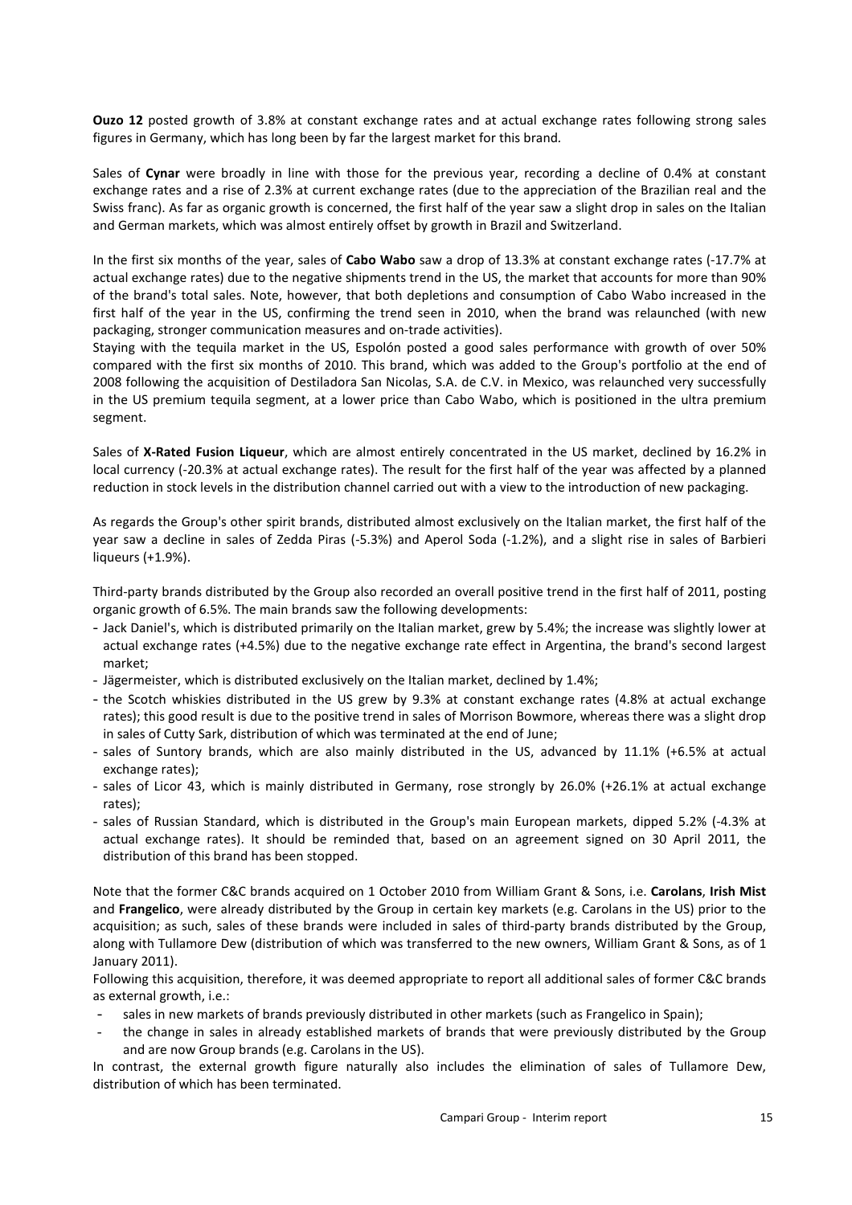**Ouzo 12** posted growth of 3.8% at constant exchange rates and at actual exchange rates following strong sales figures in Germany, which has long been by far the largest market for this brand.

Sales of **Cynar** were broadly in line with those for the previous year, recording a decline of 0.4% at constant exchange rates and a rise of 2.3% at current exchange rates (due to the appreciation of the Brazilian real and the Swiss franc). As far as organic growth is concerned, the first half of the year saw a slight drop in sales on the Italian and German markets, which was almost entirely offset by growth in Brazil and Switzerland.

In the first six months of the year, sales of **Cabo Wabo** saw a drop of 13.3% at constant exchange rates (-17.7% at actual exchange rates) due to the negative shipments trend in the US, the market that accounts for more than 90% of the brand's total sales. Note, however, that both depletions and consumption of Cabo Wabo increased in the first half of the year in the US, confirming the trend seen in 2010, when the brand was relaunched (with new packaging, stronger communication measures and on-trade activities).

Staying with the tequila market in the US, Espolón posted a good sales performance with growth of over 50% compared with the first six months of 2010. This brand, which was added to the Group's portfolio at the end of 2008 following the acquisition of Destiladora San Nicolas, S.A. de C.V. in Mexico, was relaunched very successfully in the US premium tequila segment, at a lower price than Cabo Wabo, which is positioned in the ultra premium segment.

Sales of **X-Rated Fusion Liqueur**, which are almost entirely concentrated in the US market, declined by 16.2% in local currency (-20.3% at actual exchange rates). The result for the first half of the year was affected by a planned reduction in stock levels in the distribution channel carried out with a view to the introduction of new packaging.

As regards the Group's other spirit brands, distributed almost exclusively on the Italian market, the first half of the year saw a decline in sales of Zedda Piras (-5.3%) and Aperol Soda (-1.2%), and a slight rise in sales of Barbieri liqueurs (+1.9%).

Third-party brands distributed by the Group also recorded an overall positive trend in the first half of 2011, posting organic growth of 6.5%. The main brands saw the following developments:

- Jack Daniel's, which is distributed primarily on the Italian market, grew by 5.4%; the increase was slightly lower at actual exchange rates (+4.5%) due to the negative exchange rate effect in Argentina, the brand's second largest market;
- Jägermeister, which is distributed exclusively on the Italian market, declined by 1.4%;
- the Scotch whiskies distributed in the US grew by 9.3% at constant exchange rates (4.8% at actual exchange rates); this good result is due to the positive trend in sales of Morrison Bowmore, whereas there was a slight drop in sales of Cutty Sark, distribution of which was terminated at the end of June;
- sales of Suntory brands, which are also mainly distributed in the US, advanced by 11.1% (+6.5% at actual exchange rates);
- sales of Licor 43, which is mainly distributed in Germany, rose strongly by 26.0% (+26.1% at actual exchange rates);
- sales of Russian Standard, which is distributed in the Group's main European markets, dipped 5.2% (-4.3% at actual exchange rates). It should be reminded that, based on an agreement signed on 30 April 2011, the distribution of this brand has been stopped.

Note that the former C&C brands acquired on 1 October 2010 from William Grant & Sons, i.e. **Carolans**, **Irish Mist** and **Frangelico**, were already distributed by the Group in certain key markets (e.g. Carolans in the US) prior to the acquisition; as such, sales of these brands were included in sales of third-party brands distributed by the Group, along with Tullamore Dew (distribution of which was transferred to the new owners, William Grant & Sons, as of 1 January 2011).

Following this acquisition, therefore, it was deemed appropriate to report all additional sales of former C&C brands as external growth, i.e.:

- sales in new markets of brands previously distributed in other markets (such as Frangelico in Spain);
- the change in sales in already established markets of brands that were previously distributed by the Group and are now Group brands (e.g. Carolans in the US).

In contrast, the external growth figure naturally also includes the elimination of sales of Tullamore Dew, distribution of which has been terminated.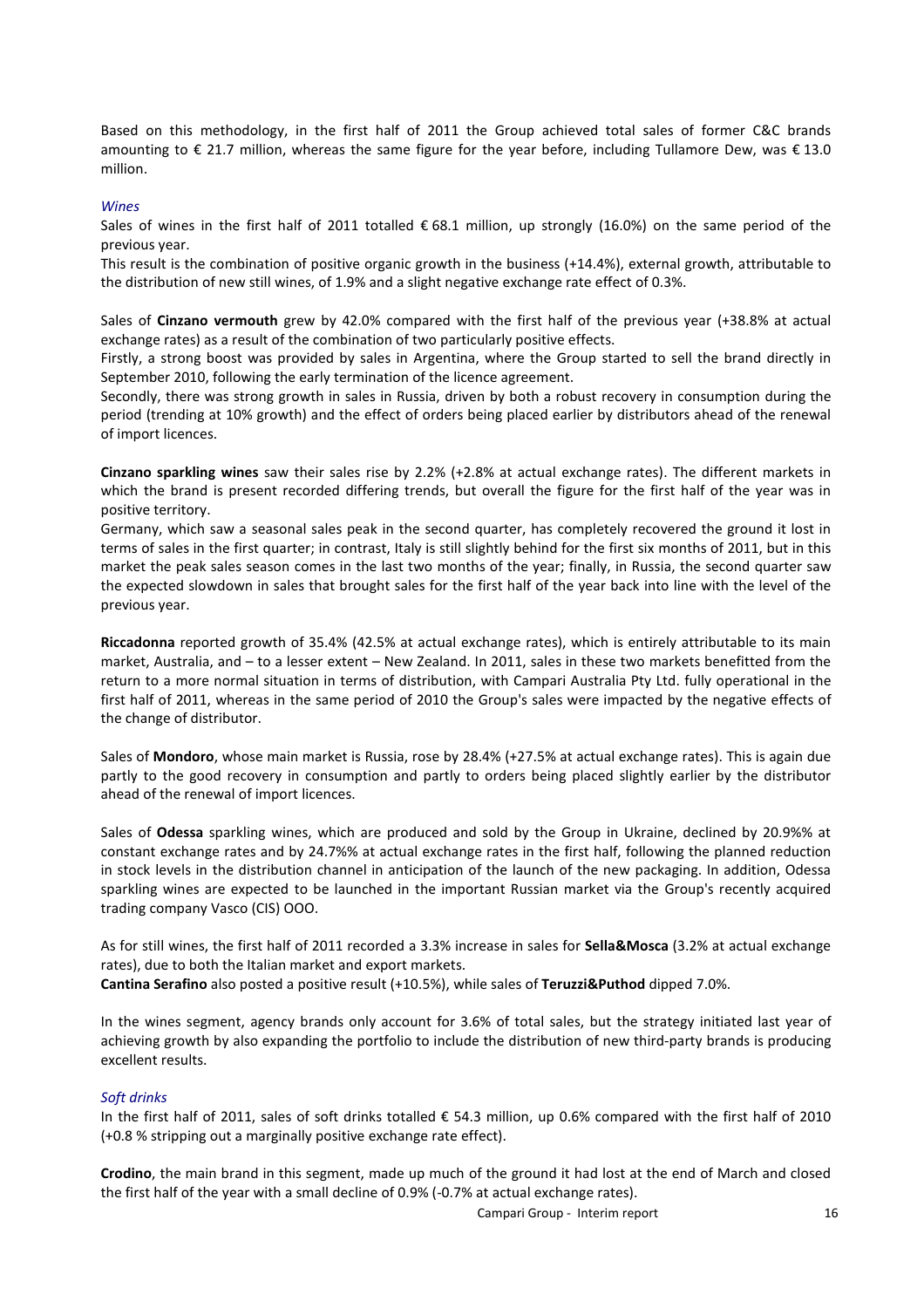Based on this methodology, in the first half of 2011 the Group achieved total sales of former C&C brands amounting to € 21.7 million, whereas the same figure for the year before, including Tullamore Dew, was € 13.0 million.

*Wines*

Sales of wines in the first half of 2011 totalled € 68.1 million, up strongly (16.0%) on the same period of the previous year.

This result is the combination of positive organic growth in the business (+14.4%), external growth, attributable to the distribution of new still wines, of 1.9% and a slight negative exchange rate effect of 0.3%.

Sales of **Cinzano vermouth** grew by 42.0% compared with the first half of the previous year (+38.8% at actual exchange rates) as a result of the combination of two particularly positive effects.

Firstly, a strong boost was provided by sales in Argentina, where the Group started to sell the brand directly in September 2010, following the early termination of the licence agreement.

Secondly, there was strong growth in sales in Russia, driven by both a robust recovery in consumption during the period (trending at 10% growth) and the effect of orders being placed earlier by distributors ahead of the renewal of import licences.

**Cinzano sparkling wines** saw their sales rise by 2.2% (+2.8% at actual exchange rates). The different markets in which the brand is present recorded differing trends, but overall the figure for the first half of the year was in positive territory.

Germany, which saw a seasonal sales peak in the second quarter, has completely recovered the ground it lost in terms of sales in the first quarter; in contrast, Italy is still slightly behind for the first six months of 2011, but in this market the peak sales season comes in the last two months of the year; finally, in Russia, the second quarter saw the expected slowdown in sales that brought sales for the first half of the year back into line with the level of the previous year.

**Riccadonna** reported growth of 35.4% (42.5% at actual exchange rates), which is entirely attributable to its main market, Australia, and – to a lesser extent – New Zealand. In 2011, sales in these two markets benefitted from the return to a more normal situation in terms of distribution, with Campari Australia Pty Ltd. fully operational in the first half of 2011, whereas in the same period of 2010 the Group's sales were impacted by the negative effects of the change of distributor.

Sales of **Mondoro**, whose main market is Russia, rose by 28.4% (+27.5% at actual exchange rates). This is again due partly to the good recovery in consumption and partly to orders being placed slightly earlier by the distributor ahead of the renewal of import licences.

Sales of **Odessa** sparkling wines, which are produced and sold by the Group in Ukraine, declined by 20.9%% at constant exchange rates and by 24.7%% at actual exchange rates in the first half, following the planned reduction in stock levels in the distribution channel in anticipation of the launch of the new packaging. In addition, Odessa sparkling wines are expected to be launched in the important Russian market via the Group's recently acquired trading company Vasco (CIS) OOO.

As for still wines, the first half of 2011 recorded a 3.3% increase in sales for **Sella&Mosca** (3.2% at actual exchange rates), due to both the Italian market and export markets.

**Cantina Serafino** also posted a positive result (+10.5%), while sales of **Teruzzi&Puthod** dipped 7.0%.

In the wines segment, agency brands only account for 3.6% of total sales, but the strategy initiated last year of achieving growth by also expanding the portfolio to include the distribution of new third-party brands is producing excellent results.

*Soft drinks*

In the first half of 2011, sales of soft drinks totalled € 54.3 million, up 0.6% compared with the first half of 2010 (+0.8 % stripping out a marginally positive exchange rate effect).

**Crodino**, the main brand in this segment, made up much of the ground it had lost at the end of March and closed the first half of the year with a small decline of 0.9% (-0.7% at actual exchange rates).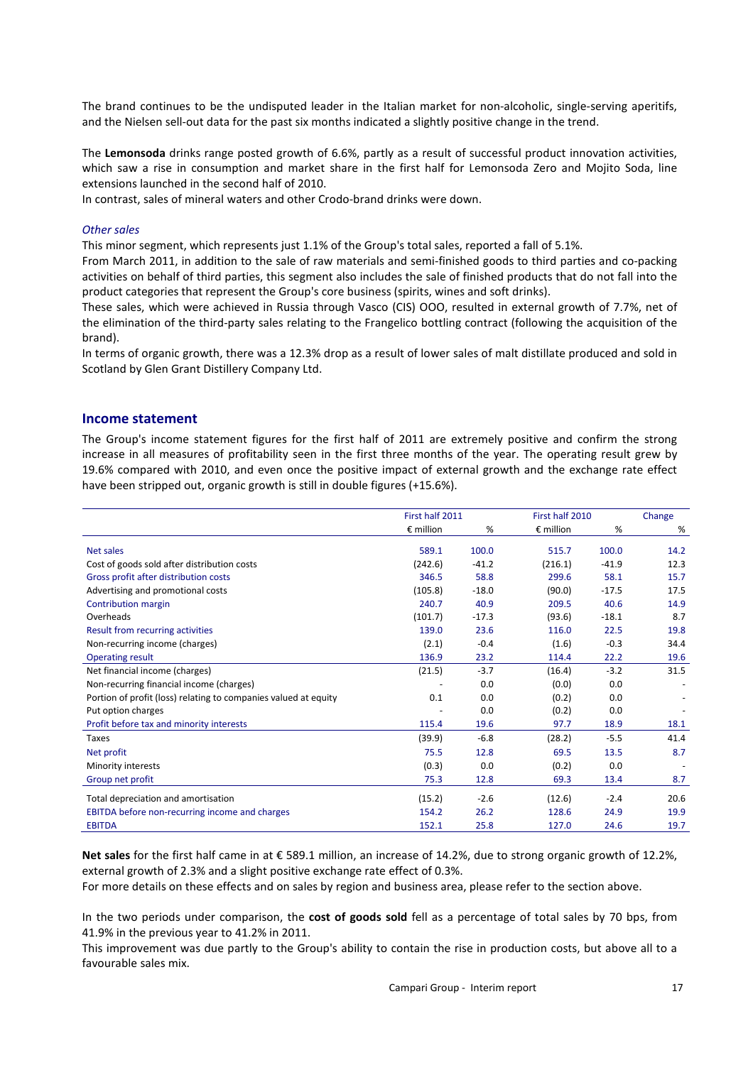The brand continues to be the undisputed leader in the Italian market for non-alcoholic, single-serving aperitifs, and the Nielsen sell-out data for the past six months indicated a slightly positive change in the trend.

The **Lemonsoda** drinks range posted growth of 6.6%, partly as a result of successful product innovation activities, which saw a rise in consumption and market share in the first half for Lemonsoda Zero and Mojito Soda, line extensions launched in the second half of 2010.

In contrast, sales of mineral waters and other Crodo-brand drinks were down.

*Other sales*

This minor segment, which represents just 1.1% of the Group's total sales, reported a fall of 5.1%.

From March 2011, in addition to the sale of raw materials and semi-finished goods to third parties and co-packing activities on behalf of third parties, this segment also includes the sale of finished products that do not fall into the product categories that represent the Group's core business (spirits, wines and soft drinks).

These sales, which were achieved in Russia through Vasco (CIS) OOO, resulted in external growth of 7.7%, net of the elimination of the third-party sales relating to the Frangelico bottling contract (following the acquisition of the brand).

In terms of organic growth, there was a 12.3% drop as a result of lower sales of malt distillate produced and sold in Scotland by Glen Grant Distillery Company Ltd.

## Income statement

The Group's income statement figures for the first half of 2011 are extremely positive and confirm the strong increase in all measures of profitability seen in the first three months of the year. The operating result grew by 19.6% compared with 2010, and even once the positive impact of external growth and the exchange rate effect have been stripped out, organic growth is still in double figures (+15.6%).

| | First half 2011 | | First half 2010 | | Change |
|---|---|---|---|---|---|
| | € million | % | € million | % | % |
| Net sales | 589.1 | 100.0 | 515.7 | 100.0 | 14.2 |
| Cost of goods sold after distribution costs | (242.6) | -41.2 | (216.1) | -41.9 | 12.3 |
| Gross profit after distribution costs | 346.5 | 58.8 | 299.6 | 58.1 | 15.7 |
| Advertising and promotional costs | (105.8) | -18.0 | (90.0) | -17.5 | 17.5 |
| Contribution margin | 240.7 | 40.9 | 209.5 | 40.6 | 14.9 |
| Overheads | (101.7) | -17.3 | (93.6) | -18.1 | 8.7 |
| Result from recurring activities | 139.0 | 23.6 | 116.0 | 22.5 | 19.8 |
| Non-recurring income (charges) | (2.1) | -0.4 | (1.6) | -0.3 | 34.4 |
| Operating result | 136.9 | 23.2 | 114.4 | 22.2 | 19.6 |
| Net financial income (charges) | (21.5) | -3.7 | (16.4) | -3.2 | 31.5 |
| Non-recurring financial income (charges) | - | 0.0 | (0.0) | 0.0 | - |
| Portion of profit (loss) relating to companies valued at equity | 0.1 | 0.0 | (0.2) | 0.0 | - |
| Put option charges | - | 0.0 | (0.2) | 0.0 | - |
| Profit before tax and minority interests | 115.4 | 19.6 | 97.7 | 18.9 | 18.1 |
| Taxes | (39.9) | -6.8 | (28.2) | -5.5 | 41.4 |
| Net profit | 75.5 | 12.8 | 69.5 | 13.5 | 8.7 |
| Minority interests | (0.3) | 0.0 | (0.2) | 0.0 | - |
| Group net profit | 75.3 | 12.8 | 69.3 | 13.4 | 8.7 |
| Total depreciation and amortisation | (15.2) | -2.6 | (12.6) | -2.4 | 20.6 |
| EBITDA before non-recurring income and charges | 154.2 | 26.2 | 128.6 | 24.9 | 19.9 |
| EBITDA | 152.1 | 25.8 | 127.0 | 24.6 | 19.7 |

**Net sales** for the first half came in at € 589.1 million, an increase of 14.2%, due to strong organic growth of 12.2%, external growth of 2.3% and a slight positive exchange rate effect of 0.3%.

For more details on these effects and on sales by region and business area, please refer to the section above.

In the two periods under comparison, the **cost of goods sold** fell as a percentage of total sales by 70 bps, from 41.9% in the previous year to 41.2% in 2011.

This improvement was due partly to the Group's ability to contain the rise in production costs, but above all to a favourable sales mix.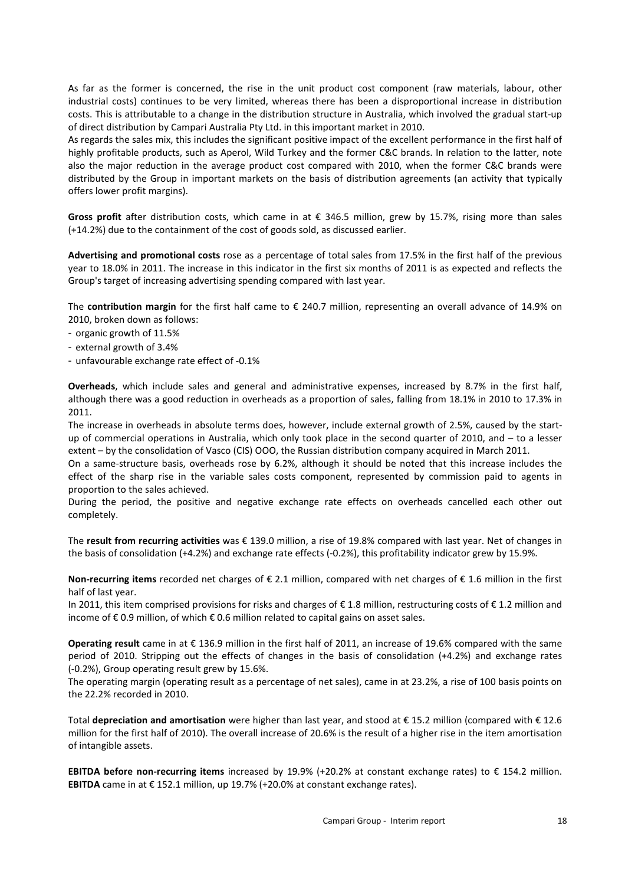As far as the former is concerned, the rise in the unit product cost component (raw materials, labour, other industrial costs) continues to be very limited, whereas there has been a disproportional increase in distribution costs. This is attributable to a change in the distribution structure in Australia, which involved the gradual start-up of direct distribution by Campari Australia Pty Ltd. in this important market in 2010.

As regards the sales mix, this includes the significant positive impact of the excellent performance in the first half of highly profitable products, such as Aperol, Wild Turkey and the former C&C brands. In relation to the latter, note also the major reduction in the average product cost compared with 2010, when the former C&C brands were distributed by the Group in important markets on the basis of distribution agreements (an activity that typically offers lower profit margins).

**Gross profit** after distribution costs, which came in at € 346.5 million, grew by 15.7%, rising more than sales (+14.2%) due to the containment of the cost of goods sold, as discussed earlier.

**Advertising and promotional costs** rose as a percentage of total sales from 17.5% in the first half of the previous year to 18.0% in 2011. The increase in this indicator in the first six months of 2011 is as expected and reflects the Group's target of increasing advertising spending compared with last year.

The **contribution margin** for the first half came to € 240.7 million, representing an overall advance of 14.9% on 2010, broken down as follows:

- organic growth of 11.5%
- external growth of 3.4%
- unfavourable exchange rate effect of -0.1%

**Overheads**, which include sales and general and administrative expenses, increased by 8.7% in the first half, although there was a good reduction in overheads as a proportion of sales, falling from 18.1% in 2010 to 17.3% in 2011.

The increase in overheads in absolute terms does, however, include external growth of 2.5%, caused by the start-up of commercial operations in Australia, which only took place in the second quarter of 2010, and – to a lesser extent – by the consolidation of Vasco (CIS) OOO, the Russian distribution company acquired in March 2011.

On a same-structure basis, overheads rose by 6.2%, although it should be noted that this increase includes the effect of the sharp rise in the variable sales costs component, represented by commission paid to agents in proportion to the sales achieved.

During the period, the positive and negative exchange rate effects on overheads cancelled each other out completely.

The **result from recurring activities** was € 139.0 million, a rise of 19.8% compared with last year. Net of changes in the basis of consolidation (+4.2%) and exchange rate effects (-0.2%), this profitability indicator grew by 15.9%.

**Non-recurring items** recorded net charges of € 2.1 million, compared with net charges of € 1.6 million in the first half of last year.

In 2011, this item comprised provisions for risks and charges of € 1.8 million, restructuring costs of € 1.2 million and income of € 0.9 million, of which € 0.6 million related to capital gains on asset sales.

**Operating result** came in at € 136.9 million in the first half of 2011, an increase of 19.6% compared with the same period of 2010. Stripping out the effects of changes in the basis of consolidation (+4.2%) and exchange rates (-0.2%), Group operating result grew by 15.6%.

The operating margin (operating result as a percentage of net sales), came in at 23.2%, a rise of 100 basis points on the 22.2% recorded in 2010.

Total **depreciation and amortisation** were higher than last year, and stood at € 15.2 million (compared with € 12.6 million for the first half of 2010). The overall increase of 20.6% is the result of a higher rise in the item amortisation of intangible assets.

**EBITDA before non-recurring items** increased by 19.9% (+20.2% at constant exchange rates) to € 154.2 million. **EBITDA** came in at € 152.1 million, up 19.7% (+20.0% at constant exchange rates).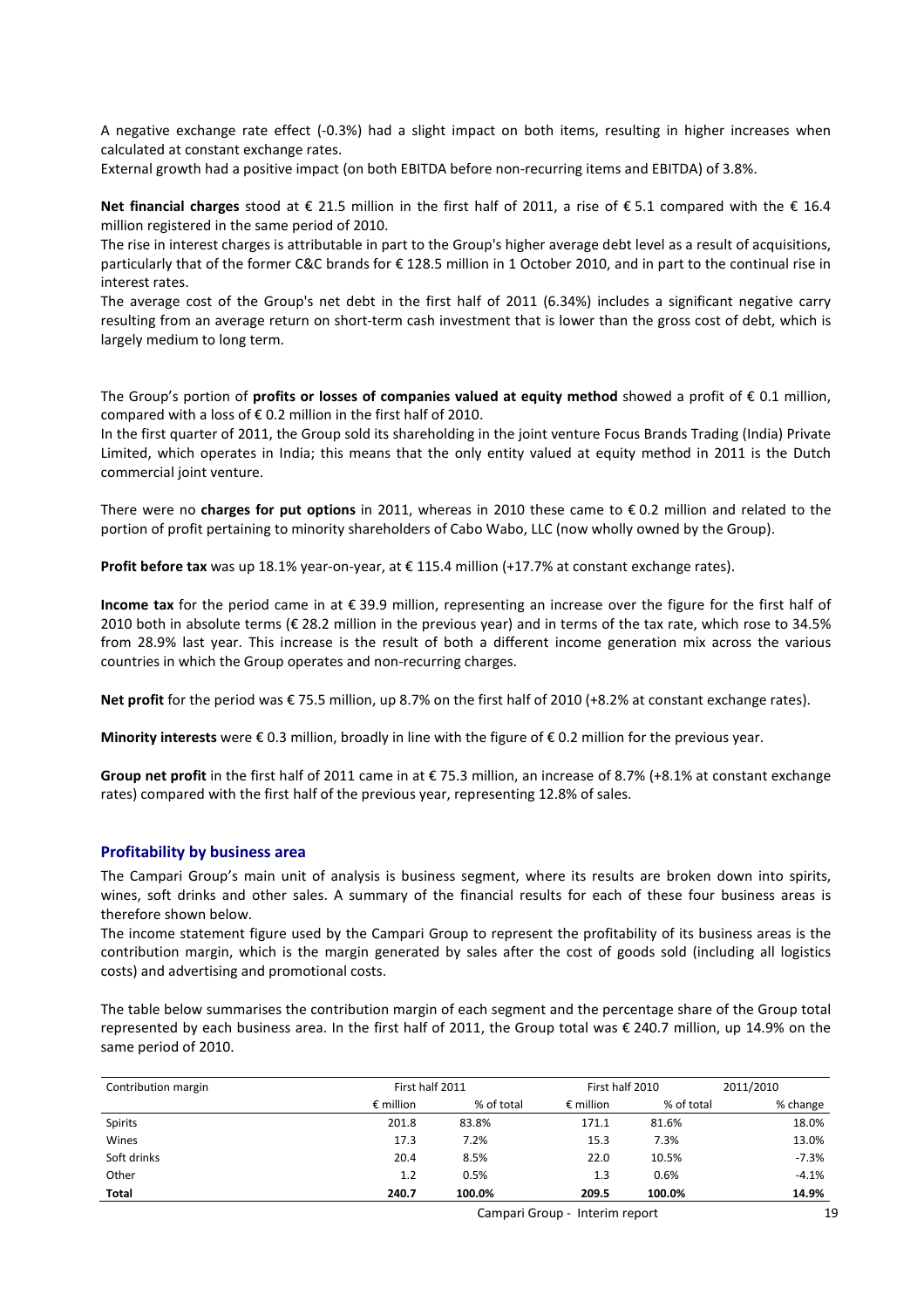A negative exchange rate effect (-0.3%) had a slight impact on both items, resulting in higher increases when calculated at constant exchange rates.
External growth had a positive impact (on both EBITDA before non-recurring items and EBITDA) of 3.8%.

**Net financial charges** stood at € 21.5 million in the first half of 2011, a rise of € 5.1 compared with the € 16.4 million registered in the same period of 2010.
The rise in interest charges is attributable in part to the Group's higher average debt level as a result of acquisitions, particularly that of the former C&C brands for € 128.5 million in 1 October 2010, and in part to the continual rise in interest rates.
The average cost of the Group's net debt in the first half of 2011 (6.34%) includes a significant negative carry resulting from an average return on short-term cash investment that is lower than the gross cost of debt, which is largely medium to long term.

The Group's portion of **profits or losses of companies valued at equity method** showed a profit of € 0.1 million, compared with a loss of € 0.2 million in the first half of 2010.
In the first quarter of 2011, the Group sold its shareholding in the joint venture Focus Brands Trading (India) Private Limited, which operates in India; this means that the only entity valued at equity method in 2011 is the Dutch commercial joint venture.

There were no **charges for put options** in 2011, whereas in 2010 these came to € 0.2 million and related to the portion of profit pertaining to minority shareholders of Cabo Wabo, LLC (now wholly owned by the Group).

**Profit before tax** was up 18.1% year-on-year, at € 115.4 million (+17.7% at constant exchange rates).

**Income tax** for the period came in at € 39.9 million, representing an increase over the figure for the first half of 2010 both in absolute terms (€ 28.2 million in the previous year) and in terms of the tax rate, which rose to 34.5% from 28.9% last year. This increase is the result of both a different income generation mix across the various countries in which the Group operates and non-recurring charges.

**Net profit** for the period was € 75.5 million, up 8.7% on the first half of 2010 (+8.2% at constant exchange rates).

**Minority interests** were € 0.3 million, broadly in line with the figure of € 0.2 million for the previous year.

**Group net profit** in the first half of 2011 came in at € 75.3 million, an increase of 8.7% (+8.1% at constant exchange rates) compared with the first half of the previous year, representing 12.8% of sales.

## Profitability by business area

The Campari Group's main unit of analysis is business segment, where its results are broken down into spirits, wines, soft drinks and other sales. A summary of the financial results for each of these four business areas is therefore shown below.
The income statement figure used by the Campari Group to represent the profitability of its business areas is the contribution margin, which is the margin generated by sales after the cost of goods sold (including all logistics costs) and advertising and promotional costs.

The table below summarises the contribution margin of each segment and the percentage share of the Group total represented by each business area. In the first half of 2011, the Group total was € 240.7 million, up 14.9% on the same period of 2010.

| Contribution margin | First half 2011 | | First half 2010 | | 2011/2010 |
|---|---|---|---|---|---|
| | € million | % of total | € million | % of total | % change |
| Spirits | 201.8 | 83.8% | 171.1 | 81.6% | 18.0% |
| Wines | 17.3 | 7.2% | 15.3 | 7.3% | 13.0% |
| Soft drinks | 20.4 | 8.5% | 22.0 | 10.5% | -7.3% |
| Other | 1.2 | 0.5% | 1.3 | 0.6% | -4.1% |
| **Total** | **240.7** | **100.0%** | **209.5** | **100.0%** | **14.9%** |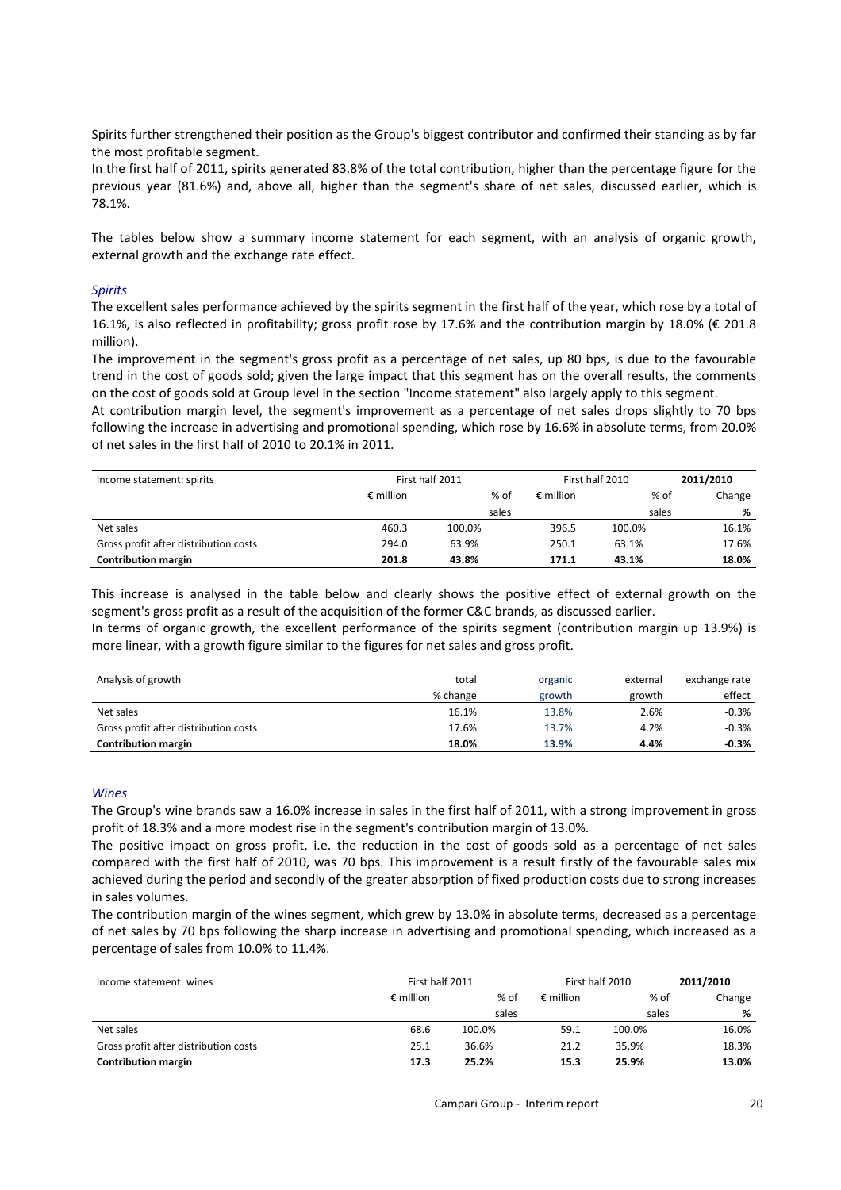Spirits further strengthened their position as the Group's biggest contributor and confirmed their standing as by far the most profitable segment.

In the first half of 2011, spirits generated 83.8% of the total contribution, higher than the percentage figure for the previous year (81.6%) and, above all, higher than the segment's share of net sales, discussed earlier, which is 78.1%.

The tables below show a summary income statement for each segment, with an analysis of organic growth, external growth and the exchange rate effect.

*Spirits*

The excellent sales performance achieved by the spirits segment in the first half of the year, which rose by a total of 16.1%, is also reflected in profitability; gross profit rose by 17.6% and the contribution margin by 18.0% (€ 201.8 million).

The improvement in the segment's gross profit as a percentage of net sales, up 80 bps, is due to the favourable trend in the cost of goods sold; given the large impact that this segment has on the overall results, the comments on the cost of goods sold at Group level in the section "Income statement" also largely apply to this segment.

At contribution margin level, the segment's improvement as a percentage of net sales drops slightly to 70 bps following the increase in advertising and promotional spending, which rose by 16.6% in absolute terms, from 20.0% of net sales in the first half of 2010 to 20.1% in 2011.

| Income statement: spirits | First half 2011 | | First half 2010 | | **2011/2010** |
|---|---|---|---|---|---|
| | € million | % of sales | € million | % of sales | Change % |
| Net sales | 460.3 | 100.0% | 396.5 | 100.0% | 16.1% |
| Gross profit after distribution costs | 294.0 | 63.9% | 250.1 | 63.1% | 17.6% |
| **Contribution margin** | **201.8** | **43.8%** | **171.1** | **43.1%** | **18.0%** |

This increase is analysed in the table below and clearly shows the positive effect of external growth on the segment's gross profit as a result of the acquisition of the former C&C brands, as discussed earlier.

In terms of organic growth, the excellent performance of the spirits segment (contribution margin up 13.9%) is more linear, with a growth figure similar to the figures for net sales and gross profit.

| Analysis of growth | total % change | organic growth | external growth | exchange rate effect |
|---|---|---|---|---|
| Net sales | 16.1% | 13.8% | 2.6% | -0.3% |
| Gross profit after distribution costs | 17.6% | 13.7% | 4.2% | -0.3% |
| **Contribution margin** | **18.0%** | **13.9%** | **4.4%** | **-0.3%** |

*Wines*

The Group's wine brands saw a 16.0% increase in sales in the first half of 2011, with a strong improvement in gross profit of 18.3% and a more modest rise in the segment's contribution margin of 13.0%.

The positive impact on gross profit, i.e. the reduction in the cost of goods sold as a percentage of net sales compared with the first half of 2010, was 70 bps. This improvement is a result firstly of the favourable sales mix achieved during the period and secondly of the greater absorption of fixed production costs due to strong increases in sales volumes.

The contribution margin of the wines segment, which grew by 13.0% in absolute terms, decreased as a percentage of net sales by 70 bps following the sharp increase in advertising and promotional spending, which increased as a percentage of sales from 10.0% to 11.4%.

| Income statement: wines | First half 2011 | | First half 2010 | | **2011/2010** |
|---|---|---|---|---|---|
| | € million | % of sales | € million | % of sales | Change % |
| Net sales | 68.6 | 100.0% | 59.1 | 100.0% | 16.0% |
| Gross profit after distribution costs | 25.1 | 36.6% | 21.2 | 35.9% | 18.3% |
| **Contribution margin** | **17.3** | **25.2%** | **15.3** | **25.9%** | **13.0%** |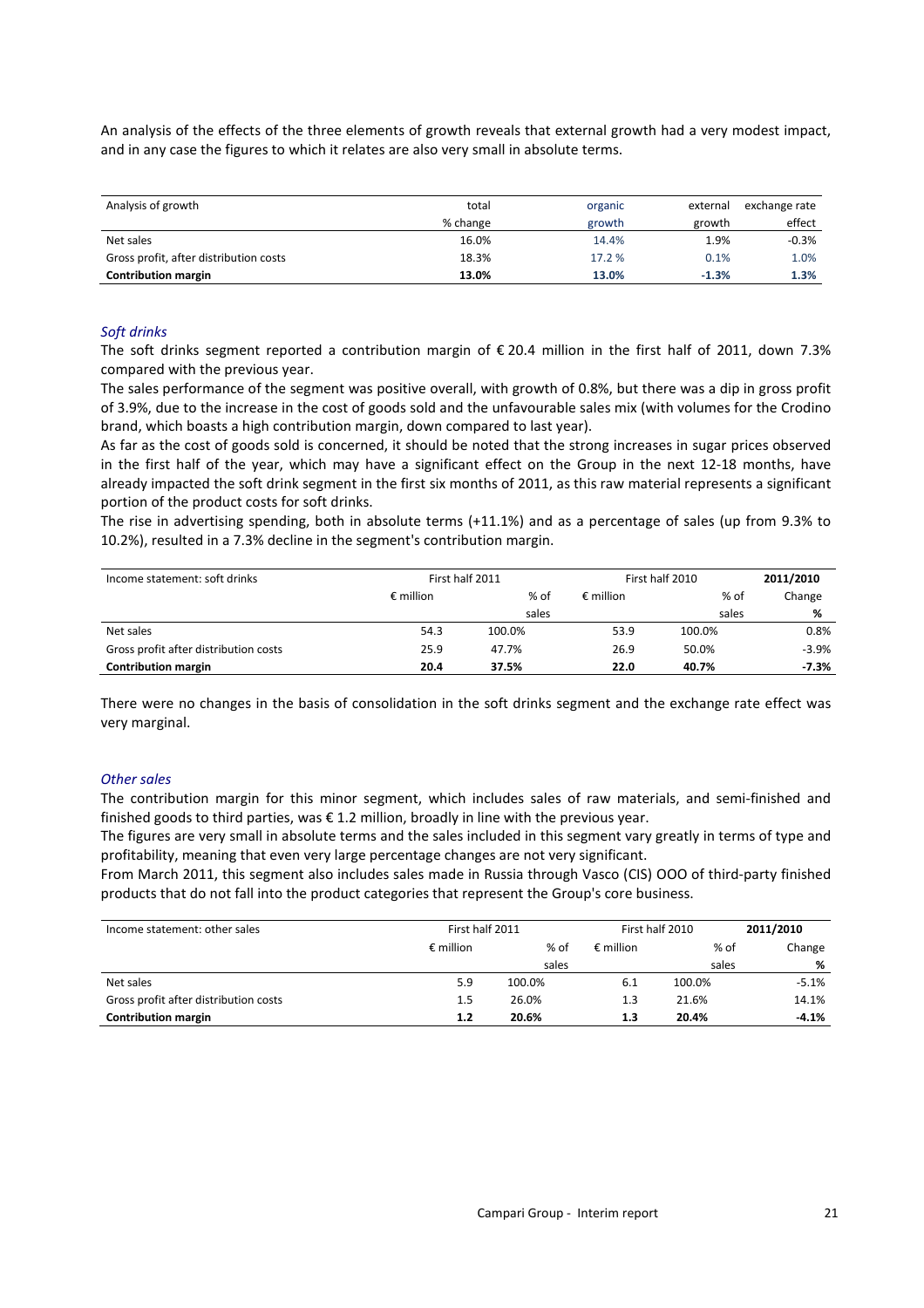An analysis of the effects of the three elements of growth reveals that external growth had a very modest impact, and in any case the figures to which it relates are also very small in absolute terms.

| Analysis of growth | total % change | organic growth | external growth | exchange rate effect |
|---|---|---|---|---|
| Net sales | 16.0% | 14.4% | 1.9% | -0.3% |
| Gross profit, after distribution costs | 18.3% | 17.2 % | 0.1% | 1.0% |
| **Contribution margin** | **13.0%** | **13.0%** | **-1.3%** | **1.3%** |

*Soft drinks*

The soft drinks segment reported a contribution margin of € 20.4 million in the first half of 2011, down 7.3% compared with the previous year.

The sales performance of the segment was positive overall, with growth of 0.8%, but there was a dip in gross profit of 3.9%, due to the increase in the cost of goods sold and the unfavourable sales mix (with volumes for the Crodino brand, which boasts a high contribution margin, down compared to last year).

As far as the cost of goods sold is concerned, it should be noted that the strong increases in sugar prices observed in the first half of the year, which may have a significant effect on the Group in the next 12-18 months, have already impacted the soft drink segment in the first six months of 2011, as this raw material represents a significant portion of the product costs for soft drinks.

The rise in advertising spending, both in absolute terms (+11.1%) and as a percentage of sales (up from 9.3% to 10.2%), resulted in a 7.3% decline in the segment's contribution margin.

| Income statement: soft drinks | First half 2011 | | First half 2010 | | **2011/2010** |
|---|---|---|---|---|---|
| | € million | % of sales | € million | % of sales | Change **%** |
| Net sales | 54.3 | 100.0% | 53.9 | 100.0% | 0.8% |
| Gross profit after distribution costs | 25.9 | 47.7% | 26.9 | 50.0% | -3.9% |
| **Contribution margin** | **20.4** | **37.5%** | **22.0** | **40.7%** | **-7.3%** |

There were no changes in the basis of consolidation in the soft drinks segment and the exchange rate effect was very marginal.

*Other sales*

The contribution margin for this minor segment, which includes sales of raw materials, and semi-finished and finished goods to third parties, was € 1.2 million, broadly in line with the previous year.

The figures are very small in absolute terms and the sales included in this segment vary greatly in terms of type and profitability, meaning that even very large percentage changes are not very significant.

From March 2011, this segment also includes sales made in Russia through Vasco (CIS) OOO of third-party finished products that do not fall into the product categories that represent the Group's core business.

| Income statement: other sales | First half 2011 | | First half 2010 | | **2011/2010** |
|---|---|---|---|---|---|
| | € million | % of sales | € million | % of sales | Change **%** |
| Net sales | 5.9 | 100.0% | 6.1 | 100.0% | -5.1% |
| Gross profit after distribution costs | 1.5 | 26.0% | 1.3 | 21.6% | 14.1% |
| **Contribution margin** | **1.2** | **20.6%** | **1.3** | **20.4%** | **-4.1%** |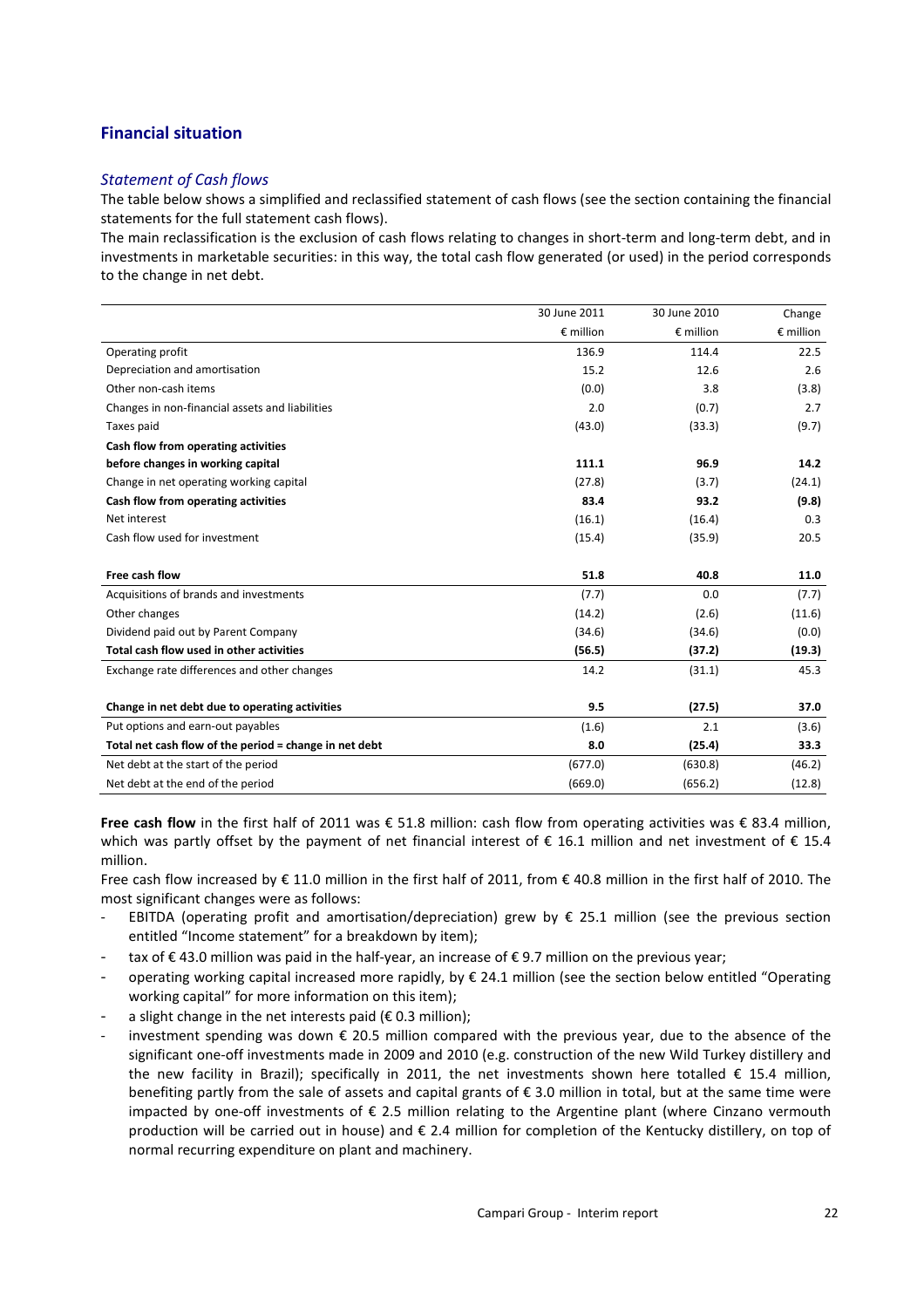## Financial situation

### *Statement of Cash flows*

The table below shows a simplified and reclassified statement of cash flows (see the section containing the financial statements for the full statement cash flows).

The main reclassification is the exclusion of cash flows relating to changes in short-term and long-term debt, and in investments in marketable securities: in this way, the total cash flow generated (or used) in the period corresponds to the change in net debt.

| | 30 June 2011 | 30 June 2010 | Change |
|---|---|---|---|
| | € million | € million | € million |
| Operating profit | 136.9 | 114.4 | 22.5 |
| Depreciation and amortisation | 15.2 | 12.6 | 2.6 |
| Other non-cash items | (0.0) | 3.8 | (3.8) |
| Changes in non-financial assets and liabilities | 2.0 | (0.7) | 2.7 |
| Taxes paid | (43.0) | (33.3) | (9.7) |
| **Cash flow from operating activities before changes in working capital** | **111.1** | **96.9** | **14.2** |
| Change in net operating working capital | (27.8) | (3.7) | (24.1) |
| **Cash flow from operating activities** | **83.4** | **93.2** | **(9.8)** |
| Net interest | (16.1) | (16.4) | 0.3 |
| Cash flow used for investment | (15.4) | (35.9) | 20.5 |
| **Free cash flow** | **51.8** | **40.8** | **11.0** |
| Acquisitions of brands and investments | (7.7) | 0.0 | (7.7) |
| Other changes | (14.2) | (2.6) | (11.6) |
| Dividend paid out by Parent Company | (34.6) | (34.6) | (0.0) |
| **Total cash flow used in other activities** | **(56.5)** | **(37.2)** | **(19.3)** |
| Exchange rate differences and other changes | 14.2 | (31.1) | 45.3 |
| **Change in net debt due to operating activities** | **9.5** | **(27.5)** | **37.0** |
| Put options and earn-out payables | (1.6) | 2.1 | (3.6) |
| **Total net cash flow of the period = change in net debt** | **8.0** | **(25.4)** | **33.3** |
| Net debt at the start of the period | (677.0) | (630.8) | (46.2) |
| Net debt at the end of the period | (669.0) | (656.2) | (12.8) |

**Free cash flow** in the first half of 2011 was € 51.8 million: cash flow from operating activities was € 83.4 million, which was partly offset by the payment of net financial interest of € 16.1 million and net investment of € 15.4 million.

Free cash flow increased by € 11.0 million in the first half of 2011, from € 40.8 million in the first half of 2010. The most significant changes were as follows:

- EBITDA (operating profit and amortisation/depreciation) grew by € 25.1 million (see the previous section entitled "Income statement" for a breakdown by item);
- tax of € 43.0 million was paid in the half-year, an increase of € 9.7 million on the previous year;
- operating working capital increased more rapidly, by € 24.1 million (see the section below entitled "Operating working capital" for more information on this item);
- a slight change in the net interests paid (€ 0.3 million);
- investment spending was down € 20.5 million compared with the previous year, due to the absence of the significant one-off investments made in 2009 and 2010 (e.g. construction of the new Wild Turkey distillery and the new facility in Brazil); specifically in 2011, the net investments shown here totalled € 15.4 million, benefiting partly from the sale of assets and capital grants of € 3.0 million in total, but at the same time were impacted by one-off investments of € 2.5 million relating to the Argentine plant (where Cinzano vermouth production will be carried out in house) and € 2.4 million for completion of the Kentucky distillery, on top of normal recurring expenditure on plant and machinery.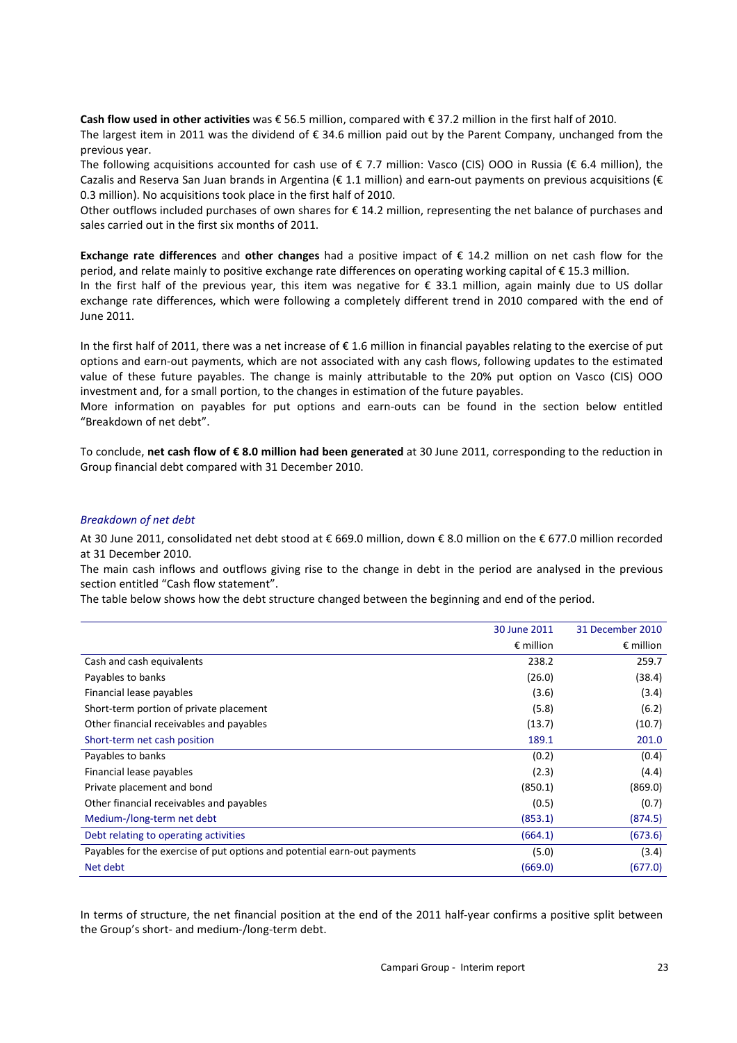**Cash flow used in other activities** was € 56.5 million, compared with € 37.2 million in the first half of 2010.

The largest item in 2011 was the dividend of € 34.6 million paid out by the Parent Company, unchanged from the previous year.

The following acquisitions accounted for cash use of € 7.7 million: Vasco (CIS) OOO in Russia (€ 6.4 million), the Cazalis and Reserva San Juan brands in Argentina (€ 1.1 million) and earn-out payments on previous acquisitions (€ 0.3 million). No acquisitions took place in the first half of 2010.

Other outflows included purchases of own shares for € 14.2 million, representing the net balance of purchases and sales carried out in the first six months of 2011.

**Exchange rate differences** and **other changes** had a positive impact of € 14.2 million on net cash flow for the period, and relate mainly to positive exchange rate differences on operating working capital of € 15.3 million.

In the first half of the previous year, this item was negative for € 33.1 million, again mainly due to US dollar exchange rate differences, which were following a completely different trend in 2010 compared with the end of June 2011.

In the first half of 2011, there was a net increase of € 1.6 million in financial payables relating to the exercise of put options and earn-out payments, which are not associated with any cash flows, following updates to the estimated value of these future payables. The change is mainly attributable to the 20% put option on Vasco (CIS) OOO investment and, for a small portion, to the changes in estimation of the future payables.

More information on payables for put options and earn-outs can be found in the section below entitled "Breakdown of net debt".

To conclude, **net cash flow of € 8.0 million had been generated** at 30 June 2011, corresponding to the reduction in Group financial debt compared with 31 December 2010.

### *Breakdown of net debt*

At 30 June 2011, consolidated net debt stood at € 669.0 million, down € 8.0 million on the € 677.0 million recorded at 31 December 2010.

The main cash inflows and outflows giving rise to the change in debt in the period are analysed in the previous section entitled "Cash flow statement".

The table below shows how the debt structure changed between the beginning and end of the period.

| | 30 June 2011 | 31 December 2010 |
|---|---|---|
| | € million | € million |
| Cash and cash equivalents | 238.2 | 259.7 |
| Payables to banks | (26.0) | (38.4) |
| Financial lease payables | (3.6) | (3.4) |
| Short-term portion of private placement | (5.8) | (6.2) |
| Other financial receivables and payables | (13.7) | (10.7) |
| Short-term net cash position | 189.1 | 201.0 |
| Payables to banks | (0.2) | (0.4) |
| Financial lease payables | (2.3) | (4.4) |
| Private placement and bond | (850.1) | (869.0) |
| Other financial receivables and payables | (0.5) | (0.7) |
| Medium-/long-term net debt | (853.1) | (874.5) |
| Debt relating to operating activities | (664.1) | (673.6) |
| Payables for the exercise of put options and potential earn-out payments | (5.0) | (3.4) |
| Net debt | (669.0) | (677.0) |

In terms of structure, the net financial position at the end of the 2011 half-year confirms a positive split between the Group's short- and medium-/long-term debt.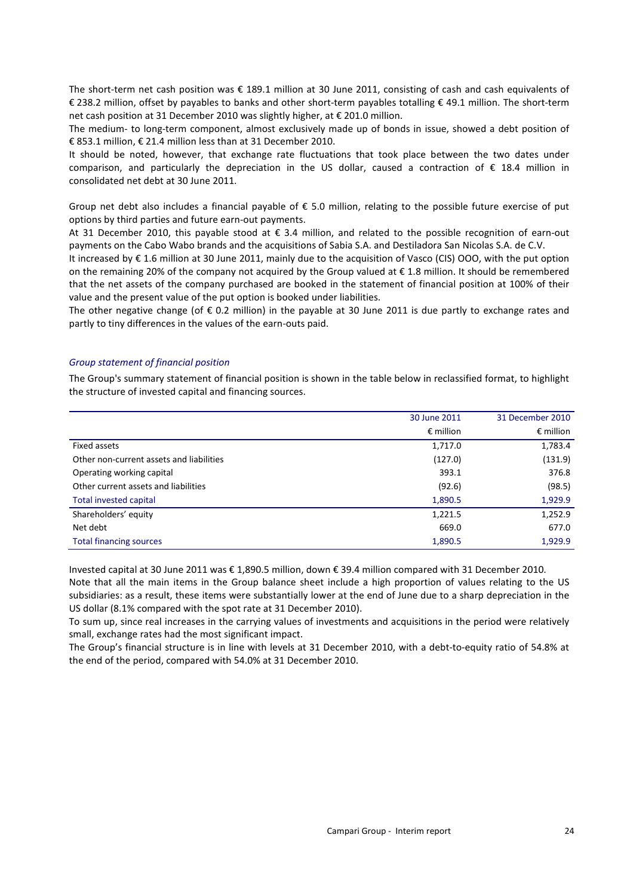The short-term net cash position was € 189.1 million at 30 June 2011, consisting of cash and cash equivalents of € 238.2 million, offset by payables to banks and other short-term payables totalling € 49.1 million. The short-term net cash position at 31 December 2010 was slightly higher, at € 201.0 million.

The medium- to long-term component, almost exclusively made up of bonds in issue, showed a debt position of € 853.1 million, € 21.4 million less than at 31 December 2010.

It should be noted, however, that exchange rate fluctuations that took place between the two dates under comparison, and particularly the depreciation in the US dollar, caused a contraction of € 18.4 million in consolidated net debt at 30 June 2011.

Group net debt also includes a financial payable of € 5.0 million, relating to the possible future exercise of put options by third parties and future earn-out payments.

At 31 December 2010, this payable stood at € 3.4 million, and related to the possible recognition of earn-out payments on the Cabo Wabo brands and the acquisitions of Sabia S.A. and Destiladora San Nicolas S.A. de C.V.

It increased by € 1.6 million at 30 June 2011, mainly due to the acquisition of Vasco (CIS) OOO, with the put option on the remaining 20% of the company not acquired by the Group valued at € 1.8 million. It should be remembered that the net assets of the company purchased are booked in the statement of financial position at 100% of their value and the present value of the put option is booked under liabilities.

The other negative change (of € 0.2 million) in the payable at 30 June 2011 is due partly to exchange rates and partly to tiny differences in the values of the earn-outs paid.

*Group statement of financial position*

The Group's summary statement of financial position is shown in the table below in reclassified format, to highlight the structure of invested capital and financing sources.

| | 30 June 2011 | 31 December 2010 |
|---|---|---|
| | € million | € million |
| Fixed assets | 1,717.0 | 1,783.4 |
| Other non-current assets and liabilities | (127.0) | (131.9) |
| Operating working capital | 393.1 | 376.8 |
| Other current assets and liabilities | (92.6) | (98.5) |
| Total invested capital | 1,890.5 | 1,929.9 |
| Shareholders' equity | 1,221.5 | 1,252.9 |
| Net debt | 669.0 | 677.0 |
| Total financing sources | 1,890.5 | 1,929.9 |

Invested capital at 30 June 2011 was € 1,890.5 million, down € 39.4 million compared with 31 December 2010.

Note that all the main items in the Group balance sheet include a high proportion of values relating to the US subsidiaries: as a result, these items were substantially lower at the end of June due to a sharp depreciation in the US dollar (8.1% compared with the spot rate at 31 December 2010).

To sum up, since real increases in the carrying values of investments and acquisitions in the period were relatively small, exchange rates had the most significant impact.

The Group's financial structure is in line with levels at 31 December 2010, with a debt-to-equity ratio of 54.8% at the end of the period, compared with 54.0% at 31 December 2010.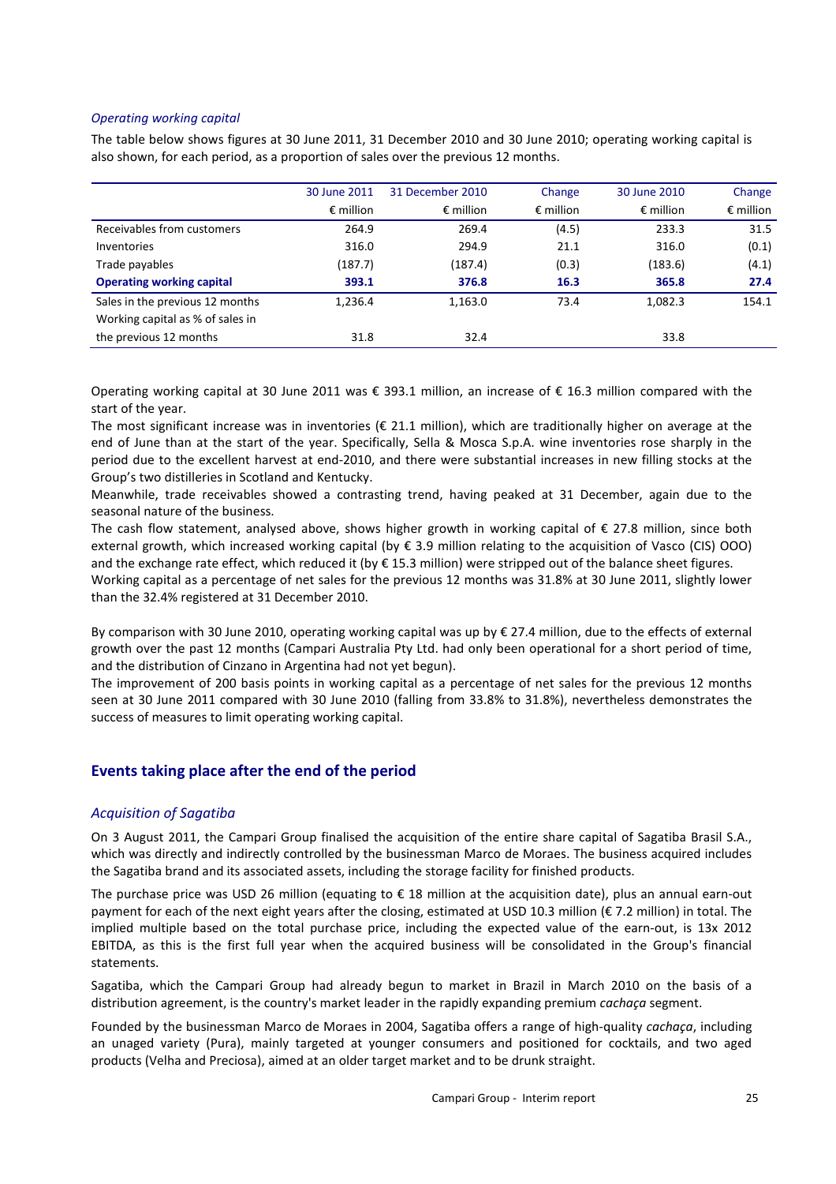### *Operating working capital*

The table below shows figures at 30 June 2011, 31 December 2010 and 30 June 2010; operating working capital is also shown, for each period, as a proportion of sales over the previous 12 months.

| | 30 June 2011 | 31 December 2010 | Change | 30 June 2010 | Change |
|---|---|---|---|---|---|
| | € million | € million | € million | € million | € million |
| Receivables from customers | 264.9 | 269.4 | (4.5) | 233.3 | 31.5 |
| Inventories | 316.0 | 294.9 | 21.1 | 316.0 | (0.1) |
| Trade payables | (187.7) | (187.4) | (0.3) | (183.6) | (4.1) |
| **Operating working capital** | **393.1** | **376.8** | **16.3** | **365.8** | **27.4** |
| Sales in the previous 12 months | 1,236.4 | 1,163.0 | 73.4 | 1,082.3 | 154.1 |
| Working capital as % of sales in the previous 12 months | 31.8 | 32.4 | | 33.8 | |

Operating working capital at 30 June 2011 was € 393.1 million, an increase of € 16.3 million compared with the start of the year.

The most significant increase was in inventories (€ 21.1 million), which are traditionally higher on average at the end of June than at the start of the year. Specifically, Sella & Mosca S.p.A. wine inventories rose sharply in the period due to the excellent harvest at end-2010, and there were substantial increases in new filling stocks at the Group's two distilleries in Scotland and Kentucky.

Meanwhile, trade receivables showed a contrasting trend, having peaked at 31 December, again due to the seasonal nature of the business.

The cash flow statement, analysed above, shows higher growth in working capital of € 27.8 million, since both external growth, which increased working capital (by € 3.9 million relating to the acquisition of Vasco (CIS) OOO) and the exchange rate effect, which reduced it (by € 15.3 million) were stripped out of the balance sheet figures.

Working capital as a percentage of net sales for the previous 12 months was 31.8% at 30 June 2011, slightly lower than the 32.4% registered at 31 December 2010.

By comparison with 30 June 2010, operating working capital was up by € 27.4 million, due to the effects of external growth over the past 12 months (Campari Australia Pty Ltd. had only been operational for a short period of time, and the distribution of Cinzano in Argentina had not yet begun).

The improvement of 200 basis points in working capital as a percentage of net sales for the previous 12 months seen at 30 June 2011 compared with 30 June 2010 (falling from 33.8% to 31.8%), nevertheless demonstrates the success of measures to limit operating working capital.

## Events taking place after the end of the period

### *Acquisition of Sagatiba*

On 3 August 2011, the Campari Group finalised the acquisition of the entire share capital of Sagatiba Brasil S.A., which was directly and indirectly controlled by the businessman Marco de Moraes. The business acquired includes the Sagatiba brand and its associated assets, including the storage facility for finished products.

The purchase price was USD 26 million (equating to € 18 million at the acquisition date), plus an annual earn-out payment for each of the next eight years after the closing, estimated at USD 10.3 million (€ 7.2 million) in total. The implied multiple based on the total purchase price, including the expected value of the earn-out, is 13x 2012 EBITDA, as this is the first full year when the acquired business will be consolidated in the Group's financial statements.

Sagatiba, which the Campari Group had already begun to market in Brazil in March 2010 on the basis of a distribution agreement, is the country's market leader in the rapidly expanding premium *cachaça* segment.

Founded by the businessman Marco de Moraes in 2004, Sagatiba offers a range of high-quality *cachaça*, including an unaged variety (Pura), mainly targeted at younger consumers and positioned for cocktails, and two aged products (Velha and Preciosa), aimed at an older target market and to be drunk straight.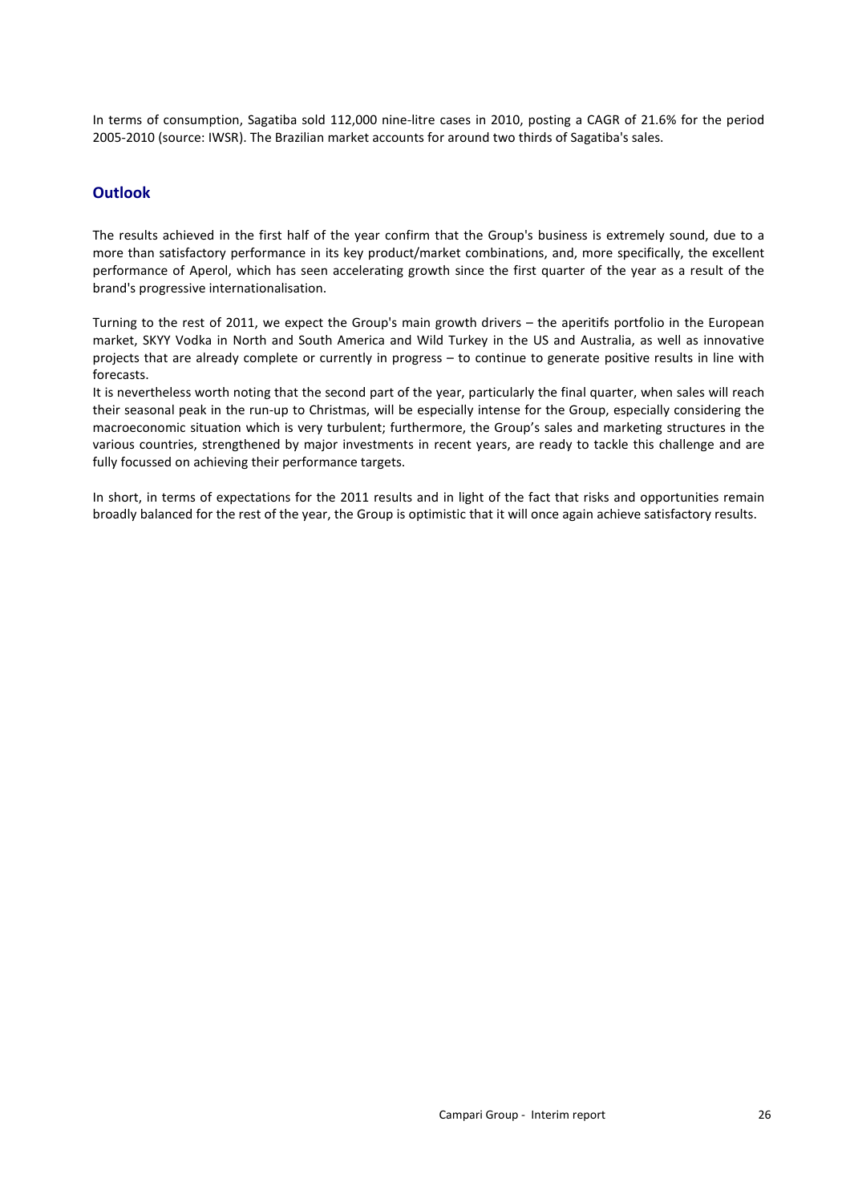In terms of consumption, Sagatiba sold 112,000 nine-litre cases in 2010, posting a CAGR of 21.6% for the period 2005-2010 (source: IWSR). The Brazilian market accounts for around two thirds of Sagatiba's sales.

## Outlook

The results achieved in the first half of the year confirm that the Group's business is extremely sound, due to a more than satisfactory performance in its key product/market combinations, and, more specifically, the excellent performance of Aperol, which has seen accelerating growth since the first quarter of the year as a result of the brand's progressive internationalisation.

Turning to the rest of 2011, we expect the Group's main growth drivers – the aperitifs portfolio in the European market, SKYY Vodka in North and South America and Wild Turkey in the US and Australia, as well as innovative projects that are already complete or currently in progress – to continue to generate positive results in line with forecasts.

It is nevertheless worth noting that the second part of the year, particularly the final quarter, when sales will reach their seasonal peak in the run-up to Christmas, will be especially intense for the Group, especially considering the macroeconomic situation which is very turbulent; furthermore, the Group's sales and marketing structures in the various countries, strengthened by major investments in recent years, are ready to tackle this challenge and are fully focussed on achieving their performance targets.

In short, in terms of expectations for the 2011 results and in light of the fact that risks and opportunities remain broadly balanced for the rest of the year, the Group is optimistic that it will once again achieve satisfactory results.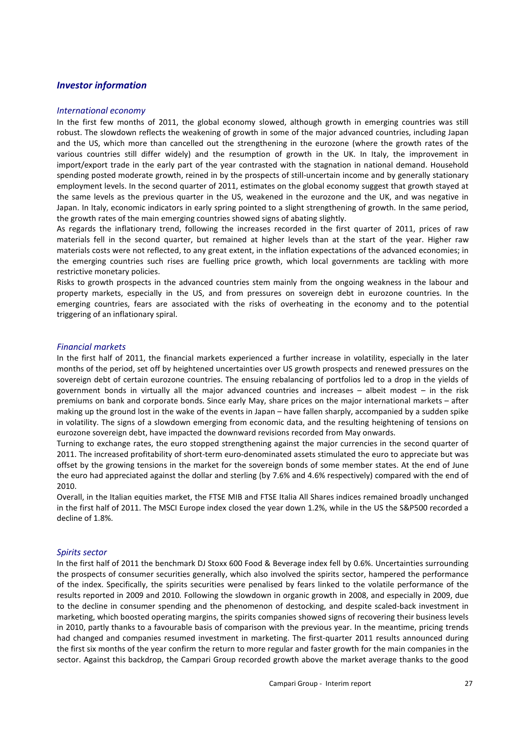## *Investor information*

### *International economy*

In the first few months of 2011, the global economy slowed, although growth in emerging countries was still robust. The slowdown reflects the weakening of growth in some of the major advanced countries, including Japan and the US, which more than cancelled out the strengthening in the eurozone (where the growth rates of the various countries still differ widely) and the resumption of growth in the UK. In Italy, the improvement in import/export trade in the early part of the year contrasted with the stagnation in national demand. Household spending posted moderate growth, reined in by the prospects of still-uncertain income and by generally stationary employment levels. In the second quarter of 2011, estimates on the global economy suggest that growth stayed at the same levels as the previous quarter in the US, weakened in the eurozone and the UK, and was negative in Japan. In Italy, economic indicators in early spring pointed to a slight strengthening of growth. In the same period, the growth rates of the main emerging countries showed signs of abating slightly.

As regards the inflationary trend, following the increases recorded in the first quarter of 2011, prices of raw materials fell in the second quarter, but remained at higher levels than at the start of the year. Higher raw materials costs were not reflected, to any great extent, in the inflation expectations of the advanced economies; in the emerging countries such rises are fuelling price growth, which local governments are tackling with more restrictive monetary policies.

Risks to growth prospects in the advanced countries stem mainly from the ongoing weakness in the labour and property markets, especially in the US, and from pressures on sovereign debt in eurozone countries. In the emerging countries, fears are associated with the risks of overheating in the economy and to the potential triggering of an inflationary spiral.

### *Financial markets*

In the first half of 2011, the financial markets experienced a further increase in volatility, especially in the later months of the period, set off by heightened uncertainties over US growth prospects and renewed pressures on the sovereign debt of certain eurozone countries. The ensuing rebalancing of portfolios led to a drop in the yields of government bonds in virtually all the major advanced countries and increases – albeit modest – in the risk premiums on bank and corporate bonds. Since early May, share prices on the major international markets – after making up the ground lost in the wake of the events in Japan – have fallen sharply, accompanied by a sudden spike in volatility. The signs of a slowdown emerging from economic data, and the resulting heightening of tensions on eurozone sovereign debt, have impacted the downward revisions recorded from May onwards.

Turning to exchange rates, the euro stopped strengthening against the major currencies in the second quarter of 2011. The increased profitability of short-term euro-denominated assets stimulated the euro to appreciate but was offset by the growing tensions in the market for the sovereign bonds of some member states. At the end of June the euro had appreciated against the dollar and sterling (by 7.6% and 4.6% respectively) compared with the end of 2010.

Overall, in the Italian equities market, the FTSE MIB and FTSE Italia All Shares indices remained broadly unchanged in the first half of 2011. The MSCI Europe index closed the year down 1.2%, while in the US the S&P500 recorded a decline of 1.8%.

### *Spirits sector*

In the first half of 2011 the benchmark DJ Stoxx 600 Food & Beverage index fell by 0.6%. Uncertainties surrounding the prospects of consumer securities generally, which also involved the spirits sector, hampered the performance of the index. Specifically, the spirits securities were penalised by fears linked to the volatile performance of the results reported in 2009 and 2010. Following the slowdown in organic growth in 2008, and especially in 2009, due to the decline in consumer spending and the phenomenon of destocking, and despite scaled-back investment in marketing, which boosted operating margins, the spirits companies showed signs of recovering their business levels in 2010, partly thanks to a favourable basis of comparison with the previous year. In the meantime, pricing trends had changed and companies resumed investment in marketing. The first-quarter 2011 results announced during the first six months of the year confirm the return to more regular and faster growth for the main companies in the sector. Against this backdrop, the Campari Group recorded growth above the market average thanks to the good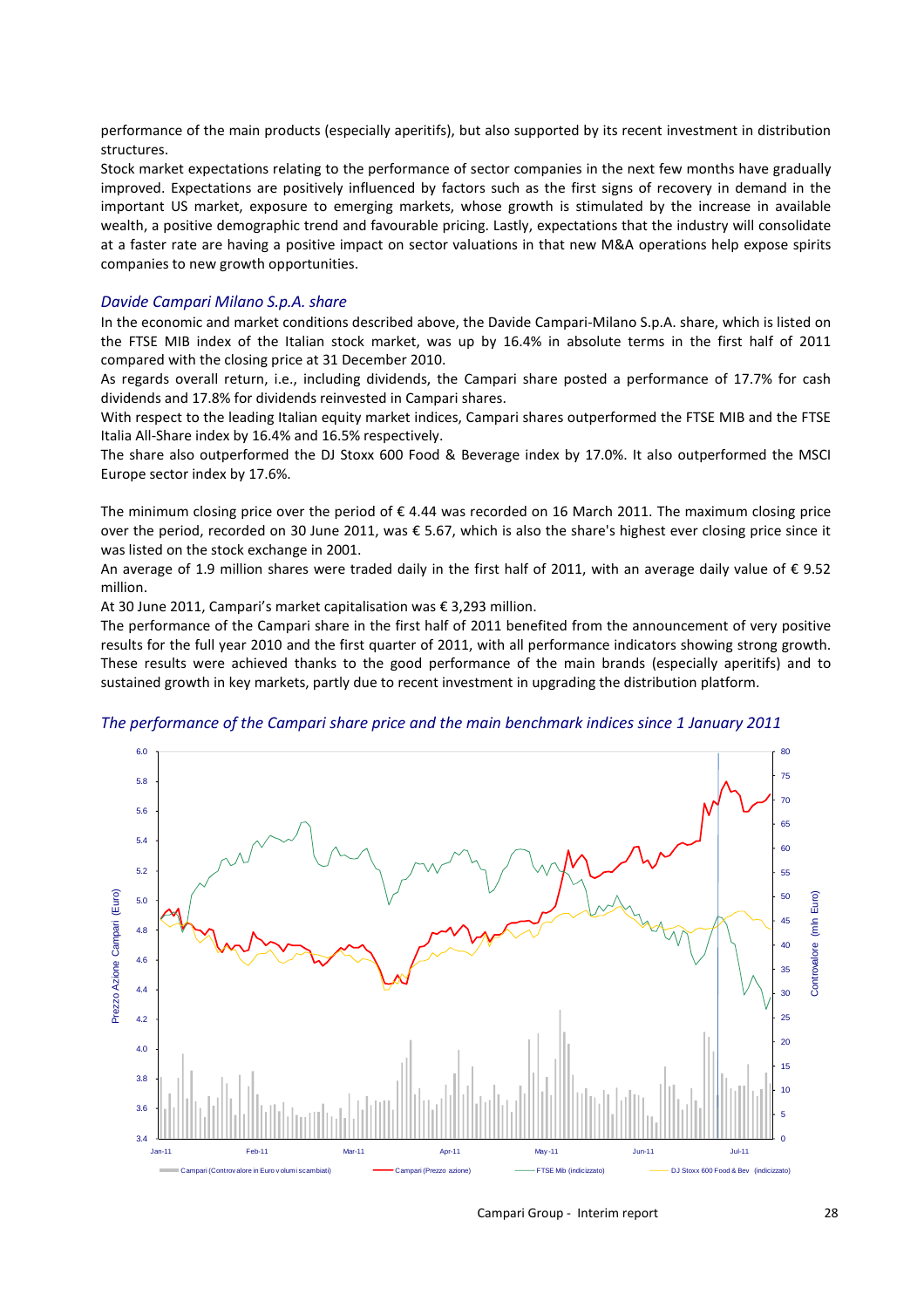performance of the main products (especially aperitifs), but also supported by its recent investment in distribution structures.

Stock market expectations relating to the performance of sector companies in the next few months have gradually improved. Expectations are positively influenced by factors such as the first signs of recovery in demand in the important US market, exposure to emerging markets, whose growth is stimulated by the increase in available wealth, a positive demographic trend and favourable pricing. Lastly, expectations that the industry will consolidate at a faster rate are having a positive impact on sector valuations in that new M&A operations help expose spirits companies to new growth opportunities.

### *Davide Campari Milano S.p.A. share*

In the economic and market conditions described above, the Davide Campari-Milano S.p.A. share, which is listed on the FTSE MIB index of the Italian stock market, was up by 16.4% in absolute terms in the first half of 2011 compared with the closing price at 31 December 2010.

As regards overall return, i.e., including dividends, the Campari share posted a performance of 17.7% for cash dividends and 17.8% for dividends reinvested in Campari shares.

With respect to the leading Italian equity market indices, Campari shares outperformed the FTSE MIB and the FTSE Italia All-Share index by 16.4% and 16.5% respectively.

The share also outperformed the DJ Stoxx 600 Food & Beverage index by 17.0%. It also outperformed the MSCI Europe sector index by 17.6%.

The minimum closing price over the period of € 4.44 was recorded on 16 March 2011. The maximum closing price over the period, recorded on 30 June 2011, was € 5.67, which is also the share's highest ever closing price since it was listed on the stock exchange in 2001.

An average of 1.9 million shares were traded daily in the first half of 2011, with an average daily value of € 9.52 million.

At 30 June 2011, Campari's market capitalisation was € 3,293 million.

The performance of the Campari share in the first half of 2011 benefited from the announcement of very positive results for the full year 2010 and the first quarter of 2011, with all performance indicators showing strong growth. These results were achieved thanks to the good performance of the main brands (especially aperitifs) and to sustained growth in key markets, partly due to recent investment in upgrading the distribution platform.

### *The performance of the Campari share price and the main benchmark indices since 1 January 2011*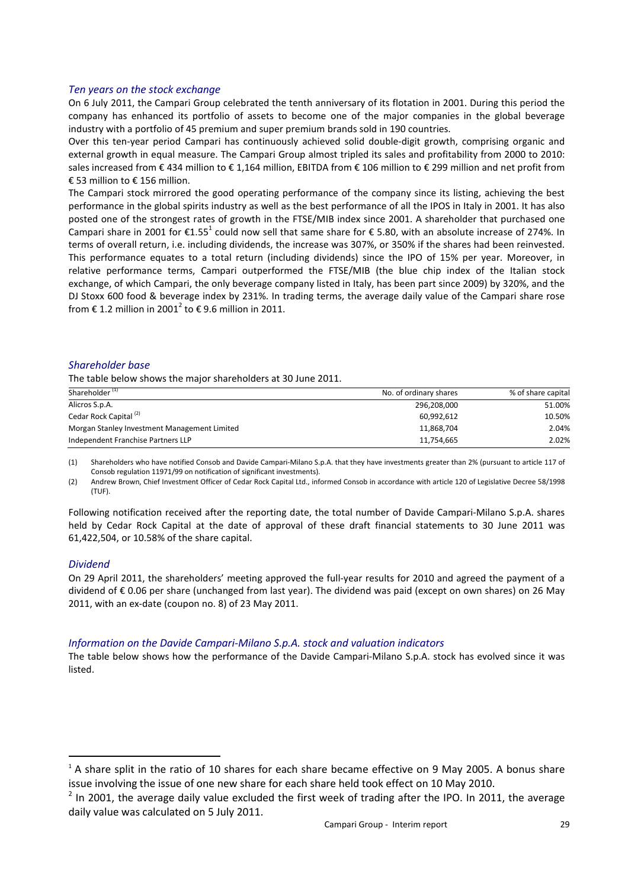### *Ten years on the stock exchange*

On 6 July 2011, the Campari Group celebrated the tenth anniversary of its flotation in 2001. During this period the company has enhanced its portfolio of assets to become one of the major companies in the global beverage industry with a portfolio of 45 premium and super premium brands sold in 190 countries.

Over this ten-year period Campari has continuously achieved solid double-digit growth, comprising organic and external growth in equal measure. The Campari Group almost tripled its sales and profitability from 2000 to 2010: sales increased from € 434 million to € 1,164 million, EBITDA from € 106 million to € 299 million and net profit from € 53 million to € 156 million.

The Campari stock mirrored the good operating performance of the company since its listing, achieving the best performance in the global spirits industry as well as the best performance of all the IPOS in Italy in 2001. It has also posted one of the strongest rates of growth in the FTSE/MIB index since 2001. A shareholder that purchased one Campari share in 2001 for €1.55[1] could now sell that same share for € 5.80, with an absolute increase of 274%. In terms of overall return, i.e. including dividends, the increase was 307%, or 350% if the shares had been reinvested. This performance equates to a total return (including dividends) since the IPO of 15% per year. Moreover, in relative performance terms, Campari outperformed the FTSE/MIB (the blue chip index of the Italian stock exchange, of which Campari, the only beverage company listed in Italy, has been part since 2009) by 320%, and the DJ Stoxx 600 food & beverage index by 231%. In trading terms, the average daily value of the Campari share rose from € 1.2 million in 2001[2] to € 9.6 million in 2011.

### *Shareholder base*

The table below shows the major shareholders at 30 June 2011.

| Shareholder [(1)] | No. of ordinary shares | % of share capital |
|---|---|---|
| Alicros S.p.A. | 296,208,000 | 51.00% |
| Cedar Rock Capital [(2)] | 60,992,612 | 10.50% |
| Morgan Stanley Investment Management Limited | 11,868,704 | 2.04% |
| Independent Franchise Partners LLP | 11,754,665 | 2.02% |

(1) Shareholders who have notified Consob and Davide Campari-Milano S.p.A. that they have investments greater than 2% (pursuant to article 117 of Consob regulation 11971/99 on notification of significant investments).

(2) Andrew Brown, Chief Investment Officer of Cedar Rock Capital Ltd., informed Consob in accordance with article 120 of Legislative Decree 58/1998 (TUF).

Following notification received after the reporting date, the total number of Davide Campari-Milano S.p.A. shares held by Cedar Rock Capital at the date of approval of these draft financial statements to 30 June 2011 was 61,422,504, or 10.58% of the share capital.

### *Dividend*

On 29 April 2011, the shareholders' meeting approved the full-year results for 2010 and agreed the payment of a dividend of € 0.06 per share (unchanged from last year). The dividend was paid (except on own shares) on 26 May 2011, with an ex-date (coupon no. 8) of 23 May 2011.

### *Information on the Davide Campari-Milano S.p.A. stock and valuation indicators*

The table below shows how the performance of the Davide Campari-Milano S.p.A. stock has evolved since it was listed.

---

[1] A share split in the ratio of 10 shares for each share became effective on 9 May 2005. A bonus share issue involving the issue of one new share for each share held took effect on 10 May 2010.

[2] In 2001, the average daily value excluded the first week of trading after the IPO. In 2011, the average daily value was calculated on 5 July 2011.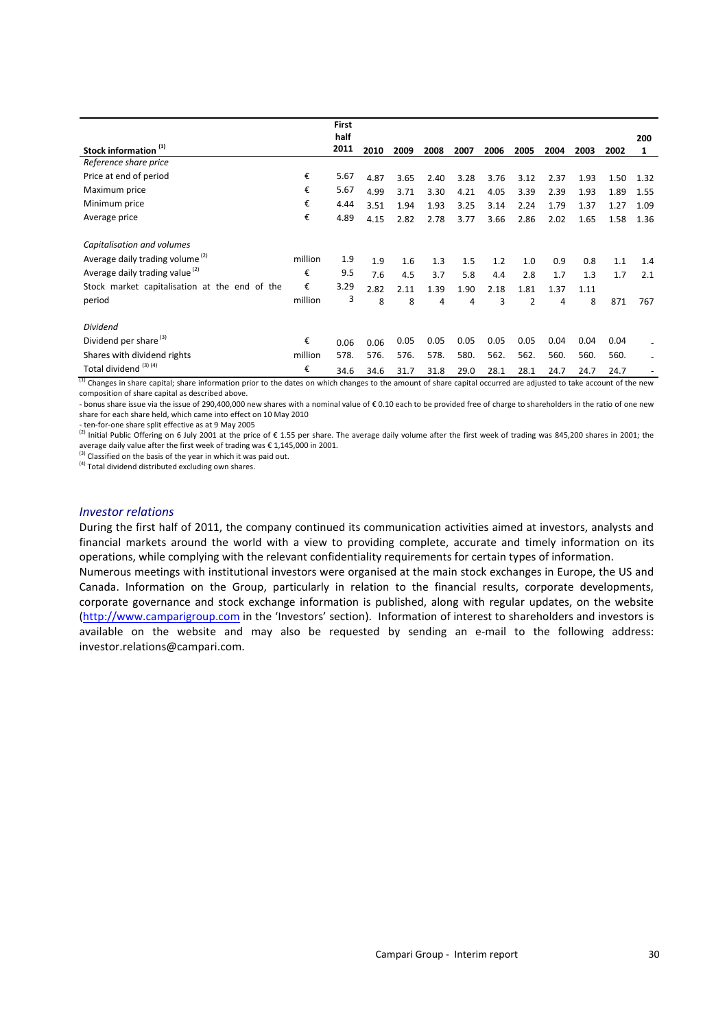| Stock information [1] | | First half 2011 | 2010 | 2009 | 2008 | 2007 | 2006 | 2005 | 2004 | 2003 | 2002 | 2001 |
|---|---|---|---|---|---|---|---|---|---|---|---|---|
| *Reference share price* | | | | | | | | | | | | |
| Price at end of period | € | 5.67 | 4.87 | 3.65 | 2.40 | 3.28 | 3.76 | 3.12 | 2.37 | 1.93 | 1.50 | 1.32 |
| Maximum price | € | 5.67 | 4.99 | 3.71 | 3.30 | 4.21 | 4.05 | 3.39 | 2.39 | 1.93 | 1.89 | 1.55 |
| Minimum price | € | 4.44 | 3.51 | 1.94 | 1.93 | 3.25 | 3.14 | 2.24 | 1.79 | 1.37 | 1.27 | 1.09 |
| Average price | € | 4.89 | 4.15 | 2.82 | 2.78 | 3.77 | 3.66 | 2.86 | 2.02 | 1.65 | 1.58 | 1.36 |
| *Capitalisation and volumes* | | | | | | | | | | | | |
| Average daily trading volume [2] | million | 1.9 | 1.9 | 1.6 | 1.3 | 1.5 | 1.2 | 1.0 | 0.9 | 0.8 | 1.1 | 1.4 |
| Average daily trading value [2] | € | 9.5 | 7.6 | 4.5 | 3.7 | 5.8 | 4.4 | 2.8 | 1.7 | 1.3 | 1.7 | 2.1 |
| Stock market capitalisation at the end of the period | € million | 3.293 | 2.828 | 2.118 | 1.394 | 1.904 | 2.183 | 1.812 | 1.374 | 1.118 | 871 | 767 |
| *Dividend* | | | | | | | | | | | | |
| Dividend per share [3] | € | 0.06 | 0.06 | 0.05 | 0.05 | 0.05 | 0.05 | 0.05 | 0.04 | 0.04 | 0.04 | - |
| Shares with dividend rights | million | 578. | 576. | 576. | 578. | 580. | 562. | 562. | 560. | 560. | 560. | - |
| Total dividend [3] [4] | € | 34.6 | 34.6 | 31.7 | 31.8 | 29.0 | 28.1 | 28.1 | 24.7 | 24.7 | 24.7 | - |

[1] Changes in share capital; share information prior to the dates on which changes to the amount of share capital occurred are adjusted to take account of the new composition of share capital as described above.

- bonus share issue via the issue of 290,400,000 new shares with a nominal value of € 0.10 each to be provided free of charge to shareholders in the ratio of one new share for each share held, which came into effect on 10 May 2010
- ten-for-one share split effective as at 9 May 2005

[2] Initial Public Offering on 6 July 2001 at the price of € 1.55 per share. The average daily volume after the first week of trading was 845,200 shares in 2001; the average daily value after the first week of trading was € 1,145,000 in 2001.

[3] Classified on the basis of the year in which it was paid out.

[4] Total dividend distributed excluding own shares.

### *Investor relations*

During the first half of 2011, the company continued its communication activities aimed at investors, analysts and financial markets around the world with a view to providing complete, accurate and timely information on its operations, while complying with the relevant confidentiality requirements for certain types of information.

Numerous meetings with institutional investors were organised at the main stock exchanges in Europe, the US and Canada. Information on the Group, particularly in relation to the financial results, corporate developments, corporate governance and stock exchange information is published, along with regular updates, on the website (http://www.camparigroup.com in the 'Investors' section). Information of interest to shareholders and investors is available on the website and may also be requested by sending an e-mail to the following address: investor.relations@campari.com.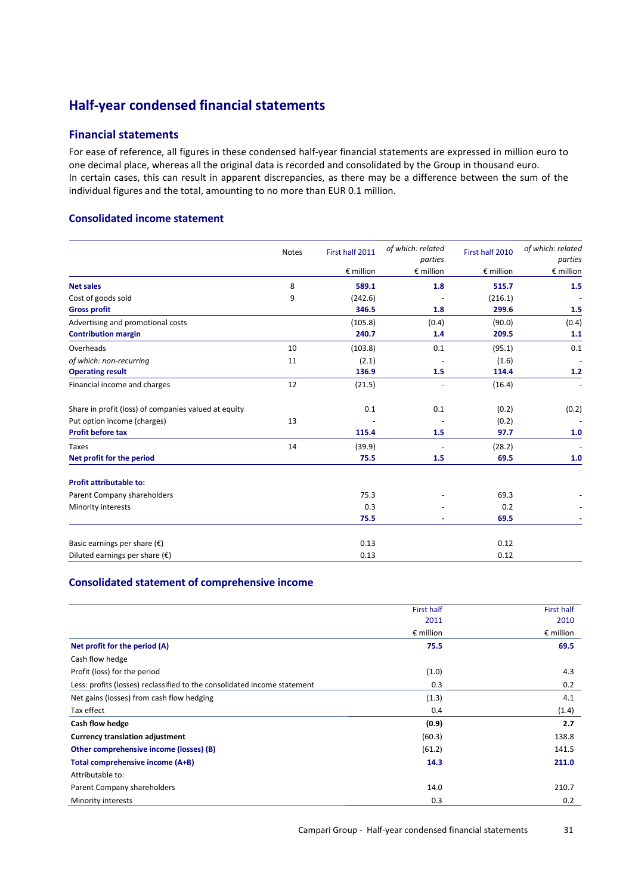# Half-year condensed financial statements

## Financial statements

For ease of reference, all figures in these condensed half-year financial statements are expressed in million euro to one decimal place, whereas all the original data is recorded and consolidated by the Group in thousand euro.
In certain cases, this can result in apparent discrepancies, as there may be a difference between the sum of the individual figures and the total, amounting to no more than EUR 0.1 million.

### Consolidated income statement

| | Notes | First half 2011 | *of which: related parties* | First half 2010 | *of which: related parties* |
|---|---|---|---|---|---|
| | | € million | € million | € million | € million |
| **Net sales** | 8 | **589.1** | **1.8** | **515.7** | **1.5** |
| Cost of goods sold | 9 | (242.6) | - | (216.1) | - |
| **Gross profit** | | **346.5** | **1.8** | **299.6** | **1.5** |
| Advertising and promotional costs | | (105.8) | (0.4) | (90.0) | (0.4) |
| **Contribution margin** | | **240.7** | **1.4** | **209.5** | **1.1** |
| Overheads | 10 | (103.8) | 0.1 | (95.1) | 0.1 |
| *of which: non-recurring* | 11 | (2.1) | - | (1.6) | - |
| **Operating result** | | **136.9** | **1.5** | **114.4** | **1.2** |
| Financial income and charges | 12 | (21.5) | - | (16.4) | - |
| Share in profit (loss) of companies valued at equity | | 0.1 | 0.1 | (0.2) | (0.2) |
| Put option income (charges) | 13 | - | - | (0.2) | - |
| **Profit before tax** | | **115.4** | **1.5** | **97.7** | **1.0** |
| Taxes | 14 | (39.9) | - | (28.2) | - |
| **Net profit for the period** | | **75.5** | **1.5** | **69.5** | **1.0** |
| | | | | | |
| **Profit attributable to:** | | | | | |
| Parent Company shareholders | | 75.3 | - | 69.3 | - |
| Minority interests | | 0.3 | - | 0.2 | - |
| | | **75.5** | **-** | **69.5** | **-** |
| | | | | | |
| Basic earnings per share (€) | | 0.13 | | 0.12 | |
| Diluted earnings per share (€) | | 0.13 | | 0.12 | |

### Consolidated statement of comprehensive income

| | First half 2011 | First half 2010 |
|---|---|---|
| | € million | € million |
| **Net profit for the period (A)** | **75.5** | **69.5** |
| Cash flow hedge | | |
| Profit (loss) for the period | (1.0) | 4.3 |
| Less: profits (losses) reclassified to the consolidated income statement | 0.3 | 0.2 |
| Net gains (losses) from cash flow hedging | (1.3) | 4.1 |
| Tax effect | 0.4 | (1.4) |
| **Cash flow hedge** | **(0.9)** | **2.7** |
| **Currency translation adjustment** | (60.3) | 138.8 |
| **Other comprehensive income (losses) (B)** | (61.2) | 141.5 |
| **Total comprehensive income (A+B)** | **14.3** | **211.0** |
| Attributable to: | | |
| Parent Company shareholders | 14.0 | 210.7 |
| Minority interests | 0.3 | 0.2 |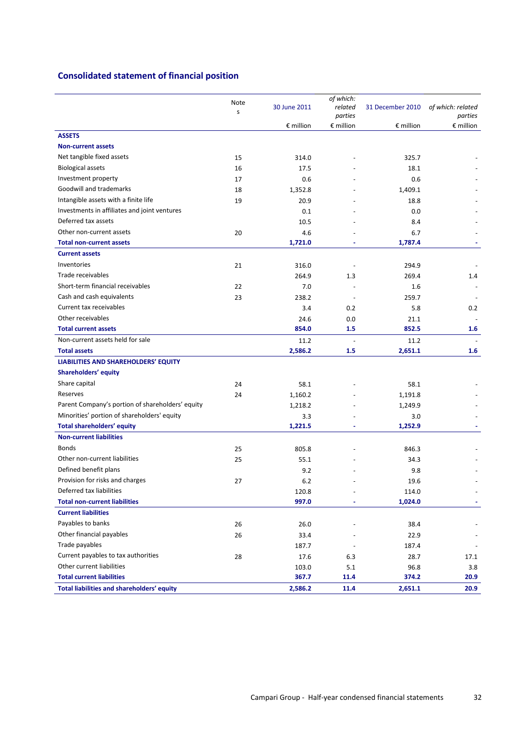## Consolidated statement of financial position

| | Notes | 30 June 2011 | *of which: related parties* | 31 December 2010 | *of which: related parties* |
|---|---|---|---|---|---|
| | | € million | € million | € million | € million |
| **ASSETS** | | | | | |
| **Non-current assets** | | | | | |
| Net tangible fixed assets | 15 | 314.0 | - | 325.7 | - |
| Biological assets | 16 | 17.5 | - | 18.1 | - |
| Investment property | 17 | 0.6 | - | 0.6 | - |
| Goodwill and trademarks | 18 | 1,352.8 | - | 1,409.1 | - |
| Intangible assets with a finite life | 19 | 20.9 | - | 18.8 | - |
| Investments in affiliates and joint ventures | | 0.1 | - | 0.0 | - |
| Deferred tax assets | | 10.5 | - | 8.4 | - |
| Other non-current assets | 20 | 4.6 | - | 6.7 | - |
| **Total non-current assets** | | **1,721.0** | **-** | **1,787.4** | **-** |
| **Current assets** | | | | | |
| Inventories | 21 | 316.0 | - | 294.9 | - |
| Trade receivables | | 264.9 | 1.3 | 269.4 | 1.4 |
| Short-term financial receivables | 22 | 7.0 | - | 1.6 | - |
| Cash and cash equivalents | 23 | 238.2 | - | 259.7 | - |
| Current tax receivables | | 3.4 | 0.2 | 5.8 | 0.2 |
| Other receivables | | 24.6 | 0.0 | 21.1 | - |
| **Total current assets** | | **854.0** | **1.5** | **852.5** | **1.6** |
| Non-current assets held for sale | | 11.2 | - | 11.2 | - |
| **Total assets** | | **2,586.2** | **1.5** | **2,651.1** | **1.6** |
| **LIABILITIES AND SHAREHOLDERS' EQUITY** | | | | | |
| **Shareholders' equity** | | | | | |
| Share capital | 24 | 58.1 | - | 58.1 | - |
| Reserves | 24 | 1,160.2 | - | 1,191.8 | - |
| Parent Company's portion of shareholders' equity | | 1,218.2 | - | 1,249.9 | - |
| Minorities' portion of shareholders' equity | | 3.3 | - | 3.0 | - |
| **Total shareholders' equity** | | **1,221.5** | **-** | **1,252.9** | **-** |
| **Non-current liabilities** | | | | | |
| Bonds | 25 | 805.8 | - | 846.3 | - |
| Other non-current liabilities | 25 | 55.1 | - | 34.3 | - |
| Defined benefit plans | | 9.2 | - | 9.8 | - |
| Provision for risks and charges | 27 | 6.2 | - | 19.6 | - |
| Deferred tax liabilities | | 120.8 | - | 114.0 | - |
| **Total non-current liabilities** | | **997.0** | **-** | **1,024.0** | **-** |
| **Current liabilities** | | | | | |
| Payables to banks | 26 | 26.0 | - | 38.4 | - |
| Other financial payables | 26 | 33.4 | - | 22.9 | - |
| Trade payables | | 187.7 | - | 187.4 | - |
| Current payables to tax authorities | 28 | 17.6 | 6.3 | 28.7 | 17.1 |
| Other current liabilities | | 103.0 | 5.1 | 96.8 | 3.8 |
| **Total current liabilities** | | **367.7** | **11.4** | **374.2** | **20.9** |
| **Total liabilities and shareholders' equity** | | **2,586.2** | **11.4** | **2,651.1** | **20.9** |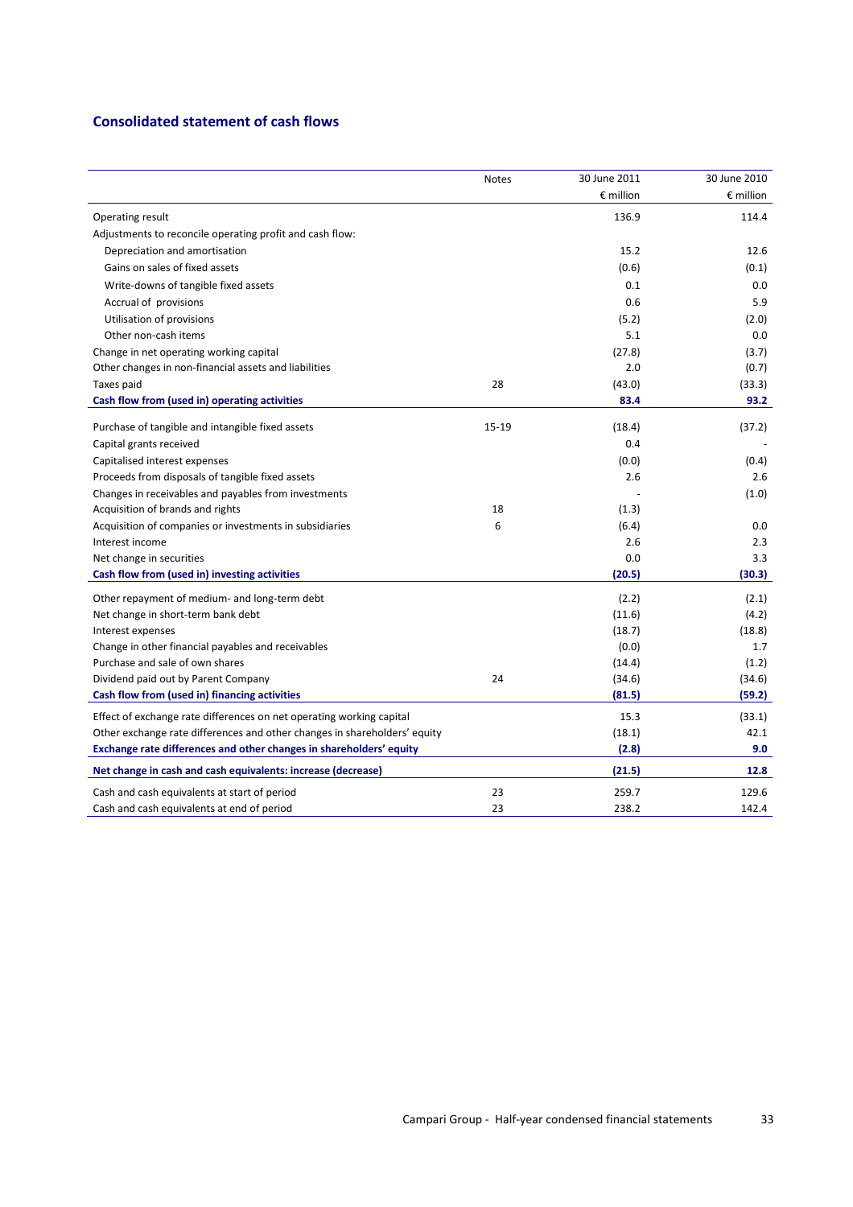## Consolidated statement of cash flows

| | Notes | 30 June 2011 | 30 June 2010 |
|---|---|---|---|
| | | € million | € million |
| Operating result | | 136.9 | 114.4 |
| Adjustments to reconcile operating profit and cash flow: | | | |
| Depreciation and amortisation | | 15.2 | 12.6 |
| Gains on sales of fixed assets | | (0.6) | (0.1) |
| Write-downs of tangible fixed assets | | 0.1 | 0.0 |
| Accrual of provisions | | 0.6 | 5.9 |
| Utilisation of provisions | | (5.2) | (2.0) |
| Other non-cash items | | 5.1 | 0.0 |
| Change in net operating working capital | | (27.8) | (3.7) |
| Other changes in non-financial assets and liabilities | | 2.0 | (0.7) |
| Taxes paid | 28 | (43.0) | (33.3) |
| **Cash flow from (used in) operating activities** | | **83.4** | **93.2** |
| Purchase of tangible and intangible fixed assets | 15-19 | (18.4) | (37.2) |
| Capital grants received | | 0.4 | - |
| Capitalised interest expenses | | (0.0) | (0.4) |
| Proceeds from disposals of tangible fixed assets | | 2.6 | 2.6 |
| Changes in receivables and payables from investments | | - | (1.0) |
| Acquisition of brands and rights | 18 | (1.3) | |
| Acquisition of companies or investments in subsidiaries | 6 | (6.4) | 0.0 |
| Interest income | | 2.6 | 2.3 |
| Net change in securities | | 0.0 | 3.3 |
| **Cash flow from (used in) investing activities** | | **(20.5)** | **(30.3)** |
| Other repayment of medium- and long-term debt | | (2.2) | (2.1) |
| Net change in short-term bank debt | | (11.6) | (4.2) |
| Interest expenses | | (18.7) | (18.8) |
| Change in other financial payables and receivables | | (0.0) | 1.7 |
| Purchase and sale of own shares | | (14.4) | (1.2) |
| Dividend paid out by Parent Company | 24 | (34.6) | (34.6) |
| **Cash flow from (used in) financing activities** | | **(81.5)** | **(59.2)** |
| Effect of exchange rate differences on net operating working capital | | 15.3 | (33.1) |
| Other exchange rate differences and other changes in shareholders' equity | | (18.1) | 42.1 |
| **Exchange rate differences and other changes in shareholders' equity** | | **(2.8)** | **9.0** |
| **Net change in cash and cash equivalents: increase (decrease)** | | **(21.5)** | **12.8** |
| Cash and cash equivalents at start of period | 23 | 259.7 | 129.6 |
| Cash and cash equivalents at end of period | 23 | 238.2 | 142.4 |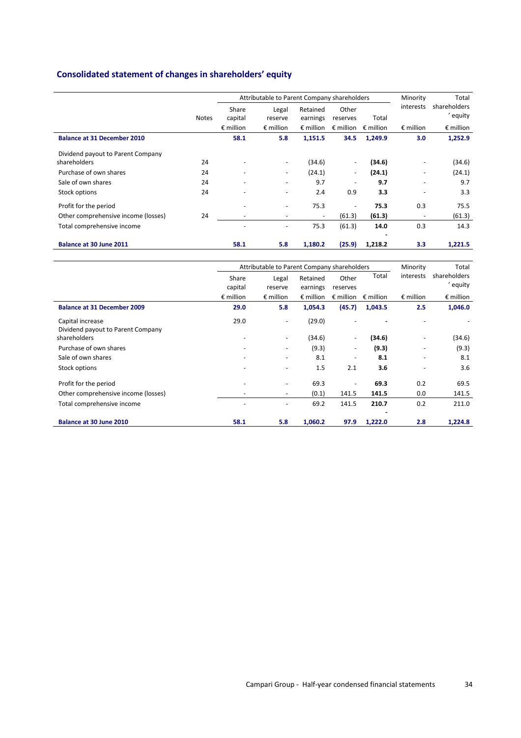## Consolidated statement of changes in shareholders' equity

| | | Attributable to Parent Company shareholders | | | | | Minority interests | Total shareholders' equity |
|---|---|---|---|---|---|---|---|---|
| | Notes | Share capital | Legal reserve | Retained earnings | Other reserves | Total | | |
| | | € million | € million | € million | € million | € million | € million | € million |
| **Balance at 31 December 2010** | | **58.1** | **5.8** | **1,151.5** | **34.5** | **1,249.9** | **3.0** | **1,252.9** |
| Dividend payout to Parent Company shareholders | 24 | - | - | (34.6) | - | **(34.6)** | - | (34.6) |
| Purchase of own shares | 24 | - | - | (24.1) | - | **(24.1)** | - | (24.1) |
| Sale of own shares | 24 | - | - | 9.7 | - | **9.7** | - | 9.7 |
| Stock options | 24 | - | - | 2.4 | 0.9 | **3.3** | - | 3.3 |
| Profit for the period | | - | - | 75.3 | - | **75.3** | 0.3 | 75.5 |
| Other comprehensive income (losses) | 24 | - | - | - | (61.3) | **(61.3)** | - | (61.3) |
| Total comprehensive income | | - | - | 75.3 | (61.3) | **14.0** | 0.3 | 14.3 |
| **Balance at 30 June 2011** | | **58.1** | **5.8** | **1,180.2** | **(25.9)** | **1,218.2** | **3.3** | **1,221.5** |

| | Attributable to Parent Company shareholders | | | | | Minority interests | Total shareholders' equity |
|---|---|---|---|---|---|---|---|
| | Share capital | Legal reserve | Retained earnings | Other reserves | Total | | |
| | € million | € million | € million | € million | € million | € million | € million |
| **Balance at 31 December 2009** | **29.0** | **5.8** | **1,054.3** | **(45.7)** | **1,043.5** | **2.5** | **1,046.0** |
| Capital increase | 29.0 | - | (29.0) | - | - | - | - |
| Dividend payout to Parent Company shareholders | - | - | (34.6) | - | **(34.6)** | - | (34.6) |
| Purchase of own shares | - | - | (9.3) | - | **(9.3)** | - | (9.3) |
| Sale of own shares | - | - | 8.1 | - | **8.1** | - | 8.1 |
| Stock options | - | - | 1.5 | 2.1 | **3.6** | - | 3.6 |
| Profit for the period | - | - | 69.3 | - | **69.3** | 0.2 | 69.5 |
| Other comprehensive income (losses) | - | - | (0.1) | 141.5 | **141.5** | 0.0 | 141.5 |
| Total comprehensive income | - | - | 69.2 | 141.5 | **210.7** | 0.2 | 211.0 |
| **Balance at 30 June 2010** | **58.1** | **5.8** | **1,060.2** | **97.9** | **1,222.0** | **2.8** | **1,224.8** |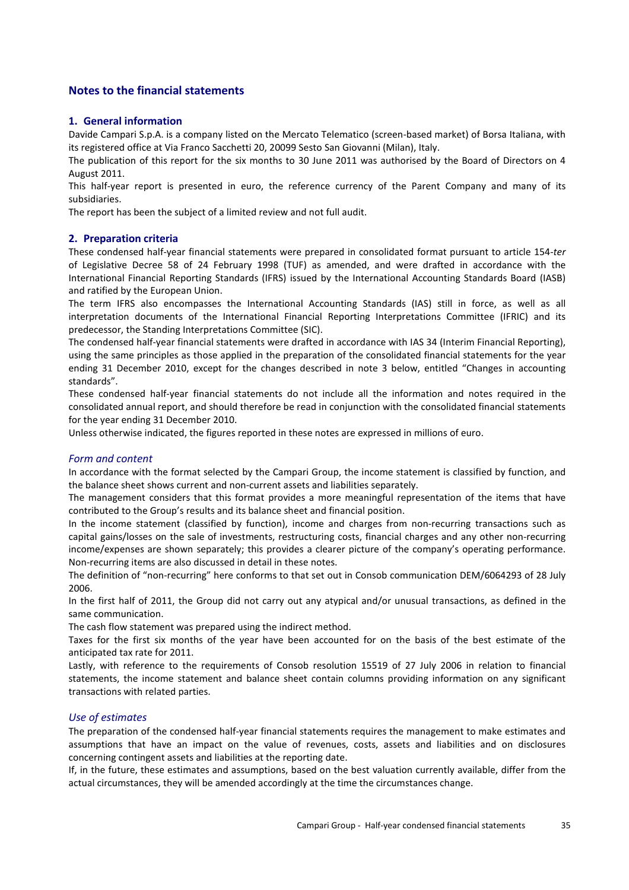# Notes to the financial statements

## 1. General information

Davide Campari S.p.A. is a company listed on the Mercato Telematico (screen-based market) of Borsa Italiana, with its registered office at Via Franco Sacchetti 20, 20099 Sesto San Giovanni (Milan), Italy.

The publication of this report for the six months to 30 June 2011 was authorised by the Board of Directors on 4 August 2011.

This half-year report is presented in euro, the reference currency of the Parent Company and many of its subsidiaries.

The report has been the subject of a limited review and not full audit.

## 2. Preparation criteria

These condensed half-year financial statements were prepared in consolidated format pursuant to article 154-*ter* of Legislative Decree 58 of 24 February 1998 (TUF) as amended, and were drafted in accordance with the International Financial Reporting Standards (IFRS) issued by the International Accounting Standards Board (IASB) and ratified by the European Union.

The term IFRS also encompasses the International Accounting Standards (IAS) still in force, as well as all interpretation documents of the International Financial Reporting Interpretations Committee (IFRIC) and its predecessor, the Standing Interpretations Committee (SIC).

The condensed half-year financial statements were drafted in accordance with IAS 34 (Interim Financial Reporting), using the same principles as those applied in the preparation of the consolidated financial statements for the year ending 31 December 2010, except for the changes described in note 3 below, entitled "Changes in accounting standards".

These condensed half-year financial statements do not include all the information and notes required in the consolidated annual report, and should therefore be read in conjunction with the consolidated financial statements for the year ending 31 December 2010.

Unless otherwise indicated, the figures reported in these notes are expressed in millions of euro.

### *Form and content*

In accordance with the format selected by the Campari Group, the income statement is classified by function, and the balance sheet shows current and non-current assets and liabilities separately.

The management considers that this format provides a more meaningful representation of the items that have contributed to the Group's results and its balance sheet and financial position.

In the income statement (classified by function), income and charges from non-recurring transactions such as capital gains/losses on the sale of investments, restructuring costs, financial charges and any other non-recurring income/expenses are shown separately; this provides a clearer picture of the company's operating performance. Non-recurring items are also discussed in detail in these notes.

The definition of "non-recurring" here conforms to that set out in Consob communication DEM/6064293 of 28 July 2006.

In the first half of 2011, the Group did not carry out any atypical and/or unusual transactions, as defined in the same communication.

The cash flow statement was prepared using the indirect method.

Taxes for the first six months of the year have been accounted for on the basis of the best estimate of the anticipated tax rate for 2011.

Lastly, with reference to the requirements of Consob resolution 15519 of 27 July 2006 in relation to financial statements, the income statement and balance sheet contain columns providing information on any significant transactions with related parties.

### *Use of estimates*

The preparation of the condensed half-year financial statements requires the management to make estimates and assumptions that have an impact on the value of revenues, costs, assets and liabilities and on disclosures concerning contingent assets and liabilities at the reporting date.

If, in the future, these estimates and assumptions, based on the best valuation currently available, differ from the actual circumstances, they will be amended accordingly at the time the circumstances change.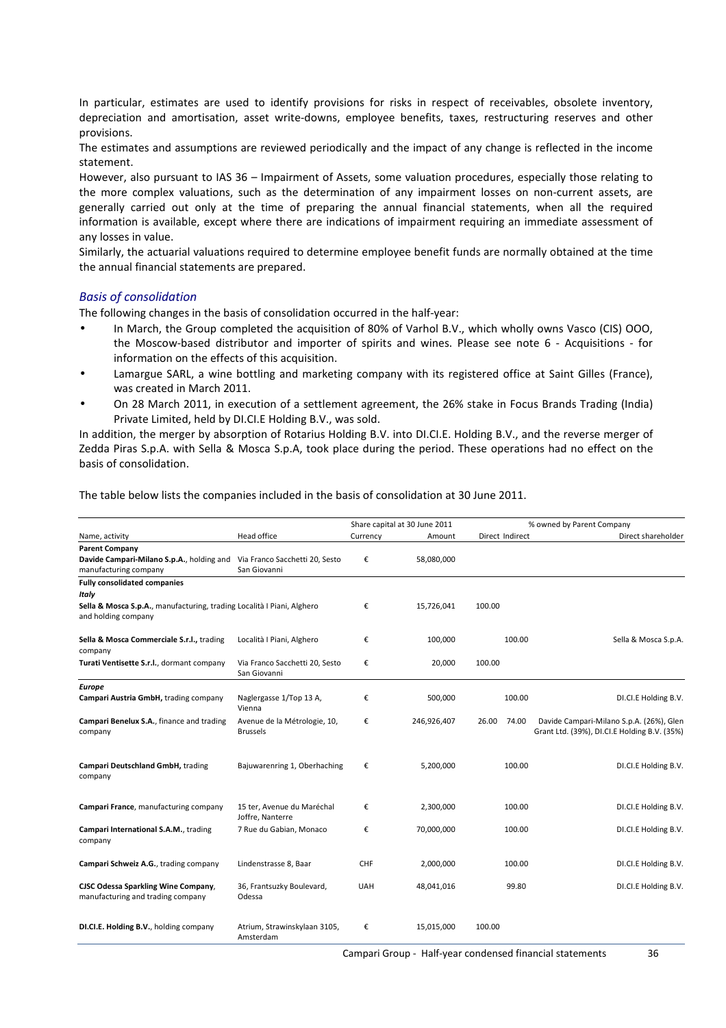In particular, estimates are used to identify provisions for risks in respect of receivables, obsolete inventory, depreciation and amortisation, asset write-downs, employee benefits, taxes, restructuring reserves and other provisions.

The estimates and assumptions are reviewed periodically and the impact of any change is reflected in the income statement.

However, also pursuant to IAS 36 – Impairment of Assets, some valuation procedures, especially those relating to the more complex valuations, such as the determination of any impairment losses on non-current assets, are generally carried out only at the time of preparing the annual financial statements, when all the required information is available, except where there are indications of impairment requiring an immediate assessment of any losses in value.

Similarly, the actuarial valuations required to determine employee benefit funds are normally obtained at the time the annual financial statements are prepared.

### *Basis of consolidation*

The following changes in the basis of consolidation occurred in the half-year:

- In March, the Group completed the acquisition of 80% of Varhol B.V., which wholly owns Vasco (CIS) OOO, the Moscow-based distributor and importer of spirits and wines. Please see note 6 - Acquisitions - for information on the effects of this acquisition.
- Lamargue SARL, a wine bottling and marketing company with its registered office at Saint Gilles (France), was created in March 2011.
- On 28 March 2011, in execution of a settlement agreement, the 26% stake in Focus Brands Trading (India) Private Limited, held by DI.CI.E Holding B.V., was sold.

In addition, the merger by absorption of Rotarius Holding B.V. into DI.CI.E. Holding B.V., and the reverse merger of Zedda Piras S.p.A. with Sella & Mosca S.p.A, took place during the period. These operations had no effect on the basis of consolidation.

The table below lists the companies included in the basis of consolidation at 30 June 2011.

| | | Share capital at 30 June 2011 | | % owned by Parent Company | | |
|---|---|---|---|---|---|---|
| Name, activity | Head office | Currency | Amount | Direct | Indirect | Direct shareholder |
| **Parent Company** | | | | | | |
| **Davide Campari-Milano S.p.A.**, holding and manufacturing company | Via Franco Sacchetti 20, Sesto San Giovanni | € | 58,080,000 | | | |
| **Fully consolidated companies** | | | | | | |
| ***Italy*** | | | | | | |
| **Sella & Mosca S.p.A.**, manufacturing, trading and holding company | Località I Piani, Alghero | € | 15,726,041 | 100.00 | | |
| **Sella & Mosca Commerciale S.r.l.**, trading company | Località I Piani, Alghero | € | 100,000 | | 100.00 | Sella & Mosca S.p.A. |
| **Turati Ventisette S.r.l.**, dormant company | Via Franco Sacchetti 20, Sesto San Giovanni | € | 20,000 | 100.00 | | |
| ***Europe*** | | | | | | |
| **Campari Austria GmbH**, trading company | Naglergasse 1/Top 13 A, Vienna | € | 500,000 | | 100.00 | DI.CI.E Holding B.V. |
| **Campari Benelux S.A.**, finance and trading company | Avenue de la Métrologie, 10, Brussels | € | 246,926,407 | 26.00 | 74.00 | Davide Campari-Milano S.p.A. (26%), Glen Grant Ltd. (39%), DI.CI.E Holding B.V. (35%) |
| **Campari Deutschland GmbH**, trading company | Bajuwarenring 1, Oberhaching | € | 5,200,000 | | 100.00 | DI.CI.E Holding B.V. |
| **Campari France**, manufacturing company | 15 ter, Avenue du Maréchal Joffre, Nanterre | € | 2,300,000 | | 100.00 | DI.CI.E Holding B.V. |
| **Campari International S.A.M.**, trading company | 7 Rue du Gabian, Monaco | € | 70,000,000 | | 100.00 | DI.CI.E Holding B.V. |
| **Campari Schweiz A.G.**, trading company | Lindenstrasse 8, Baar | CHF | 2,000,000 | | 100.00 | DI.CI.E Holding B.V. |
| **CJSC Odessa Sparkling Wine Company**, manufacturing and trading company | 36, Frantsuzky Boulevard, Odessa | UAH | 48,041,016 | | 99.80 | DI.CI.E Holding B.V. |
| **DI.CI.E. Holding B.V.**, holding company | Atrium, Strawinskylaan 3105, Amsterdam | € | 15,015,000 | 100.00 | | |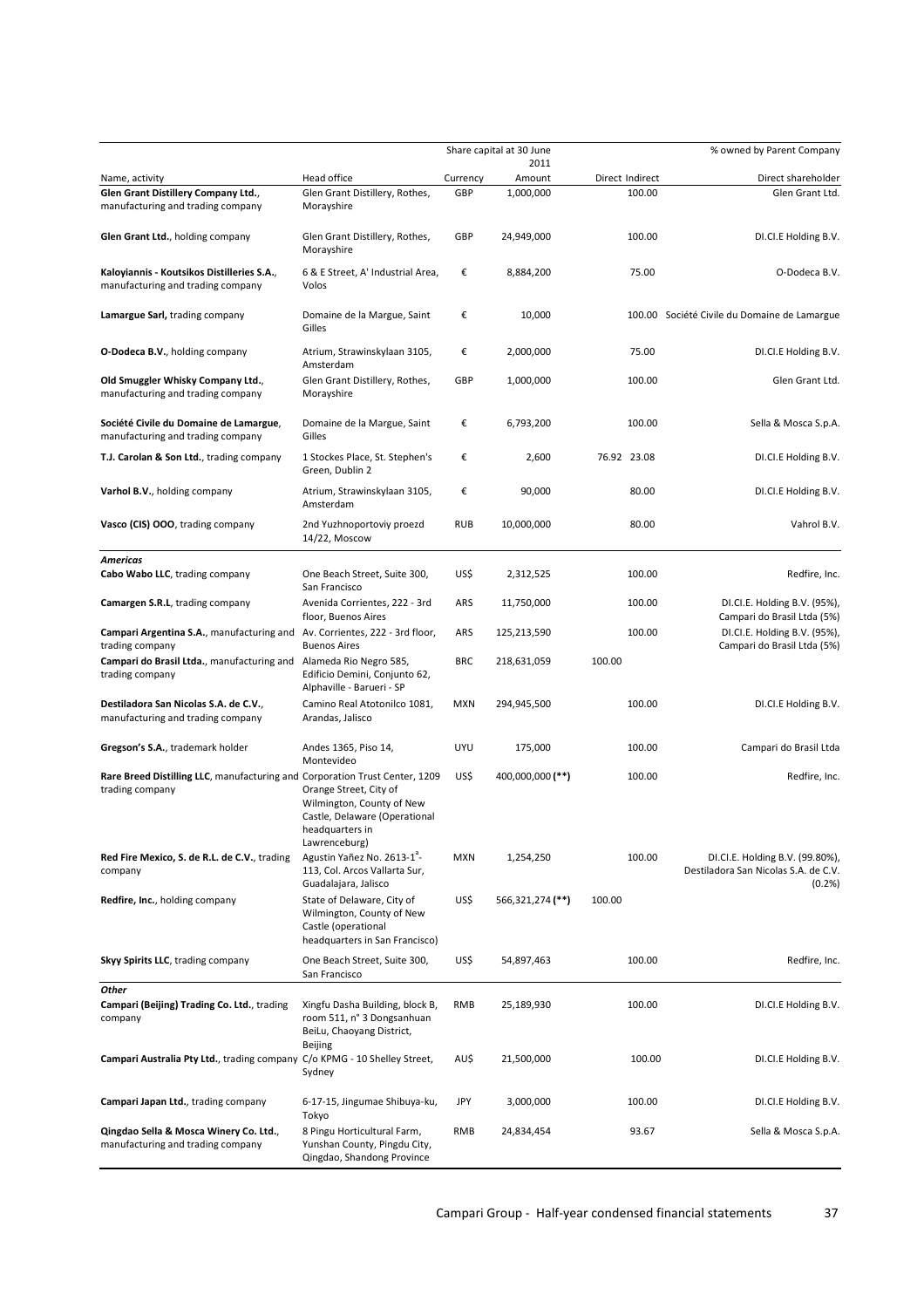| Name, activity | Head office | Share capital at 30 June 2011 Currency | Amount | % owned by Parent Company Direct | Indirect | Direct shareholder |
|---|---|---|---|---|---|---|
| **Glen Grant Distillery Company Ltd.**, manufacturing and trading company | Glen Grant Distillery, Rothes, Morayshire | GBP | 1,000,000 | | 100.00 | Glen Grant Ltd. |
| **Glen Grant Ltd.**, holding company | Glen Grant Distillery, Rothes, Morayshire | GBP | 24,949,000 | | 100.00 | DI.CI.E Holding B.V. |
| **Kaloyiannis - Koutsikos Distilleries S.A.**, manufacturing and trading company | 6 & E Street, A' Industrial Area, Volos | € | 8,884,200 | | 75.00 | O-Dodeca B.V. |
| **Lamargue Sarl,** trading company | Domaine de la Margue, Saint Gilles | € | 10,000 | | 100.00 | Société Civile du Domaine de Lamargue |
| **O-Dodeca B.V.**, holding company | Atrium, Strawinskylaan 3105, Amsterdam | € | 2,000,000 | | 75.00 | DI.CI.E Holding B.V. |
| **Old Smuggler Whisky Company Ltd.**, manufacturing and trading company | Glen Grant Distillery, Rothes, Morayshire | GBP | 1,000,000 | | 100.00 | Glen Grant Ltd. |
| **Société Civile du Domaine de Lamargue**, manufacturing and trading company | Domaine de la Margue, Saint Gilles | € | 6,793,200 | | 100.00 | Sella & Mosca S.p.A. |
| **T.J. Carolan & Son Ltd.**, trading company | 1 Stockes Place, St. Stephen's Green, Dublin 2 | € | 2,600 | 76.92 | 23.08 | DI.CI.E Holding B.V. |
| **Varhol B.V.**, holding company | Atrium, Strawinskylaan 3105, Amsterdam | € | 90,000 | | 80.00 | DI.CI.E Holding B.V. |
| **Vasco (CIS) OOO**, trading company | 2nd Yuzhnoportoviy proezd 14/22, Moscow | RUB | 10,000,000 | | 80.00 | Vahrol B.V. |
| ***Americas*** | | | | | | |
| **Cabo Wabo LLC**, trading company | One Beach Street, Suite 300, San Francisco | US$ | 2,312,525 | | 100.00 | Redfire, Inc. |
| **Camargen S.R.L**, trading company | Avenida Corrientes, 222 - 3rd floor, Buenos Aires | ARS | 11,750,000 | | 100.00 | DI.CI.E. Holding B.V. (95%), Campari do Brasil Ltda (5%) |
| **Campari Argentina S.A.**, manufacturing and trading company | Av. Corrientes, 222 - 3rd floor, Buenos Aires | ARS | 125,213,590 | | 100.00 | DI.CI.E. Holding B.V. (95%), Campari do Brasil Ltda (5%) |
| **Campari do Brasil Ltda.**, manufacturing and trading company | Alameda Rio Negro 585, Edificio Demini, Conjunto 62, Alphaville - Barueri - SP | BRC | 218,631,059 | 100.00 | | |
| **Destiladora San Nicolas S.A. de C.V.**, manufacturing and trading company | Camino Real Atotonilco 1081, Arandas, Jalisco | MXN | 294,945,500 | | 100.00 | DI.CI.E Holding B.V. |
| **Gregson's S.A.**, trademark holder | Andes 1365, Piso 14, Montevideo | UYU | 175,000 | | 100.00 | Campari do Brasil Ltda |
| **Rare Breed Distilling LLC**, manufacturing and trading company | Corporation Trust Center, 1209 Orange Street, City of Wilmington, County of New Castle, Delaware (Operational headquarters in Lawrenceburg) | US$ | 400,000,000 (**) | | 100.00 | Redfire, Inc. |
| **Red Fire Mexico, S. de R.L. de C.V.**, trading company | Agustin Yañez No. 2613-1ª-113, Col. Arcos Vallarta Sur, Guadalajara, Jalisco | MXN | 1,254,250 | | 100.00 | DI.CI.E. Holding B.V. (99.80%), Destiladora San Nicolas S.A. de C.V. (0.2%) |
| **Redfire, Inc.**, holding company | State of Delaware, City of Wilmington, County of New Castle (operational headquarters in San Francisco) | US$ | 566,321,274 (**) | 100.00 | | |
| **Skyy Spirits LLC**, trading company | One Beach Street, Suite 300, San Francisco | US$ | 54,897,463 | | 100.00 | Redfire, Inc. |
| ***Other*** | | | | | | |
| **Campari (Beijing) Trading Co. Ltd.**, trading company | Xingfu Dasha Building, block B, room 511, n° 3 Dongsanhuan BeiLu, Chaoyang District, Beijing | RMB | 25,189,930 | | 100.00 | DI.CI.E Holding B.V. |
| **Campari Australia Pty Ltd.**, trading company | C/o KPMG - 10 Shelley Street, Sydney | AU$ | 21,500,000 | | 100.00 | DI.CI.E Holding B.V. |
| **Campari Japan Ltd.**, trading company | 6-17-15, Jingumae Shibuya-ku, Tokyo | JPY | 3,000,000 | | 100.00 | DI.CI.E Holding B.V. |
| **Qingdao Sella & Mosca Winery Co. Ltd.**, manufacturing and trading company | 8 Pingu Horticultural Farm, Yunshan County, Pingdu City, Qingdao, Shandong Province | RMB | 24,834,454 | | 93.67 | Sella & Mosca S.p.A. |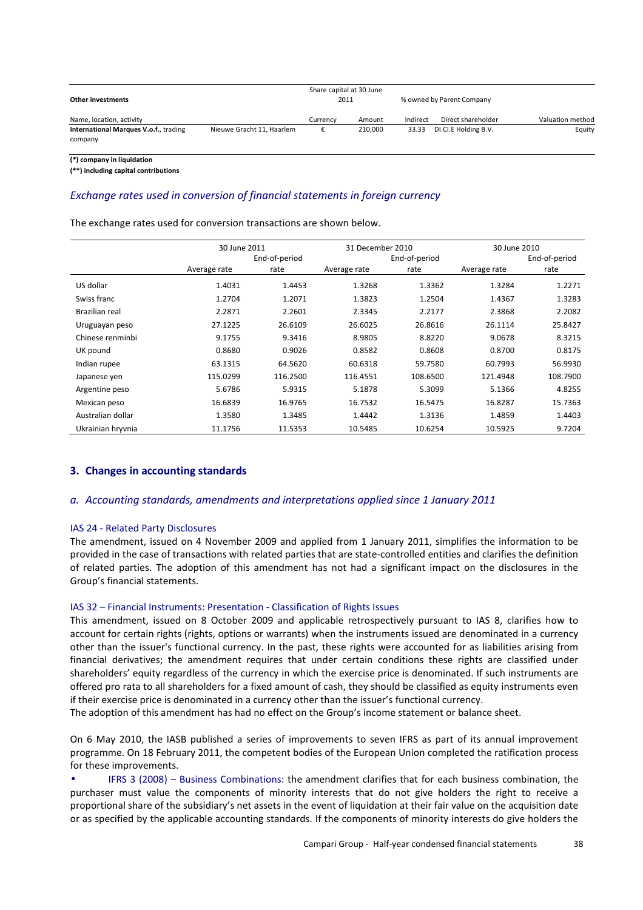| Other investments | | Share capital at 30 June 2011 | | % owned by Parent Company | | |
|---|---|---|---|---|---|---|
| Name, location, activity | | Currency | Amount | Indirect | Direct shareholder | Valuation method |
| **International Marques V.o.f.**, trading company | Nieuwe Gracht 11, Haarlem | € | 210,000 | 33.33 | DI.CI.E Holding B.V. | Equity |

**(\*) company in liquidation**

**(\*\*) including capital contributions**

### *Exchange rates used in conversion of financial statements in foreign currency*

The exchange rates used for conversion transactions are shown below.

| | 30 June 2011 | | 31 December 2010 | | 30 June 2010 | |
|---|---|---|---|---|---|---|
| | Average rate | End-of-period rate | Average rate | End-of-period rate | Average rate | End-of-period rate |
| US dollar | 1.4031 | 1.4453 | 1.3268 | 1.3362 | 1.3284 | 1.2271 |
| Swiss franc | 1.2704 | 1.2071 | 1.3823 | 1.2504 | 1.4367 | 1.3283 |
| Brazilian real | 2.2871 | 2.2601 | 2.3345 | 2.2177 | 2.3868 | 2.2082 |
| Uruguayan peso | 27.1225 | 26.6109 | 26.6025 | 26.8616 | 26.1114 | 25.8427 |
| Chinese renminbi | 9.1755 | 9.3416 | 8.9805 | 8.8220 | 9.0678 | 8.3215 |
| UK pound | 0.8680 | 0.9026 | 0.8582 | 0.8608 | 0.8700 | 0.8175 |
| Indian rupee | 63.1315 | 64.5620 | 60.6318 | 59.7580 | 60.7993 | 56.9930 |
| Japanese yen | 115.0299 | 116.2500 | 116.4551 | 108.6500 | 121.4948 | 108.7900 |
| Argentine peso | 5.6786 | 5.9315 | 5.1878 | 5.3099 | 5.1366 | 4.8255 |
| Mexican peso | 16.6839 | 16.9765 | 16.7532 | 16.5475 | 16.8287 | 15.7363 |
| Australian dollar | 1.3580 | 1.3485 | 1.4442 | 1.3136 | 1.4859 | 1.4403 |
| Ukrainian hryvnia | 11.1756 | 11.5353 | 10.5485 | 10.6254 | 10.5925 | 9.7204 |

## 3. Changes in accounting standards

### *a. Accounting standards, amendments and interpretations applied since 1 January 2011*

#### IAS 24 - Related Party Disclosures

The amendment, issued on 4 November 2009 and applied from 1 January 2011, simplifies the information to be provided in the case of transactions with related parties that are state-controlled entities and clarifies the definition of related parties. The adoption of this amendment has not had a significant impact on the disclosures in the Group's financial statements.

#### IAS 32 – Financial Instruments: Presentation - Classification of Rights Issues

This amendment, issued on 8 October 2009 and applicable retrospectively pursuant to IAS 8, clarifies how to account for certain rights (rights, options or warrants) when the instruments issued are denominated in a currency other than the issuer's functional currency. In the past, these rights were accounted for as liabilities arising from financial derivatives; the amendment requires that under certain conditions these rights are classified under shareholders' equity regardless of the currency in which the exercise price is denominated. If such instruments are offered pro rata to all shareholders for a fixed amount of cash, they should be classified as equity instruments even if their exercise price is denominated in a currency other than the issuer's functional currency.
The adoption of this amendment has had no effect on the Group's income statement or balance sheet.

On 6 May 2010, the IASB published a series of improvements to seven IFRS as part of its annual improvement programme. On 18 February 2011, the competent bodies of the European Union completed the ratification process for these improvements.

- IFRS 3 (2008) – Business Combinations: the amendment clarifies that for each business combination, the purchaser must value the components of minority interests that do not give holders the right to receive a proportional share of the subsidiary's net assets in the event of liquidation at their fair value on the acquisition date or as specified by the applicable accounting standards. If the components of minority interests do give holders the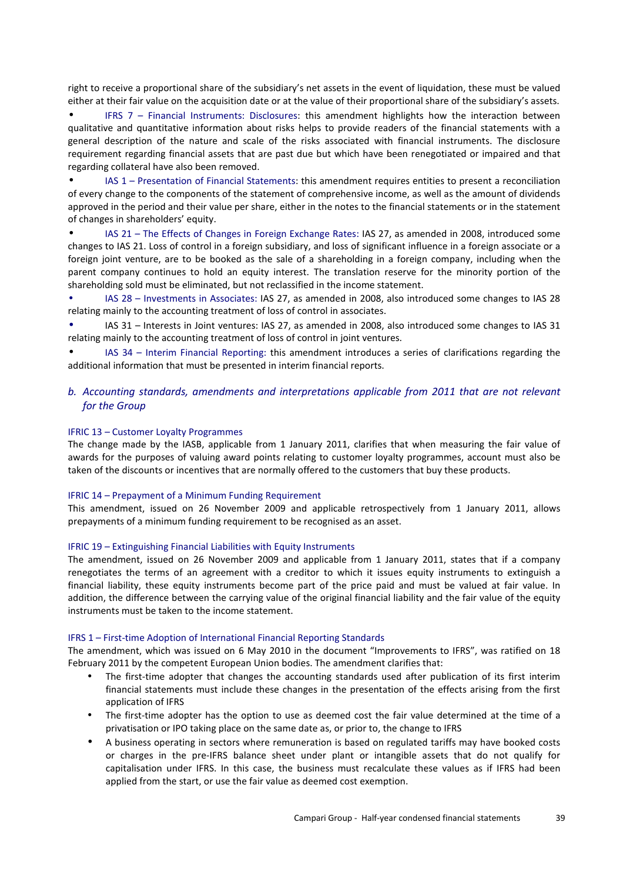right to receive a proportional share of the subsidiary's net assets in the event of liquidation, these must be valued either at their fair value on the acquisition date or at the value of their proportional share of the subsidiary's assets.

- IFRS 7 – Financial Instruments: Disclosures: this amendment highlights how the interaction between qualitative and quantitative information about risks helps to provide readers of the financial statements with a general description of the nature and scale of the risks associated with financial instruments. The disclosure requirement regarding financial assets that are past due but which have been renegotiated or impaired and that regarding collateral have also been removed.
- IAS 1 – Presentation of Financial Statements: this amendment requires entities to present a reconciliation of every change to the components of the statement of comprehensive income, as well as the amount of dividends approved in the period and their value per share, either in the notes to the financial statements or in the statement of changes in shareholders' equity.
- IAS 21 – The Effects of Changes in Foreign Exchange Rates: IAS 27, as amended in 2008, introduced some changes to IAS 21. Loss of control in a foreign subsidiary, and loss of significant influence in a foreign associate or a foreign joint venture, are to be booked as the sale of a shareholding in a foreign company, including when the parent company continues to hold an equity interest. The translation reserve for the minority portion of the shareholding sold must be eliminated, but not reclassified in the income statement.
- IAS 28 – Investments in Associates: IAS 27, as amended in 2008, also introduced some changes to IAS 28 relating mainly to the accounting treatment of loss of control in associates.
- IAS 31 – Interests in Joint ventures: IAS 27, as amended in 2008, also introduced some changes to IAS 31 relating mainly to the accounting treatment of loss of control in joint ventures.
- IAS 34 – Interim Financial Reporting: this amendment introduces a series of clarifications regarding the additional information that must be presented in interim financial reports.

### *b. Accounting standards, amendments and interpretations applicable from 2011 that are not relevant for the Group*

IFRIC 13 – Customer Loyalty Programmes

The change made by the IASB, applicable from 1 January 2011, clarifies that when measuring the fair value of awards for the purposes of valuing award points relating to customer loyalty programmes, account must also be taken of the discounts or incentives that are normally offered to the customers that buy these products.

IFRIC 14 – Prepayment of a Minimum Funding Requirement

This amendment, issued on 26 November 2009 and applicable retrospectively from 1 January 2011, allows prepayments of a minimum funding requirement to be recognised as an asset.

IFRIC 19 – Extinguishing Financial Liabilities with Equity Instruments

The amendment, issued on 26 November 2009 and applicable from 1 January 2011, states that if a company renegotiates the terms of an agreement with a creditor to which it issues equity instruments to extinguish a financial liability, these equity instruments become part of the price paid and must be valued at fair value. In addition, the difference between the carrying value of the original financial liability and the fair value of the equity instruments must be taken to the income statement.

IFRS 1 – First-time Adoption of International Financial Reporting Standards

The amendment, which was issued on 6 May 2010 in the document "Improvements to IFRS", was ratified on 18 February 2011 by the competent European Union bodies. The amendment clarifies that:

- The first-time adopter that changes the accounting standards used after publication of its first interim financial statements must include these changes in the presentation of the effects arising from the first application of IFRS
- The first-time adopter has the option to use as deemed cost the fair value determined at the time of a privatisation or IPO taking place on the same date as, or prior to, the change to IFRS
- A business operating in sectors where remuneration is based on regulated tariffs may have booked costs or charges in the pre-IFRS balance sheet under plant or intangible assets that do not qualify for capitalisation under IFRS. In this case, the business must recalculate these values as if IFRS had been applied from the start, or use the fair value as deemed cost exemption.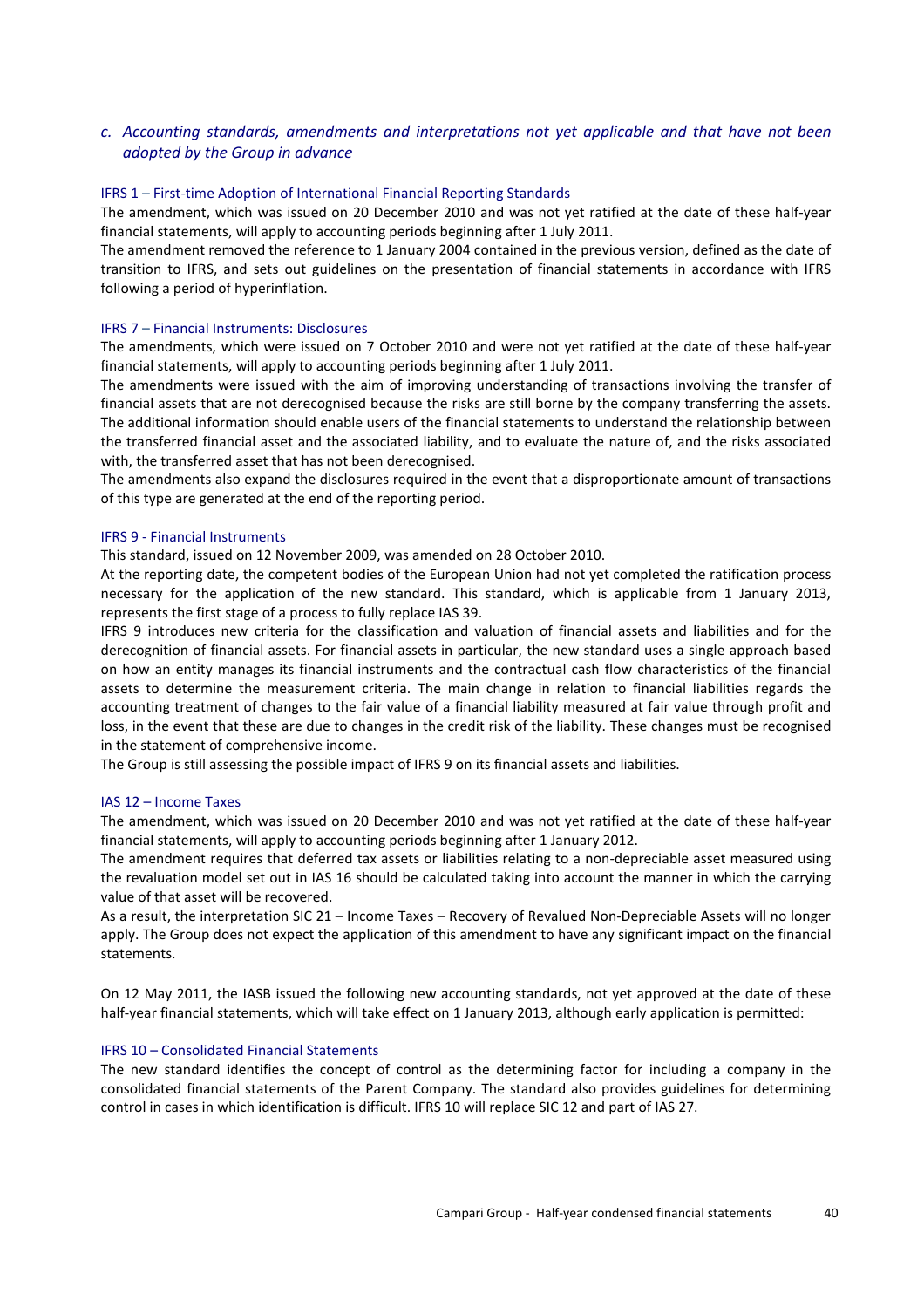### c. *Accounting standards, amendments and interpretations not yet applicable and that have not been adopted by the Group in advance*

#### IFRS 1 – First-time Adoption of International Financial Reporting Standards

The amendment, which was issued on 20 December 2010 and was not yet ratified at the date of these half-year financial statements, will apply to accounting periods beginning after 1 July 2011.

The amendment removed the reference to 1 January 2004 contained in the previous version, defined as the date of transition to IFRS, and sets out guidelines on the presentation of financial statements in accordance with IFRS following a period of hyperinflation.

#### IFRS 7 – Financial Instruments: Disclosures

The amendments, which were issued on 7 October 2010 and were not yet ratified at the date of these half-year financial statements, will apply to accounting periods beginning after 1 July 2011.

The amendments were issued with the aim of improving understanding of transactions involving the transfer of financial assets that are not derecognised because the risks are still borne by the company transferring the assets. The additional information should enable users of the financial statements to understand the relationship between the transferred financial asset and the associated liability, and to evaluate the nature of, and the risks associated with, the transferred asset that has not been derecognised.

The amendments also expand the disclosures required in the event that a disproportionate amount of transactions of this type are generated at the end of the reporting period.

#### IFRS 9 - Financial Instruments

This standard, issued on 12 November 2009, was amended on 28 October 2010.

At the reporting date, the competent bodies of the European Union had not yet completed the ratification process necessary for the application of the new standard. This standard, which is applicable from 1 January 2013, represents the first stage of a process to fully replace IAS 39.

IFRS 9 introduces new criteria for the classification and valuation of financial assets and liabilities and for the derecognition of financial assets. For financial assets in particular, the new standard uses a single approach based on how an entity manages its financial instruments and the contractual cash flow characteristics of the financial assets to determine the measurement criteria. The main change in relation to financial liabilities regards the accounting treatment of changes to the fair value of a financial liability measured at fair value through profit and loss, in the event that these are due to changes in the credit risk of the liability. These changes must be recognised in the statement of comprehensive income.

The Group is still assessing the possible impact of IFRS 9 on its financial assets and liabilities.

#### IAS 12 – Income Taxes

The amendment, which was issued on 20 December 2010 and was not yet ratified at the date of these half-year financial statements, will apply to accounting periods beginning after 1 January 2012.

The amendment requires that deferred tax assets or liabilities relating to a non-depreciable asset measured using the revaluation model set out in IAS 16 should be calculated taking into account the manner in which the carrying value of that asset will be recovered.

As a result, the interpretation SIC 21 – Income Taxes – Recovery of Revalued Non-Depreciable Assets will no longer apply. The Group does not expect the application of this amendment to have any significant impact on the financial statements.

On 12 May 2011, the IASB issued the following new accounting standards, not yet approved at the date of these half-year financial statements, which will take effect on 1 January 2013, although early application is permitted:

#### IFRS 10 – Consolidated Financial Statements

The new standard identifies the concept of control as the determining factor for including a company in the consolidated financial statements of the Parent Company. The standard also provides guidelines for determining control in cases in which identification is difficult. IFRS 10 will replace SIC 12 and part of IAS 27.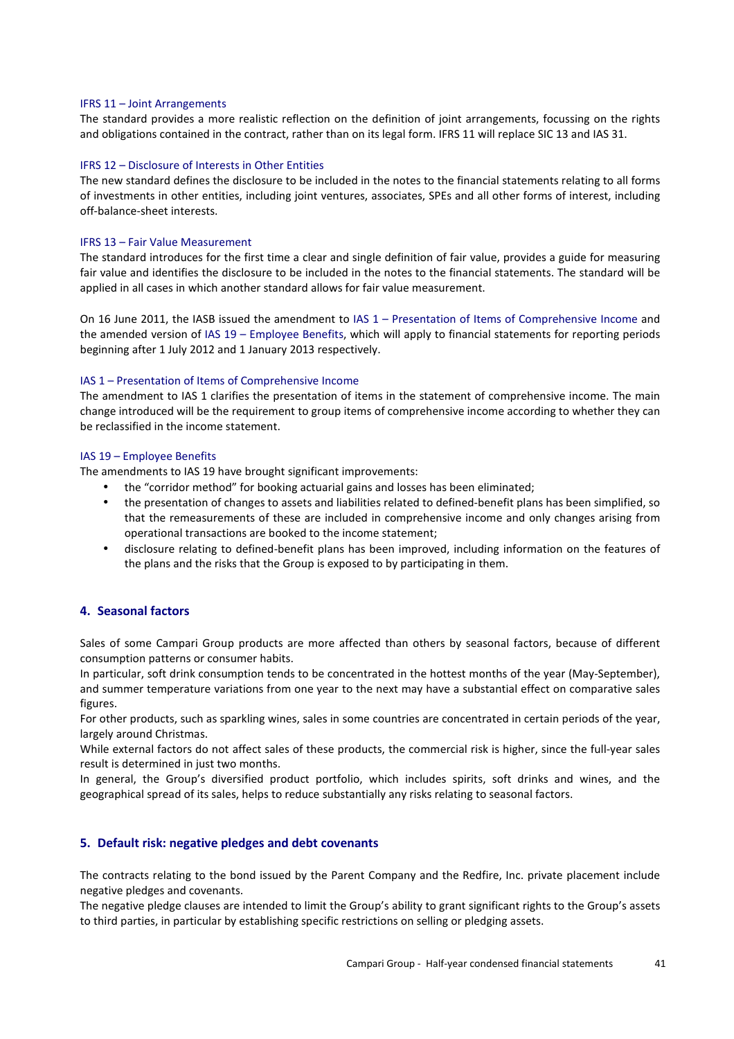IFRS 11 – Joint Arrangements

The standard provides a more realistic reflection on the definition of joint arrangements, focussing on the rights and obligations contained in the contract, rather than on its legal form. IFRS 11 will replace SIC 13 and IAS 31.

IFRS 12 – Disclosure of Interests in Other Entities

The new standard defines the disclosure to be included in the notes to the financial statements relating to all forms of investments in other entities, including joint ventures, associates, SPEs and all other forms of interest, including off-balance-sheet interests.

IFRS 13 – Fair Value Measurement

The standard introduces for the first time a clear and single definition of fair value, provides a guide for measuring fair value and identifies the disclosure to be included in the notes to the financial statements. The standard will be applied in all cases in which another standard allows for fair value measurement.

On 16 June 2011, the IASB issued the amendment to IAS 1 – Presentation of Items of Comprehensive Income and the amended version of IAS 19 – Employee Benefits, which will apply to financial statements for reporting periods beginning after 1 July 2012 and 1 January 2013 respectively.

IAS 1 – Presentation of Items of Comprehensive Income

The amendment to IAS 1 clarifies the presentation of items in the statement of comprehensive income. The main change introduced will be the requirement to group items of comprehensive income according to whether they can be reclassified in the income statement.

IAS 19 – Employee Benefits

The amendments to IAS 19 have brought significant improvements:

- the "corridor method" for booking actuarial gains and losses has been eliminated;
- the presentation of changes to assets and liabilities related to defined-benefit plans has been simplified, so that the remeasurements of these are included in comprehensive income and only changes arising from operational transactions are booked to the income statement;
- disclosure relating to defined-benefit plans has been improved, including information on the features of the plans and the risks that the Group is exposed to by participating in them.

## 4. Seasonal factors

Sales of some Campari Group products are more affected than others by seasonal factors, because of different consumption patterns or consumer habits.
In particular, soft drink consumption tends to be concentrated in the hottest months of the year (May-September), and summer temperature variations from one year to the next may have a substantial effect on comparative sales figures.
For other products, such as sparkling wines, sales in some countries are concentrated in certain periods of the year, largely around Christmas.
While external factors do not affect sales of these products, the commercial risk is higher, since the full-year sales result is determined in just two months.
In general, the Group's diversified product portfolio, which includes spirits, soft drinks and wines, and the geographical spread of its sales, helps to reduce substantially any risks relating to seasonal factors.

## 5. Default risk: negative pledges and debt covenants

The contracts relating to the bond issued by the Parent Company and the Redfire, Inc. private placement include negative pledges and covenants.
The negative pledge clauses are intended to limit the Group's ability to grant significant rights to the Group's assets to third parties, in particular by establishing specific restrictions on selling or pledging assets.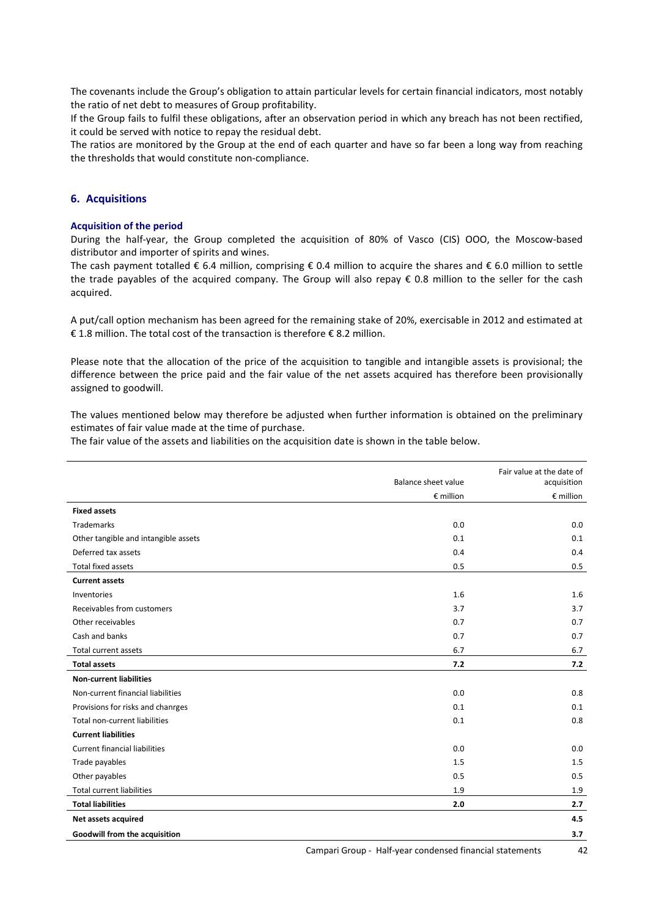The covenants include the Group's obligation to attain particular levels for certain financial indicators, most notably the ratio of net debt to measures of Group profitability.
If the Group fails to fulfil these obligations, after an observation period in which any breach has not been rectified, it could be served with notice to repay the residual debt.
The ratios are monitored by the Group at the end of each quarter and have so far been a long way from reaching the thresholds that would constitute non-compliance.

## 6. Acquisitions

### Acquisition of the period

During the half-year, the Group completed the acquisition of 80% of Vasco (CIS) OOO, the Moscow-based distributor and importer of spirits and wines.
The cash payment totalled € 6.4 million, comprising € 0.4 million to acquire the shares and € 6.0 million to settle the trade payables of the acquired company. The Group will also repay € 0.8 million to the seller for the cash acquired.

A put/call option mechanism has been agreed for the remaining stake of 20%, exercisable in 2012 and estimated at € 1.8 million. The total cost of the transaction is therefore € 8.2 million.

Please note that the allocation of the price of the acquisition to tangible and intangible assets is provisional; the difference between the price paid and the fair value of the net assets acquired has therefore been provisionally assigned to goodwill.

The values mentioned below may therefore be adjusted when further information is obtained on the preliminary estimates of fair value made at the time of purchase.
The fair value of the assets and liabilities on the acquisition date is shown in the table below.

| | Balance sheet value | Fair value at the date of acquisition |
|---|---|---|
| | € million | € million |
| **Fixed assets** | | |
| Trademarks | 0.0 | 0.0 |
| Other tangible and intangible assets | 0.1 | 0.1 |
| Deferred tax assets | 0.4 | 0.4 |
| Total fixed assets | 0.5 | 0.5 |
| **Current assets** | | |
| Inventories | 1.6 | 1.6 |
| Receivables from customers | 3.7 | 3.7 |
| Other receivables | 0.7 | 0.7 |
| Cash and banks | 0.7 | 0.7 |
| Total current assets | 6.7 | 6.7 |
| **Total assets** | **7.2** | **7.2** |
| **Non-current liabilities** | | |
| Non-current financial liabilities | 0.0 | 0.8 |
| Provisions for risks and chanrges | 0.1 | 0.1 |
| Total non-current liabilities | 0.1 | 0.8 |
| **Current liabilities** | | |
| Current financial liabilities | 0.0 | 0.0 |
| Trade payables | 1.5 | 1.5 |
| Other payables | 0.5 | 0.5 |
| Total current liabilities | 1.9 | 1.9 |
| **Total liabilities** | **2.0** | **2.7** |
| **Net assets acquired** | | **4.5** |
| **Goodwill from the acquisition** | | **3.7** |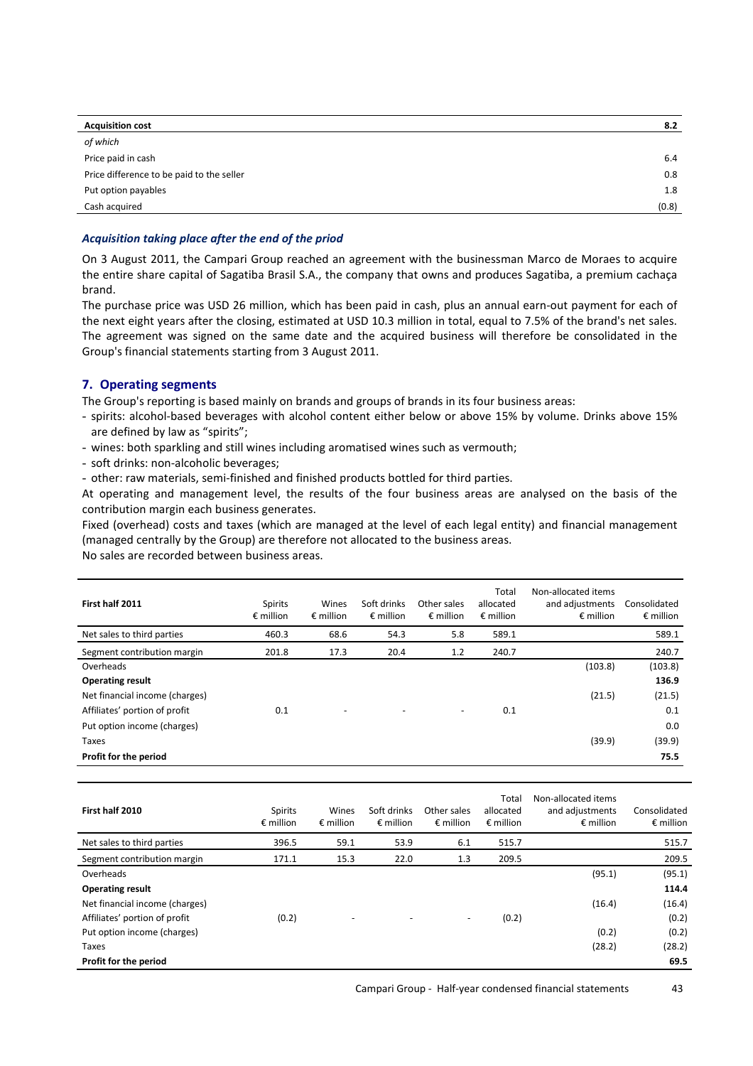| **Acquisition cost** | **8.2** |
|---|---|
| *of which* | |
| Price paid in cash | 6.4 |
| Price difference to be paid to the seller | 0.8 |
| Put option payables | 1.8 |
| Cash acquired | (0.8) |

### *Acquisition taking place after the end of the priod*

On 3 August 2011, the Campari Group reached an agreement with the businessman Marco de Moraes to acquire the entire share capital of Sagatiba Brasil S.A., the company that owns and produces Sagatiba, a premium cachaça brand.

The purchase price was USD 26 million, which has been paid in cash, plus an annual earn-out payment for each of the next eight years after the closing, estimated at USD 10.3 million in total, equal to 7.5% of the brand's net sales. The agreement was signed on the same date and the acquired business will therefore be consolidated in the Group's financial statements starting from 3 August 2011.

## 7. Operating segments

The Group's reporting is based mainly on brands and groups of brands in its four business areas:

- spirits: alcohol-based beverages with alcohol content either below or above 15% by volume. Drinks above 15% are defined by law as "spirits";
- wines: both sparkling and still wines including aromatised wines such as vermouth;
- soft drinks: non-alcoholic beverages;
- other: raw materials, semi-finished and finished products bottled for third parties.

At operating and management level, the results of the four business areas are analysed on the basis of the contribution margin each business generates.

Fixed (overhead) costs and taxes (which are managed at the level of each legal entity) and financial management (managed centrally by the Group) are therefore not allocated to the business areas.

No sales are recorded between business areas.

| **First half 2011** | Spirits € million | Wines € million | Soft drinks € million | Other sales € million | Total allocated € million | Non-allocated items and adjustments € million | Consolidated € million |
|---|---|---|---|---|---|---|---|
| Net sales to third parties | 460.3 | 68.6 | 54.3 | 5.8 | 589.1 | | 589.1 |
| Segment contribution margin | 201.8 | 17.3 | 20.4 | 1.2 | 240.7 | | 240.7 |
| Overheads | | | | | | (103.8) | (103.8) |
| **Operating result** | | | | | | | **136.9** |
| Net financial income (charges) | | | | | | (21.5) | (21.5) |
| Affiliates' portion of profit | 0.1 | - | - | - | 0.1 | | 0.1 |
| Put option income (charges) | | | | | | | 0.0 |
| Taxes | | | | | | (39.9) | (39.9) |
| **Profit for the period** | | | | | | | **75.5** |

| **First half 2010** | Spirits € million | Wines € million | Soft drinks € million | Other sales € million | Total allocated € million | Non-allocated items and adjustments € million | Consolidated € million |
|---|---|---|---|---|---|---|---|
| Net sales to third parties | 396.5 | 59.1 | 53.9 | 6.1 | 515.7 | | 515.7 |
| Segment contribution margin | 171.1 | 15.3 | 22.0 | 1.3 | 209.5 | | 209.5 |
| Overheads | | | | | | (95.1) | (95.1) |
| **Operating result** | | | | | | | **114.4** |
| Net financial income (charges) | | | | | | (16.4) | (16.4) |
| Affiliates' portion of profit | (0.2) | - | - | - | (0.2) | | (0.2) |
| Put option income (charges) | | | | | | (0.2) | (0.2) |
| Taxes | | | | | | (28.2) | (28.2) |
| **Profit for the period** | | | | | | | **69.5** |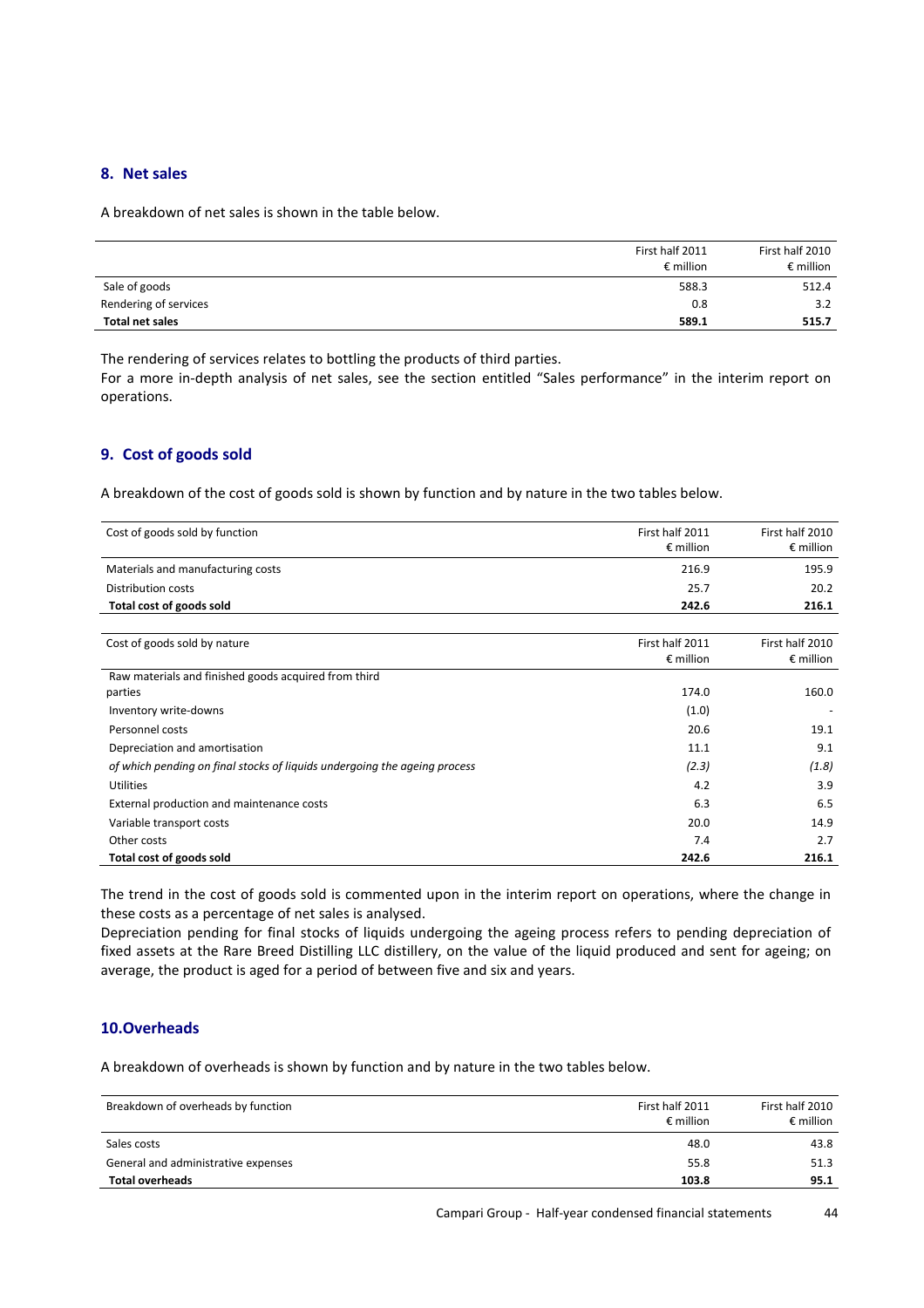## 8. Net sales

A breakdown of net sales is shown in the table below.

| | First half 2011<br>€ million | First half 2010<br>€ million |
|---|---|---|
| Sale of goods | 588.3 | 512.4 |
| Rendering of services | 0.8 | 3.2 |
| **Total net sales** | **589.1** | **515.7** |

The rendering of services relates to bottling the products of third parties.
For a more in-depth analysis of net sales, see the section entitled "Sales performance" in the interim report on operations.

## 9. Cost of goods sold

A breakdown of the cost of goods sold is shown by function and by nature in the two tables below.

| Cost of goods sold by function | First half 2011<br>€ million | First half 2010<br>€ million |
|---|---|---|
| Materials and manufacturing costs | 216.9 | 195.9 |
| Distribution costs | 25.7 | 20.2 |
| **Total cost of goods sold** | **242.6** | **216.1** |

| Cost of goods sold by nature | First half 2011<br>€ million | First half 2010<br>€ million |
|---|---|---|
| Raw materials and finished goods acquired from third parties | 174.0 | 160.0 |
| Inventory write-downs | (1.0) | - |
| Personnel costs | 20.6 | 19.1 |
| Depreciation and amortisation | 11.1 | 9.1 |
| *of which pending on final stocks of liquids undergoing the ageing process* | *(2.3)* | *(1.8)* |
| Utilities | 4.2 | 3.9 |
| External production and maintenance costs | 6.3 | 6.5 |
| Variable transport costs | 20.0 | 14.9 |
| Other costs | 7.4 | 2.7 |
| **Total cost of goods sold** | **242.6** | **216.1** |

The trend in the cost of goods sold is commented upon in the interim report on operations, where the change in these costs as a percentage of net sales is analysed.
Depreciation pending for final stocks of liquids undergoing the ageing process refers to pending depreciation of fixed assets at the Rare Breed Distilling LLC distillery, on the value of the liquid produced and sent for ageing; on average, the product is aged for a period of between five and six and years.

## 10. Overheads

A breakdown of overheads is shown by function and by nature in the two tables below.

| Breakdown of overheads by function | First half 2011<br>€ million | First half 2010<br>€ million |
|---|---|---|
| Sales costs | 48.0 | 43.8 |
| General and administrative expenses | 55.8 | 51.3 |
| **Total overheads** | **103.8** | **95.1** |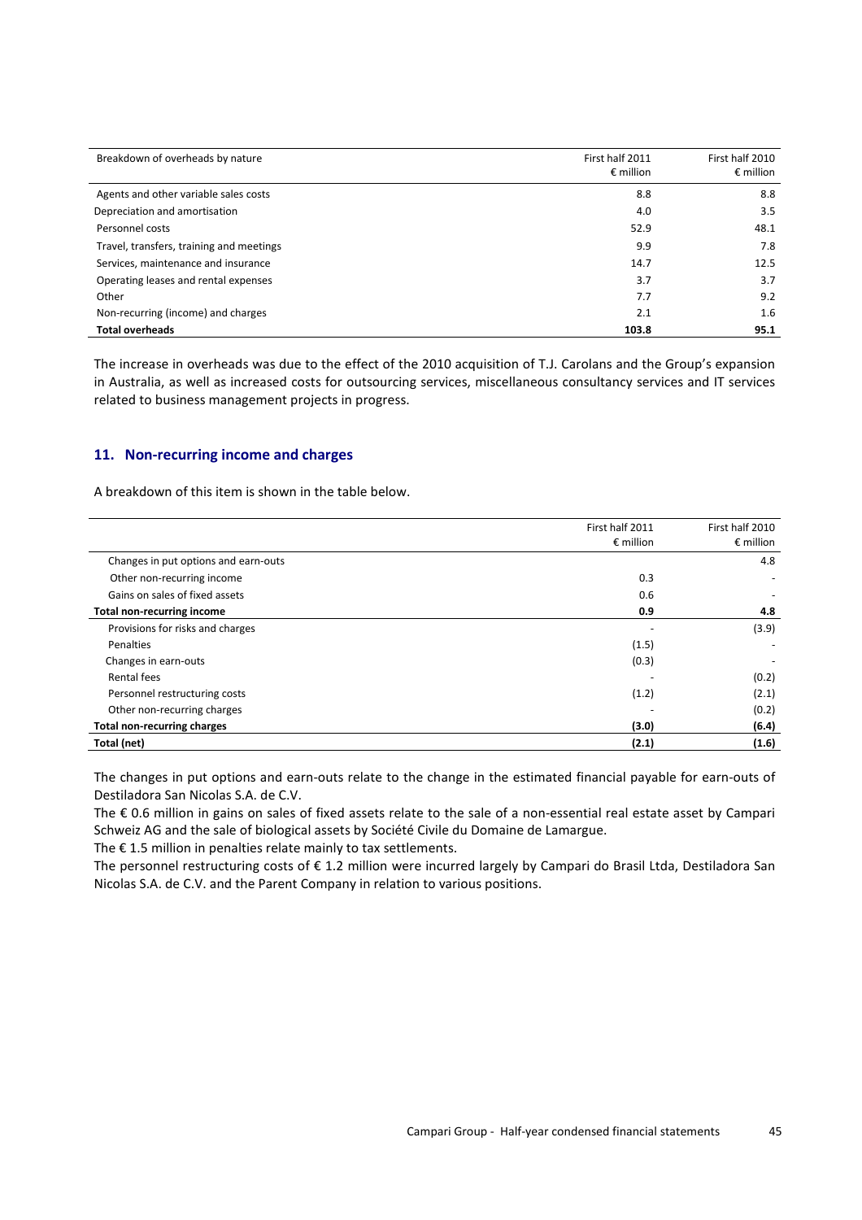| Breakdown of overheads by nature | First half 2011 € million | First half 2010 € million |
|---|---|---|
| Agents and other variable sales costs | 8.8 | 8.8 |
| Depreciation and amortisation | 4.0 | 3.5 |
| Personnel costs | 52.9 | 48.1 |
| Travel, transfers, training and meetings | 9.9 | 7.8 |
| Services, maintenance and insurance | 14.7 | 12.5 |
| Operating leases and rental expenses | 3.7 | 3.7 |
| Other | 7.7 | 9.2 |
| Non-recurring (income) and charges | 2.1 | 1.6 |
| **Total overheads** | **103.8** | **95.1** |

The increase in overheads was due to the effect of the 2010 acquisition of T.J. Carolans and the Group's expansion in Australia, as well as increased costs for outsourcing services, miscellaneous consultancy services and IT services related to business management projects in progress.

## 11. Non-recurring income and charges

A breakdown of this item is shown in the table below.

| | First half 2011 € million | First half 2010 € million |
|---|---|---|
| Changes in put options and earn-outs | | 4.8 |
| Other non-recurring income | 0.3 | - |
| Gains on sales of fixed assets | 0.6 | - |
| **Total non-recurring income** | **0.9** | **4.8** |
| Provisions for risks and charges | - | (3.9) |
| Penalties | (1.5) | - |
| Changes in earn-outs | (0.3) | - |
| Rental fees | - | (0.2) |
| Personnel restructuring costs | (1.2) | (2.1) |
| Other non-recurring charges | - | (0.2) |
| **Total non-recurring charges** | **(3.0)** | **(6.4)** |
| **Total (net)** | **(2.1)** | **(1.6)** |

The changes in put options and earn-outs relate to the change in the estimated financial payable for earn-outs of Destiladora San Nicolas S.A. de C.V.

The € 0.6 million in gains on sales of fixed assets relate to the sale of a non-essential real estate asset by Campari Schweiz AG and the sale of biological assets by Société Civile du Domaine de Lamargue.

The € 1.5 million in penalties relate mainly to tax settlements.

The personnel restructuring costs of € 1.2 million were incurred largely by Campari do Brasil Ltda, Destiladora San Nicolas S.A. de C.V. and the Parent Company in relation to various positions.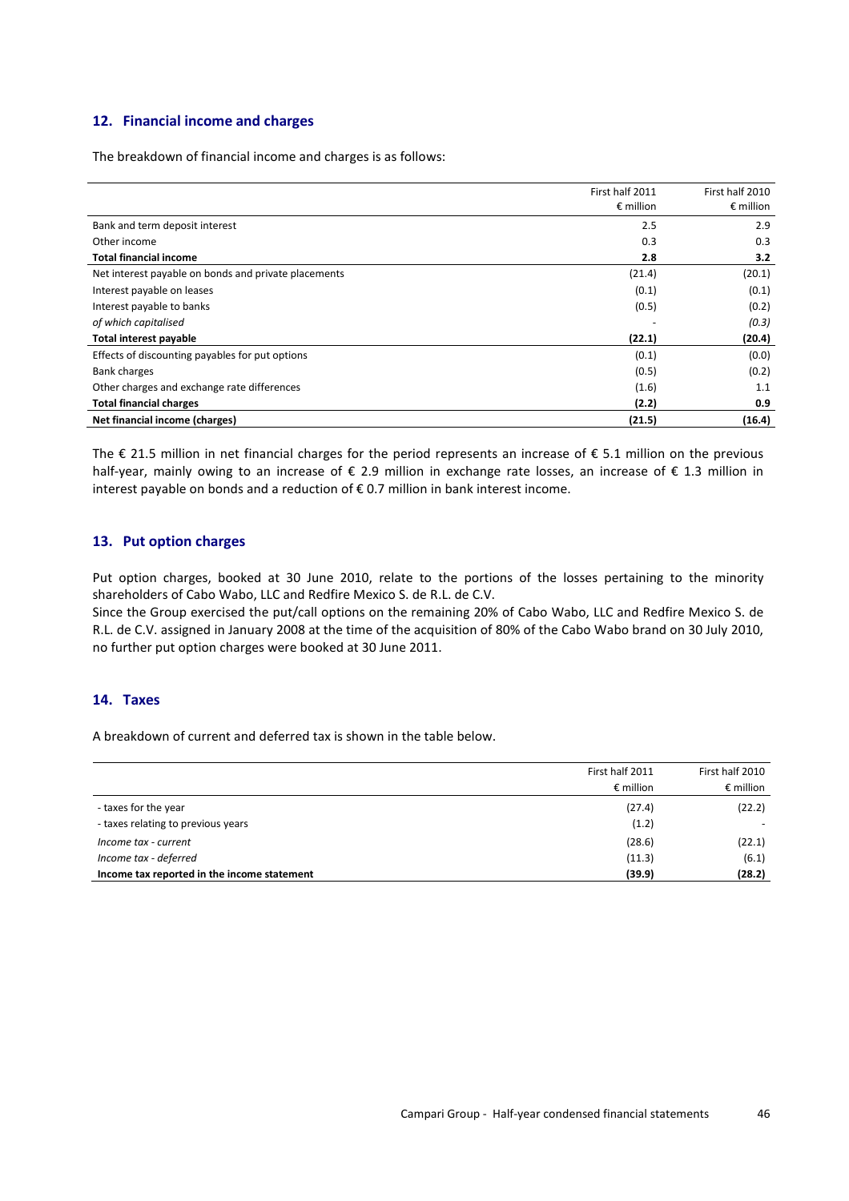## 12. Financial income and charges

The breakdown of financial income and charges is as follows:

| | First half 2011<br>€ million | First half 2010<br>€ million |
|---|---|---|
| Bank and term deposit interest | 2.5 | 2.9 |
| Other income | 0.3 | 0.3 |
| **Total financial income** | **2.8** | **3.2** |
| Net interest payable on bonds and private placements | (21.4) | (20.1) |
| Interest payable on leases | (0.1) | (0.1) |
| Interest payable to banks | (0.5) | (0.2) |
| *of which capitalised* | - | *(0.3)* |
| **Total interest payable** | **(22.1)** | **(20.4)** |
| Effects of discounting payables for put options | (0.1) | (0.0) |
| Bank charges | (0.5) | (0.2) |
| Other charges and exchange rate differences | (1.6) | 1.1 |
| **Total financial charges** | **(2.2)** | **0.9** |
| **Net financial income (charges)** | **(21.5)** | **(16.4)** |

The € 21.5 million in net financial charges for the period represents an increase of € 5.1 million on the previous half-year, mainly owing to an increase of € 2.9 million in exchange rate losses, an increase of € 1.3 million in interest payable on bonds and a reduction of € 0.7 million in bank interest income.

## 13. Put option charges

Put option charges, booked at 30 June 2010, relate to the portions of the losses pertaining to the minority shareholders of Cabo Wabo, LLC and Redfire Mexico S. de R.L. de C.V.
Since the Group exercised the put/call options on the remaining 20% of Cabo Wabo, LLC and Redfire Mexico S. de R.L. de C.V. assigned in January 2008 at the time of the acquisition of 80% of the Cabo Wabo brand on 30 July 2010, no further put option charges were booked at 30 June 2011.

## 14. Taxes

A breakdown of current and deferred tax is shown in the table below.

| | First half 2011<br>€ million | First half 2010<br>€ million |
|---|---|---|
| - taxes for the year | (27.4) | (22.2) |
| - taxes relating to previous years | (1.2) | - |
| *Income tax - current* | (28.6) | (22.1) |
| *Income tax - deferred* | (11.3) | (6.1) |
| **Income tax reported in the income statement** | **(39.9)** | **(28.2)** |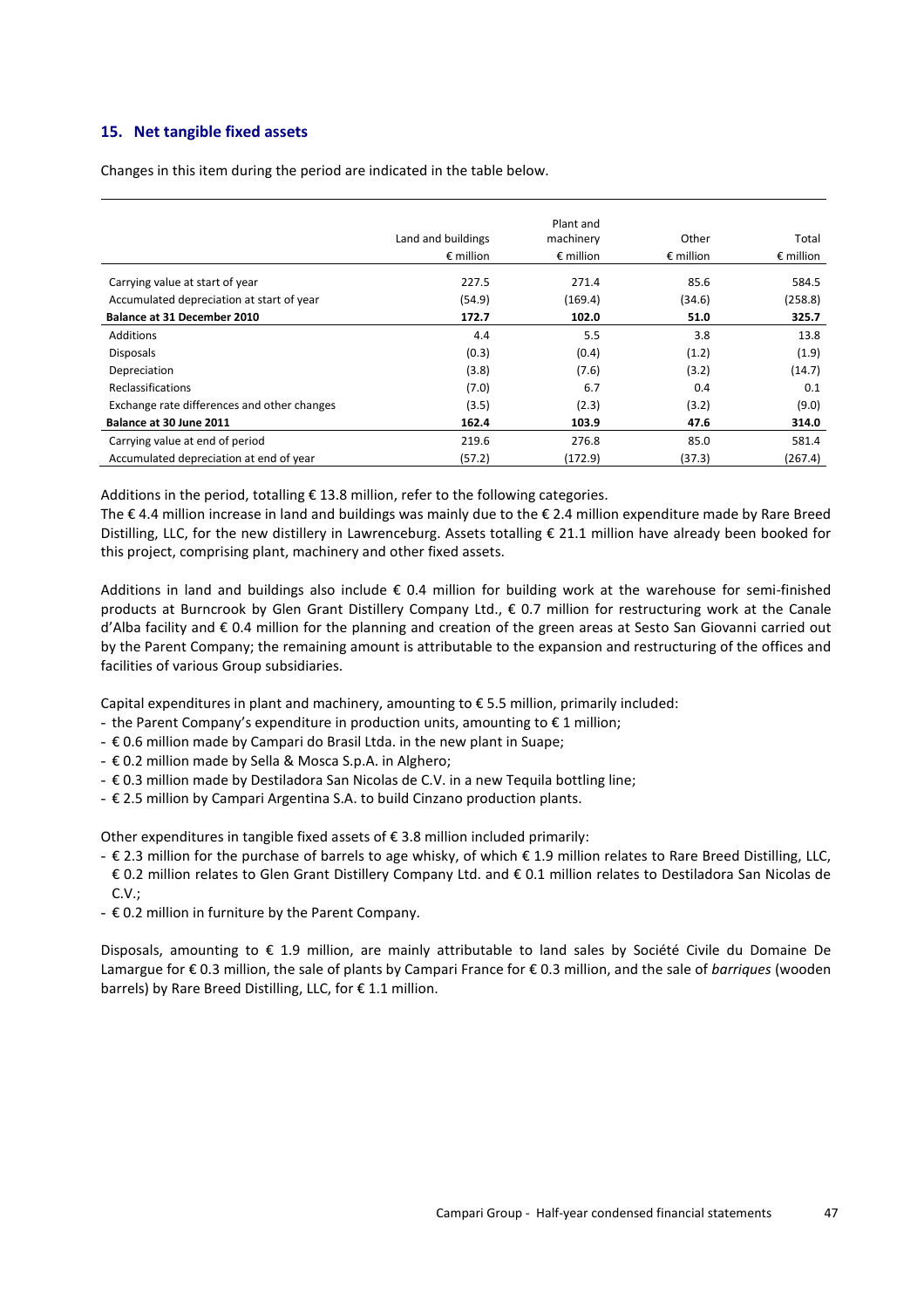## 15. Net tangible fixed assets

Changes in this item during the period are indicated in the table below.

| | Land and buildings | Plant and machinery | Other | Total |
|---|---|---|---|---|
| | € million | € million | € million | € million |
| Carrying value at start of year | 227.5 | 271.4 | 85.6 | 584.5 |
| Accumulated depreciation at start of year | (54.9) | (169.4) | (34.6) | (258.8) |
| **Balance at 31 December 2010** | **172.7** | **102.0** | **51.0** | **325.7** |
| Additions | 4.4 | 5.5 | 3.8 | 13.8 |
| Disposals | (0.3) | (0.4) | (1.2) | (1.9) |
| Depreciation | (3.8) | (7.6) | (3.2) | (14.7) |
| Reclassifications | (7.0) | 6.7 | 0.4 | 0.1 |
| Exchange rate differences and other changes | (3.5) | (2.3) | (3.2) | (9.0) |
| **Balance at 30 June 2011** | **162.4** | **103.9** | **47.6** | **314.0** |
| Carrying value at end of period | 219.6 | 276.8 | 85.0 | 581.4 |
| Accumulated depreciation at end of year | (57.2) | (172.9) | (37.3) | (267.4) |

Additions in the period, totalling € 13.8 million, refer to the following categories.

The € 4.4 million increase in land and buildings was mainly due to the € 2.4 million expenditure made by Rare Breed Distilling, LLC, for the new distillery in Lawrenceburg. Assets totalling € 21.1 million have already been booked for this project, comprising plant, machinery and other fixed assets.

Additions in land and buildings also include € 0.4 million for building work at the warehouse for semi-finished products at Burncrook by Glen Grant Distillery Company Ltd., € 0.7 million for restructuring work at the Canale d'Alba facility and € 0.4 million for the planning and creation of the green areas at Sesto San Giovanni carried out by the Parent Company; the remaining amount is attributable to the expansion and restructuring of the offices and facilities of various Group subsidiaries.

Capital expenditures in plant and machinery, amounting to € 5.5 million, primarily included:

- the Parent Company's expenditure in production units, amounting to € 1 million;
- € 0.6 million made by Campari do Brasil Ltda. in the new plant in Suape;
- € 0.2 million made by Sella & Mosca S.p.A. in Alghero;
- € 0.3 million made by Destiladora San Nicolas de C.V. in a new Tequila bottling line;
- € 2.5 million by Campari Argentina S.A. to build Cinzano production plants.

Other expenditures in tangible fixed assets of € 3.8 million included primarily:

- € 2.3 million for the purchase of barrels to age whisky, of which € 1.9 million relates to Rare Breed Distilling, LLC, € 0.2 million relates to Glen Grant Distillery Company Ltd. and € 0.1 million relates to Destiladora San Nicolas de C.V.;
- € 0.2 million in furniture by the Parent Company.

Disposals, amounting to € 1.9 million, are mainly attributable to land sales by Société Civile du Domaine De Lamargue for € 0.3 million, the sale of plants by Campari France for € 0.3 million, and the sale of *barriques* (wooden barrels) by Rare Breed Distilling, LLC, for € 1.1 million.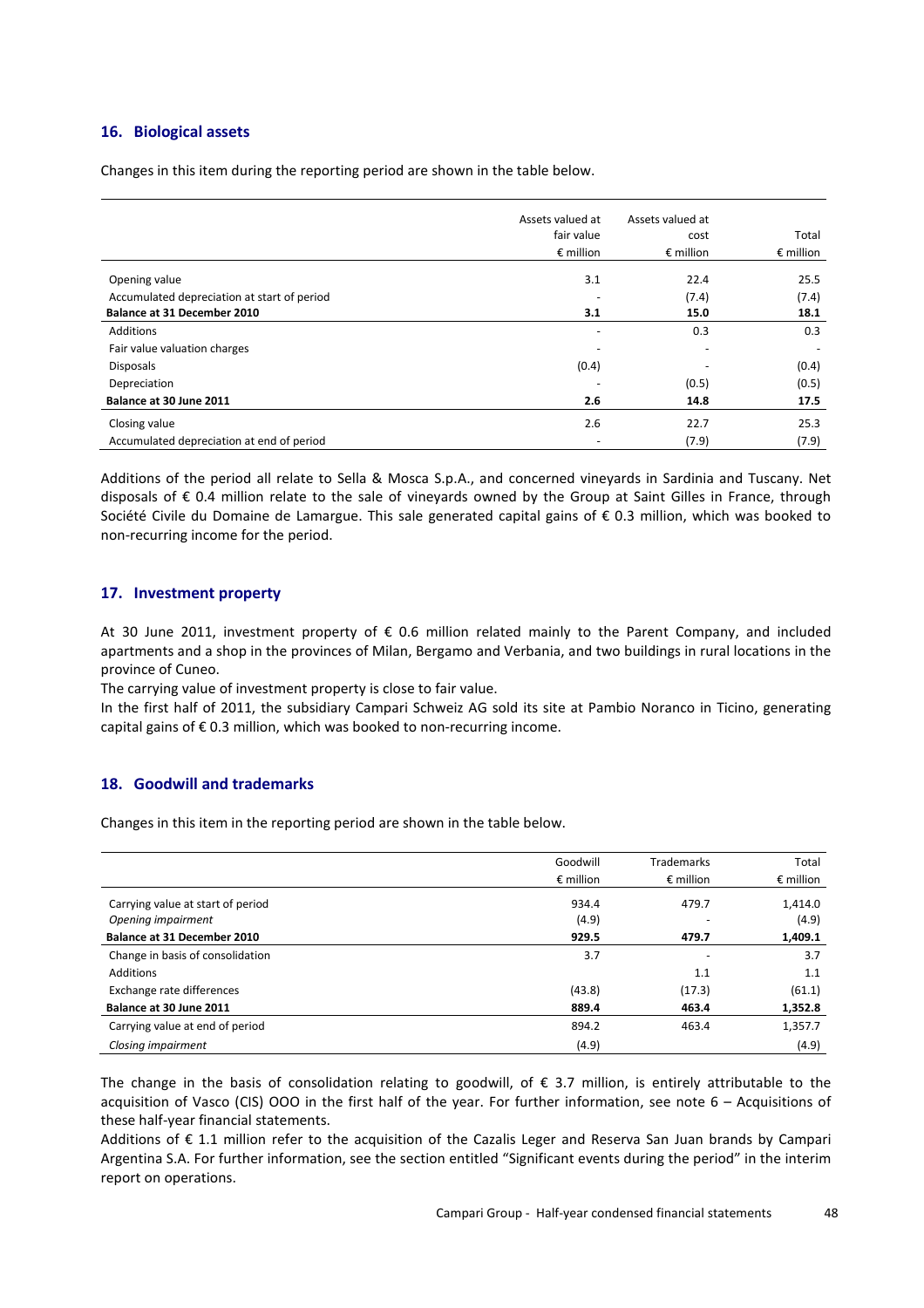## 16. Biological assets

Changes in this item during the reporting period are shown in the table below.

| | Assets valued at fair value € million | Assets valued at cost € million | Total € million |
|---|---|---|---|
| Opening value | 3.1 | 22.4 | 25.5 |
| Accumulated depreciation at start of period | - | (7.4) | (7.4) |
| **Balance at 31 December 2010** | **3.1** | **15.0** | **18.1** |
| Additions | - | 0.3 | 0.3 |
| Fair value valuation charges | - | - | - |
| Disposals | (0.4) | - | (0.4) |
| Depreciation | - | (0.5) | (0.5) |
| **Balance at 30 June 2011** | **2.6** | **14.8** | **17.5** |
| Closing value | 2.6 | 22.7 | 25.3 |
| Accumulated depreciation at end of period | - | (7.9) | (7.9) |

Additions of the period all relate to Sella & Mosca S.p.A., and concerned vineyards in Sardinia and Tuscany. Net disposals of € 0.4 million relate to the sale of vineyards owned by the Group at Saint Gilles in France, through Société Civile du Domaine de Lamargue. This sale generated capital gains of € 0.3 million, which was booked to non-recurring income for the period.

## 17. Investment property

At 30 June 2011, investment property of € 0.6 million related mainly to the Parent Company, and included apartments and a shop in the provinces of Milan, Bergamo and Verbania, and two buildings in rural locations in the province of Cuneo.

The carrying value of investment property is close to fair value.

In the first half of 2011, the subsidiary Campari Schweiz AG sold its site at Pambio Noranco in Ticino, generating capital gains of € 0.3 million, which was booked to non-recurring income.

## 18. Goodwill and trademarks

Changes in this item in the reporting period are shown in the table below.

| | Goodwill € million | Trademarks € million | Total € million |
|---|---|---|---|
| Carrying value at start of period | 934.4 | 479.7 | 1,414.0 |
| *Opening impairment* | (4.9) | - | (4.9) |
| **Balance at 31 December 2010** | **929.5** | **479.7** | **1,409.1** |
| Change in basis of consolidation | 3.7 | - | 3.7 |
| Additions | | 1.1 | 1.1 |
| Exchange rate differences | (43.8) | (17.3) | (61.1) |
| **Balance at 30 June 2011** | **889.4** | **463.4** | **1,352.8** |
| Carrying value at end of period | 894.2 | 463.4 | 1,357.7 |
| *Closing impairment* | (4.9) | | (4.9) |

The change in the basis of consolidation relating to goodwill, of € 3.7 million, is entirely attributable to the acquisition of Vasco (CIS) OOO in the first half of the year. For further information, see note 6 – Acquisitions of these half-year financial statements.

Additions of € 1.1 million refer to the acquisition of the Cazalis Leger and Reserva San Juan brands by Campari Argentina S.A. For further information, see the section entitled "Significant events during the period" in the interim report on operations.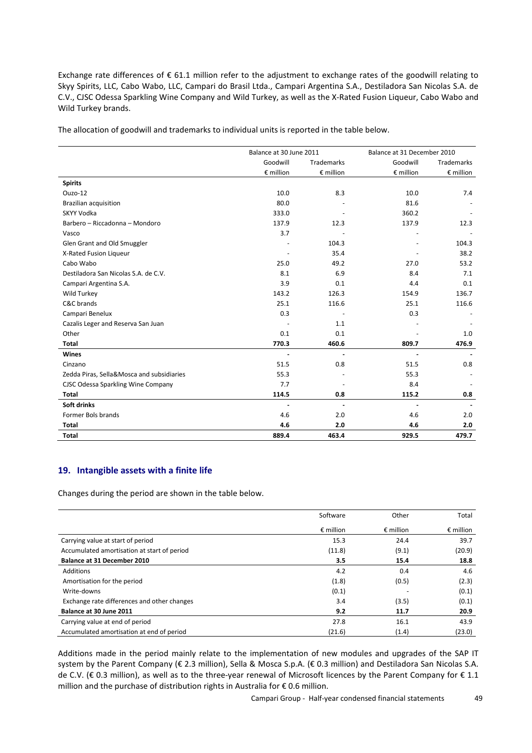Exchange rate differences of € 61.1 million refer to the adjustment to exchange rates of the goodwill relating to Skyy Spirits, LLC, Cabo Wabo, LLC, Campari do Brasil Ltda., Campari Argentina S.A., Destiladora San Nicolas S.A. de C.V., CJSC Odessa Sparkling Wine Company and Wild Turkey, as well as the X-Rated Fusion Liqueur, Cabo Wabo and Wild Turkey brands.

The allocation of goodwill and trademarks to individual units is reported in the table below.

| | Balance at 30 June 2011 | | Balance at 31 December 2010 | |
|---|---|---|---|---|
| | Goodwill | Trademarks | Goodwill | Trademarks |
| | € million | € million | € million | € million |
| **Spirits** | | | | |
| Ouzo-12 | 10.0 | 8.3 | 10.0 | 7.4 |
| Brazilian acquisition | 80.0 | - | 81.6 | - |
| SKYY Vodka | 333.0 | - | 360.2 | - |
| Barbero – Riccadonna – Mondoro | 137.9 | 12.3 | 137.9 | 12.3 |
| Vasco | 3.7 | - | - | - |
| Glen Grant and Old Smuggler | - | 104.3 | - | 104.3 |
| X-Rated Fusion Liqueur | - | 35.4 | - | 38.2 |
| Cabo Wabo | 25.0 | 49.2 | 27.0 | 53.2 |
| Destiladora San Nicolas S.A. de C.V. | 8.1 | 6.9 | 8.4 | 7.1 |
| Campari Argentina S.A. | 3.9 | 0.1 | 4.4 | 0.1 |
| Wild Turkey | 143.2 | 126.3 | 154.9 | 136.7 |
| C&C brands | 25.1 | 116.6 | 25.1 | 116.6 |
| Campari Benelux | 0.3 | - | 0.3 | - |
| Cazalis Leger and Reserva San Juan | - | 1.1 | - | - |
| Other | 0.1 | 0.1 | - | 1.0 |
| **Total** | **770.3** | **460.6** | **809.7** | **476.9** |
| **Wines** | - | - | - | - |
| Cinzano | 51.5 | 0.8 | 51.5 | 0.8 |
| Zedda Piras, Sella&Mosca and subsidiaries | 55.3 | - | 55.3 | - |
| CJSC Odessa Sparkling Wine Company | 7.7 | - | 8.4 | - |
| **Total** | **114.5** | **0.8** | **115.2** | **0.8** |
| **Soft drinks** | - | - | - | - |
| Former Bols brands | 4.6 | 2.0 | 4.6 | 2.0 |
| **Total** | **4.6** | **2.0** | **4.6** | **2.0** |
| **Total** | **889.4** | **463.4** | **929.5** | **479.7** |

## 19. Intangible assets with a finite life

Changes during the period are shown in the table below.

| | Software | Other | Total |
|---|---|---|---|
| | € million | € million | € million |
| Carrying value at start of period | 15.3 | 24.4 | 39.7 |
| Accumulated amortisation at start of period | (11.8) | (9.1) | (20.9) |
| **Balance at 31 December 2010** | **3.5** | **15.4** | **18.8** |
| Additions | 4.2 | 0.4 | 4.6 |
| Amortisation for the period | (1.8) | (0.5) | (2.3) |
| Write-downs | (0.1) | - | (0.1) |
| Exchange rate differences and other changes | 3.4 | (3.5) | (0.1) |
| **Balance at 30 June 2011** | **9.2** | **11.7** | **20.9** |
| Carrying value at end of period | 27.8 | 16.1 | 43.9 |
| Accumulated amortisation at end of period | (21.6) | (1.4) | (23.0) |

Additions made in the period mainly relate to the implementation of new modules and upgrades of the SAP IT system by the Parent Company (€ 2.3 million), Sella & Mosca S.p.A. (€ 0.3 million) and Destiladora San Nicolas S.A. de C.V. (€ 0.3 million), as well as to the three-year renewal of Microsoft licences by the Parent Company for € 1.1 million and the purchase of distribution rights in Australia for € 0.6 million.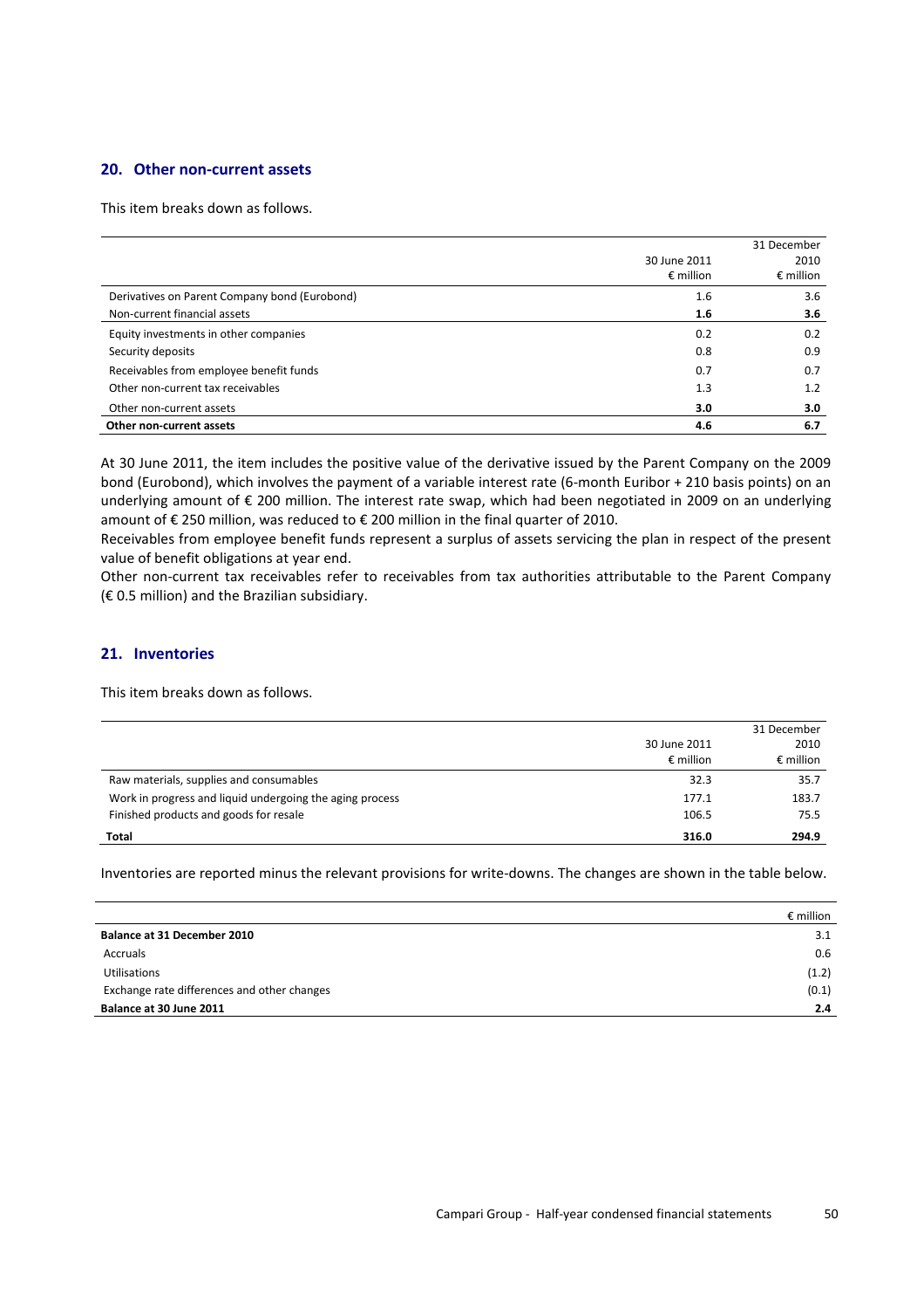## 20. Other non-current assets

This item breaks down as follows.

| | 30 June 2011 € million | 31 December 2010 € million |
|---|---|---|
| Derivatives on Parent Company bond (Eurobond) | 1.6 | 3.6 |
| Non-current financial assets | **1.6** | **3.6** |
| Equity investments in other companies | 0.2 | 0.2 |
| Security deposits | 0.8 | 0.9 |
| Receivables from employee benefit funds | 0.7 | 0.7 |
| Other non-current tax receivables | 1.3 | 1.2 |
| Other non-current assets | **3.0** | **3.0** |
| **Other non-current assets** | **4.6** | **6.7** |

At 30 June 2011, the item includes the positive value of the derivative issued by the Parent Company on the 2009 bond (Eurobond), which involves the payment of a variable interest rate (6-month Euribor + 210 basis points) on an underlying amount of € 200 million. The interest rate swap, which had been negotiated in 2009 on an underlying amount of € 250 million, was reduced to € 200 million in the final quarter of 2010.

Receivables from employee benefit funds represent a surplus of assets servicing the plan in respect of the present value of benefit obligations at year end.

Other non-current tax receivables refer to receivables from tax authorities attributable to the Parent Company (€ 0.5 million) and the Brazilian subsidiary.

## 21. Inventories

This item breaks down as follows.

| | 30 June 2011 € million | 31 December 2010 € million |
|---|---|---|
| Raw materials, supplies and consumables | 32.3 | 35.7 |
| Work in progress and liquid undergoing the aging process | 177.1 | 183.7 |
| Finished products and goods for resale | 106.5 | 75.5 |
| **Total** | **316.0** | **294.9** |

Inventories are reported minus the relevant provisions for write-downs. The changes are shown in the table below.

| | € million |
|---|---|
| **Balance at 31 December 2010** | 3.1 |
| Accruals | 0.6 |
| Utilisations | (1.2) |
| Exchange rate differences and other changes | (0.1) |
| **Balance at 30 June 2011** | **2.4** |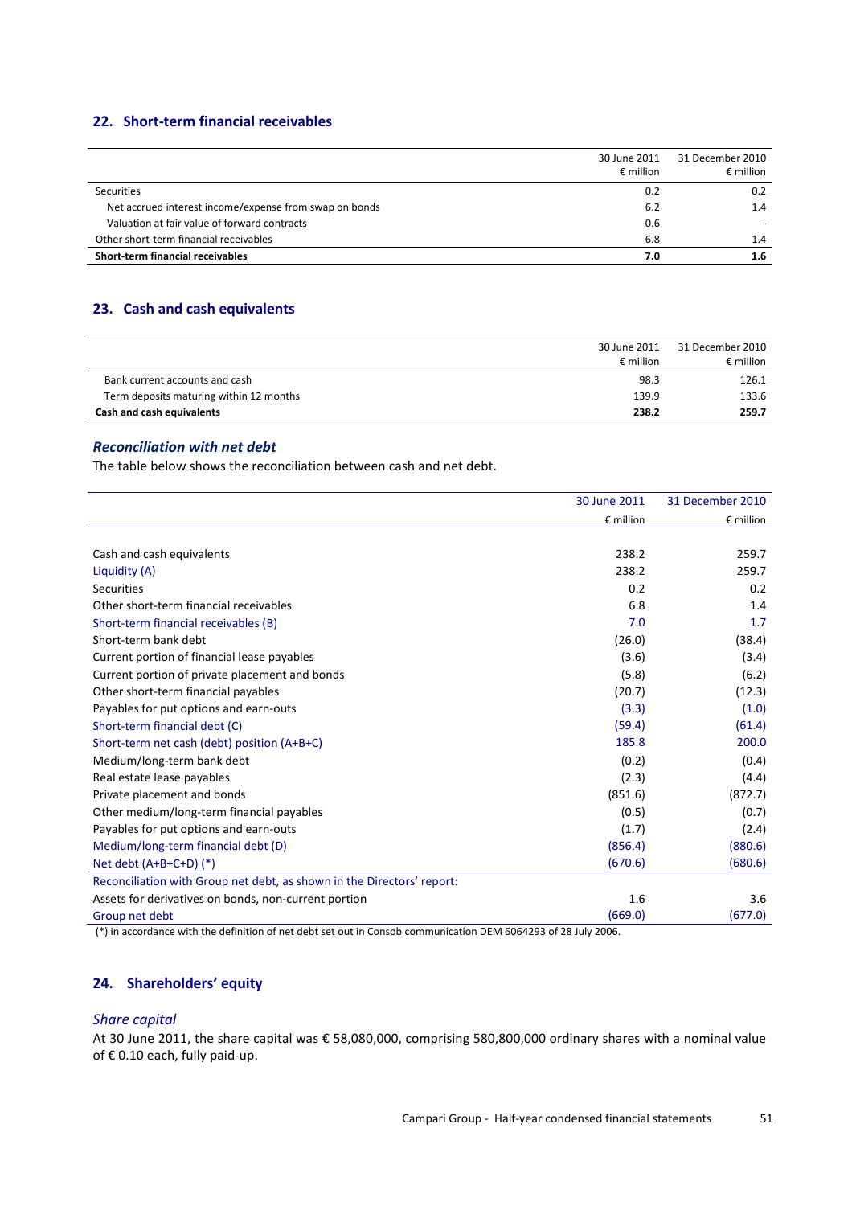## 22. Short-term financial receivables

| | 30 June 2011<br>€ million | 31 December 2010<br>€ million |
|---|---|---|
| Securities | 0.2 | 0.2 |
| Net accrued interest income/expense from swap on bonds | 6.2 | 1.4 |
| Valuation at fair value of forward contracts | 0.6 | - |
| Other short-term financial receivables | 6.8 | 1.4 |
| **Short-term financial receivables** | **7.0** | **1.6** |

## 23. Cash and cash equivalents

| | 30 June 2011<br>€ million | 31 December 2010<br>€ million |
|---|---|---|
| Bank current accounts and cash | 98.3 | 126.1 |
| Term deposits maturing within 12 months | 139.9 | 133.6 |
| **Cash and cash equivalents** | **238.2** | **259.7** |

### *Reconciliation with net debt*

The table below shows the reconciliation between cash and net debt.

| | 30 June 2011<br>€ million | 31 December 2010<br>€ million |
|---|---|---|
| Cash and cash equivalents | 238.2 | 259.7 |
| Liquidity (A) | 238.2 | 259.7 |
| Securities | 0.2 | 0.2 |
| Other short-term financial receivables | 6.8 | 1.4 |
| Short-term financial receivables (B) | 7.0 | 1.7 |
| Short-term bank debt | (26.0) | (38.4) |
| Current portion of financial lease payables | (3.6) | (3.4) |
| Current portion of private placement and bonds | (5.8) | (6.2) |
| Other short-term financial payables | (20.7) | (12.3) |
| Payables for put options and earn-outs | (3.3) | (1.0) |
| Short-term financial debt (C) | (59.4) | (61.4) |
| Short-term net cash (debt) position (A+B+C) | 185.8 | 200.0 |
| Medium/long-term bank debt | (0.2) | (0.4) |
| Real estate lease payables | (2.3) | (4.4) |
| Private placement and bonds | (851.6) | (872.7) |
| Other medium/long-term financial payables | (0.5) | (0.7) |
| Payables for put options and earn-outs | (1.7) | (2.4) |
| Medium/long-term financial debt (D) | (856.4) | (880.6) |
| Net debt (A+B+C+D) (*) | (670.6) | (680.6) |
| Reconciliation with Group net debt, as shown in the Directors' report: | | |
| Assets for derivatives on bonds, non-current portion | 1.6 | 3.6 |
| Group net debt | (669.0) | (677.0) |

(*) in accordance with the definition of net debt set out in Consob communication DEM 6064293 of 28 July 2006.

## 24. Shareholders' equity

### *Share capital*

At 30 June 2011, the share capital was € 58,080,000, comprising 580,800,000 ordinary shares with a nominal value of € 0.10 each, fully paid-up.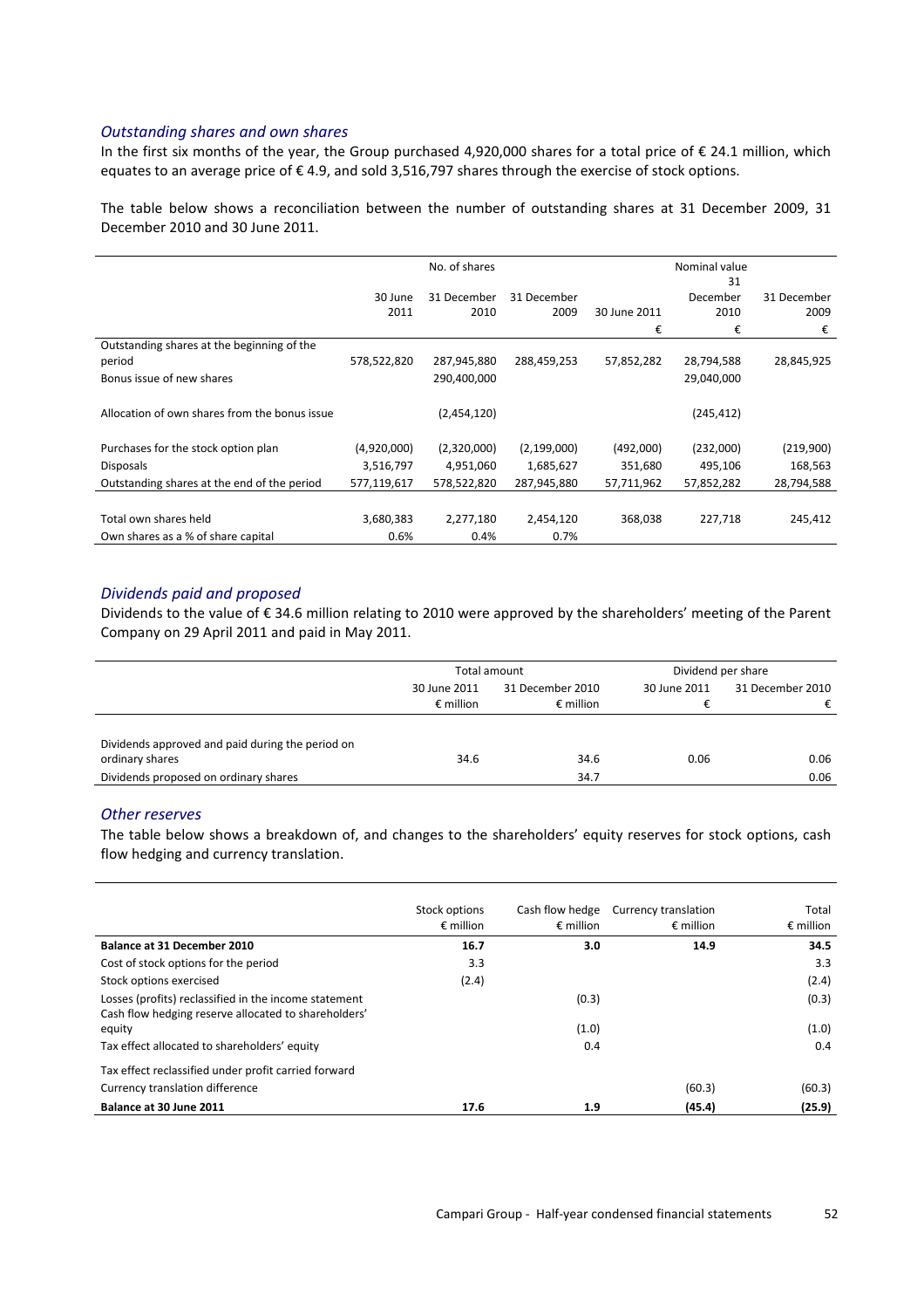### *Outstanding shares and own shares*

In the first six months of the year, the Group purchased 4,920,000 shares for a total price of € 24.1 million, which equates to an average price of € 4.9, and sold 3,516,797 shares through the exercise of stock options.

The table below shows a reconciliation between the number of outstanding shares at 31 December 2009, 31 December 2010 and 30 June 2011.

| | No. of shares | | | Nominal value | | |
|---|---|---|---|---|---|---|
| | 30 June 2011 | 31 December 2010 | 31 December 2009 | 30 June 2011 | 31 December 2010 | 31 December 2009 |
| | | | | € | € | € |
| Outstanding shares at the beginning of the period | 578,522,820 | 287,945,880 | 288,459,253 | 57,852,282 | 28,794,588 | 28,845,925 |
| Bonus issue of new shares | | 290,400,000 | | | 29,040,000 | |
| Allocation of own shares from the bonus issue | | (2,454,120) | | | (245,412) | |
| Purchases for the stock option plan | (4,920,000) | (2,320,000) | (2,199,000) | (492,000) | (232,000) | (219,900) |
| Disposals | 3,516,797 | 4,951,060 | 1,685,627 | 351,680 | 495,106 | 168,563 |
| Outstanding shares at the end of the period | 577,119,617 | 578,522,820 | 287,945,880 | 57,711,962 | 57,852,282 | 28,794,588 |
| Total own shares held | 3,680,383 | 2,277,180 | 2,454,120 | 368,038 | 227,718 | 245,412 |
| Own shares as a % of share capital | 0.6% | 0.4% | 0.7% | | | |

### *Dividends paid and proposed*

Dividends to the value of € 34.6 million relating to 2010 were approved by the shareholders' meeting of the Parent Company on 29 April 2011 and paid in May 2011.

| | Total amount | | Dividend per share | |
|---|---|---|---|---|
| | 30 June 2011 | 31 December 2010 | 30 June 2011 | 31 December 2010 |
| | € million | € million | € | € |
| Dividends approved and paid during the period on ordinary shares | 34.6 | 34.6 | 0.06 | 0.06 |
| Dividends proposed on ordinary shares | | 34.7 | | 0.06 |

### *Other reserves*

The table below shows a breakdown of, and changes to the shareholders' equity reserves for stock options, cash flow hedging and currency translation.

| | Stock options € million | Cash flow hedge € million | Currency translation € million | Total € million |
|---|---|---|---|---|
| **Balance at 31 December 2010** | **16.7** | **3.0** | **14.9** | **34.5** |
| Cost of stock options for the period | 3.3 | | | 3.3 |
| Stock options exercised | (2.4) | | | (2.4) |
| Losses (profits) reclassified in the income statement | | (0.3) | | (0.3) |
| Cash flow hedging reserve allocated to shareholders' equity | | (1.0) | | (1.0) |
| Tax effect allocated to shareholders' equity | | 0.4 | | 0.4 |
| Tax effect reclassified under profit carried forward | | | | |
| Currency translation difference | | | (60.3) | (60.3) |
| **Balance at 30 June 2011** | **17.6** | **1.9** | **(45.4)** | **(25.9)** |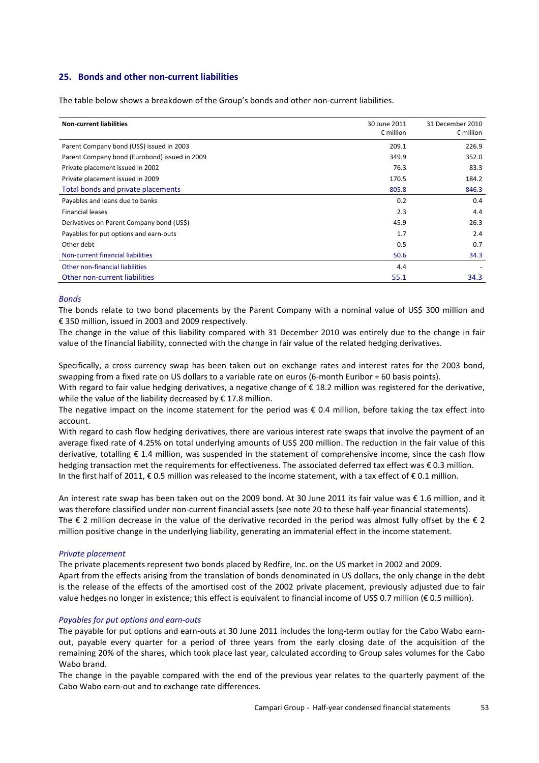## 25. Bonds and other non-current liabilities

The table below shows a breakdown of the Group's bonds and other non-current liabilities.

| Non-current liabilities | 30 June 2011 € million | 31 December 2010 € million |
|---|---|---|
| Parent Company bond (US$) issued in 2003 | 209.1 | 226.9 |
| Parent Company bond (Eurobond) issued in 2009 | 349.9 | 352.0 |
| Private placement issued in 2002 | 76.3 | 83.3 |
| Private placement issued in 2009 | 170.5 | 184.2 |
| Total bonds and private placements | 805.8 | 846.3 |
| Payables and loans due to banks | 0.2 | 0.4 |
| Financial leases | 2.3 | 4.4 |
| Derivatives on Parent Company bond (US$) | 45.9 | 26.3 |
| Payables for put options and earn-outs | 1.7 | 2.4 |
| Other debt | 0.5 | 0.7 |
| Non-current financial liabilities | 50.6 | 34.3 |
| Other non-financial liabilities | 4.4 | - |
| Other non-current liabilities | 55.1 | 34.3 |

*Bonds*

The bonds relate to two bond placements by the Parent Company with a nominal value of US$ 300 million and € 350 million, issued in 2003 and 2009 respectively.

The change in the value of this liability compared with 31 December 2010 was entirely due to the change in fair value of the financial liability, connected with the change in fair value of the related hedging derivatives.

Specifically, a cross currency swap has been taken out on exchange rates and interest rates for the 2003 bond, swapping from a fixed rate on US dollars to a variable rate on euros (6-month Euribor + 60 basis points).

With regard to fair value hedging derivatives, a negative change of € 18.2 million was registered for the derivative, while the value of the liability decreased by € 17.8 million.

The negative impact on the income statement for the period was € 0.4 million, before taking the tax effect into account.

With regard to cash flow hedging derivatives, there are various interest rate swaps that involve the payment of an average fixed rate of 4.25% on total underlying amounts of US$ 200 million. The reduction in the fair value of this derivative, totalling € 1.4 million, was suspended in the statement of comprehensive income, since the cash flow hedging transaction met the requirements for effectiveness. The associated deferred tax effect was € 0.3 million. In the first half of 2011, € 0.5 million was released to the income statement, with a tax effect of € 0.1 million.

An interest rate swap has been taken out on the 2009 bond. At 30 June 2011 its fair value was € 1.6 million, and it was therefore classified under non-current financial assets (see note 20 to these half-year financial statements). The € 2 million decrease in the value of the derivative recorded in the period was almost fully offset by the € 2 million positive change in the underlying liability, generating an immaterial effect in the income statement.

*Private placement*

The private placements represent two bonds placed by Redfire, Inc. on the US market in 2002 and 2009.

Apart from the effects arising from the translation of bonds denominated in US dollars, the only change in the debt is the release of the effects of the amortised cost of the 2002 private placement, previously adjusted due to fair value hedges no longer in existence; this effect is equivalent to financial income of US$ 0.7 million (€ 0.5 million).

*Payables for put options and earn-outs*

The payable for put options and earn-outs at 30 June 2011 includes the long-term outlay for the Cabo Wabo earn-out, payable every quarter for a period of three years from the early closing date of the acquisition of the remaining 20% of the shares, which took place last year, calculated according to Group sales volumes for the Cabo Wabo brand.

The change in the payable compared with the end of the previous year relates to the quarterly payment of the Cabo Wabo earn-out and to exchange rate differences.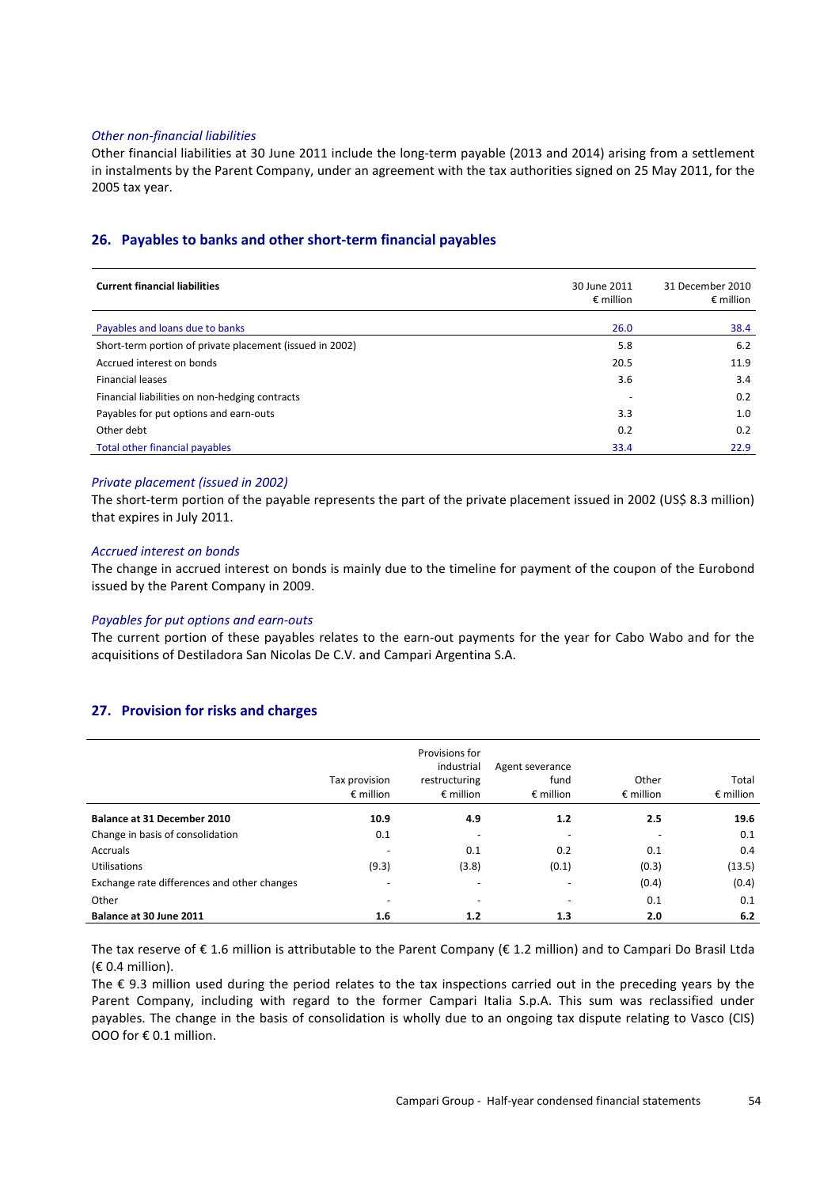*Other non-financial liabilities*

Other financial liabilities at 30 June 2011 include the long-term payable (2013 and 2014) arising from a settlement in instalments by the Parent Company, under an agreement with the tax authorities signed on 25 May 2011, for the 2005 tax year.

## 26. Payables to banks and other short-term financial payables

| **Current financial liabilities** | 30 June 2011 € million | 31 December 2010 € million |
|---|---|---|
| Payables and loans due to banks | 26.0 | 38.4 |
| Short-term portion of private placement (issued in 2002) | 5.8 | 6.2 |
| Accrued interest on bonds | 20.5 | 11.9 |
| Financial leases | 3.6 | 3.4 |
| Financial liabilities on non-hedging contracts | - | 0.2 |
| Payables for put options and earn-outs | 3.3 | 1.0 |
| Other debt | 0.2 | 0.2 |
| Total other financial payables | 33.4 | 22.9 |

*Private placement (issued in 2002)*

The short-term portion of the payable represents the part of the private placement issued in 2002 (US$ 8.3 million) that expires in July 2011.

*Accrued interest on bonds*

The change in accrued interest on bonds is mainly due to the timeline for payment of the coupon of the Eurobond issued by the Parent Company in 2009.

*Payables for put options and earn-outs*

The current portion of these payables relates to the earn-out payments for the year for Cabo Wabo and for the acquisitions of Destiladora San Nicolas De C.V. and Campari Argentina S.A.

## 27. Provision for risks and charges

| | Tax provision € million | Provisions for industrial restructuring € million | Agent severance fund € million | Other € million | Total € million |
|---|---|---|---|---|---|
| **Balance at 31 December 2010** | **10.9** | **4.9** | **1.2** | **2.5** | **19.6** |
| Change in basis of consolidation | 0.1 | - | - | - | 0.1 |
| Accruals | - | 0.1 | 0.2 | 0.1 | 0.4 |
| Utilisations | (9.3) | (3.8) | (0.1) | (0.3) | (13.5) |
| Exchange rate differences and other changes | - | - | - | (0.4) | (0.4) |
| Other | - | - | - | 0.1 | 0.1 |
| **Balance at 30 June 2011** | **1.6** | **1.2** | **1.3** | **2.0** | **6.2** |

The tax reserve of € 1.6 million is attributable to the Parent Company (€ 1.2 million) and to Campari Do Brasil Ltda (€ 0.4 million).

The € 9.3 million used during the period relates to the tax inspections carried out in the preceding years by the Parent Company, including with regard to the former Campari Italia S.p.A. This sum was reclassified under payables. The change in the basis of consolidation is wholly due to an ongoing tax dispute relating to Vasco (CIS) OOO for € 0.1 million.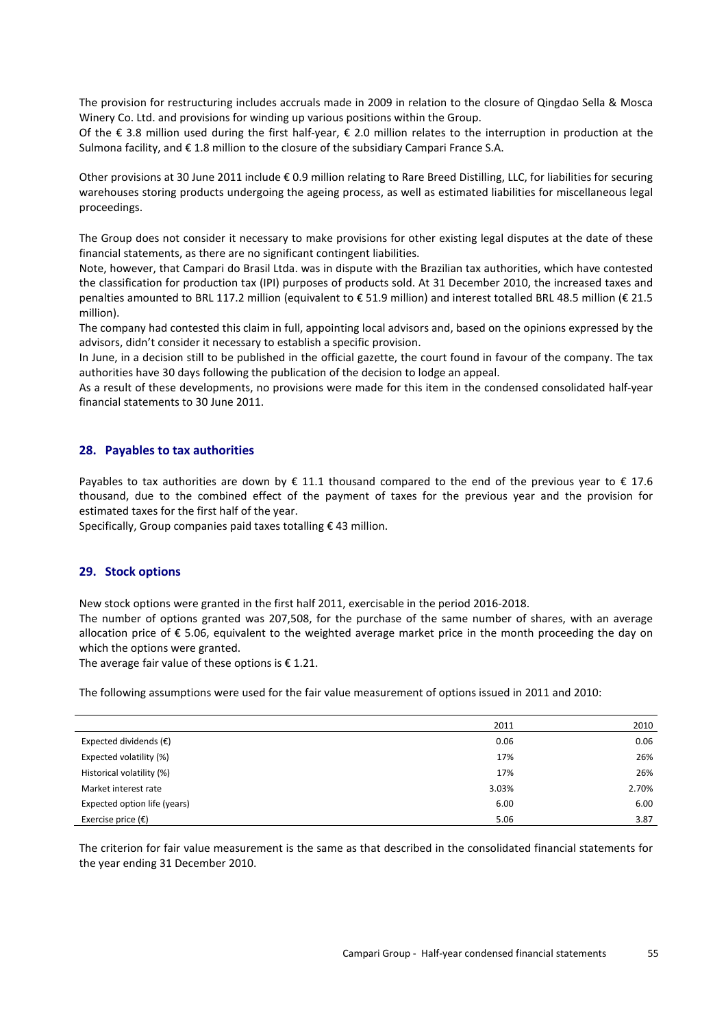The provision for restructuring includes accruals made in 2009 in relation to the closure of Qingdao Sella & Mosca Winery Co. Ltd. and provisions for winding up various positions within the Group.
Of the € 3.8 million used during the first half-year, € 2.0 million relates to the interruption in production at the Sulmona facility, and € 1.8 million to the closure of the subsidiary Campari France S.A.

Other provisions at 30 June 2011 include € 0.9 million relating to Rare Breed Distilling, LLC, for liabilities for securing warehouses storing products undergoing the ageing process, as well as estimated liabilities for miscellaneous legal proceedings.

The Group does not consider it necessary to make provisions for other existing legal disputes at the date of these financial statements, as there are no significant contingent liabilities.
Note, however, that Campari do Brasil Ltda. was in dispute with the Brazilian tax authorities, which have contested the classification for production tax (IPI) purposes of products sold. At 31 December 2010, the increased taxes and penalties amounted to BRL 117.2 million (equivalent to € 51.9 million) and interest totalled BRL 48.5 million (€ 21.5 million).
The company had contested this claim in full, appointing local advisors and, based on the opinions expressed by the advisors, didn't consider it necessary to establish a specific provision.
In June, in a decision still to be published in the official gazette, the court found in favour of the company. The tax authorities have 30 days following the publication of the decision to lodge an appeal.
As a result of these developments, no provisions were made for this item in the condensed consolidated half-year financial statements to 30 June 2011.

## 28. Payables to tax authorities

Payables to tax authorities are down by € 11.1 thousand compared to the end of the previous year to € 17.6 thousand, due to the combined effect of the payment of taxes for the previous year and the provision for estimated taxes for the first half of the year.
Specifically, Group companies paid taxes totalling € 43 million.

## 29. Stock options

New stock options were granted in the first half 2011, exercisable in the period 2016-2018.
The number of options granted was 207,508, for the purchase of the same number of shares, with an average allocation price of € 5.06, equivalent to the weighted average market price in the month proceeding the day on which the options were granted.
The average fair value of these options is € 1.21.

The following assumptions were used for the fair value measurement of options issued in 2011 and 2010:

| | 2011 | 2010 |
|---|---|---|
| Expected dividends (€) | 0.06 | 0.06 |
| Expected volatility (%) | 17% | 26% |
| Historical volatility (%) | 17% | 26% |
| Market interest rate | 3.03% | 2.70% |
| Expected option life (years) | 6.00 | 6.00 |
| Exercise price (€) | 5.06 | 3.87 |

The criterion for fair value measurement is the same as that described in the consolidated financial statements for the year ending 31 December 2010.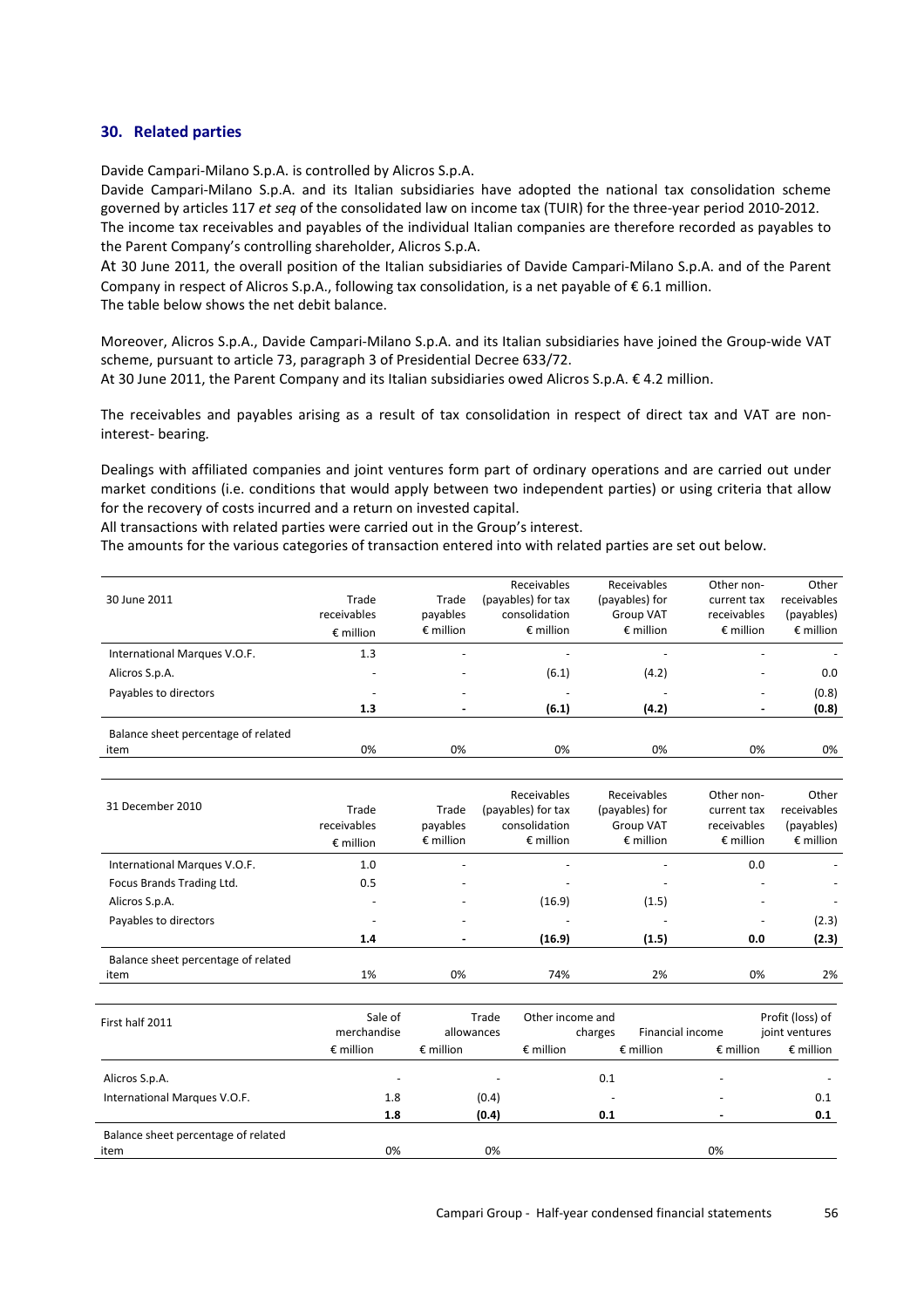## 30. Related parties

Davide Campari-Milano S.p.A. is controlled by Alicros S.p.A.

Davide Campari-Milano S.p.A. and its Italian subsidiaries have adopted the national tax consolidation scheme governed by articles 117 *et seq* of the consolidated law on income tax (TUIR) for the three-year period 2010-2012.

The income tax receivables and payables of the individual Italian companies are therefore recorded as payables to the Parent Company's controlling shareholder, Alicros S.p.A.

At 30 June 2011, the overall position of the Italian subsidiaries of Davide Campari-Milano S.p.A. and of the Parent Company in respect of Alicros S.p.A., following tax consolidation, is a net payable of € 6.1 million.

The table below shows the net debit balance.

Moreover, Alicros S.p.A., Davide Campari-Milano S.p.A. and its Italian subsidiaries have joined the Group-wide VAT scheme, pursuant to article 73, paragraph 3 of Presidential Decree 633/72.

At 30 June 2011, the Parent Company and its Italian subsidiaries owed Alicros S.p.A. € 4.2 million.

The receivables and payables arising as a result of tax consolidation in respect of direct tax and VAT are non-interest- bearing.

Dealings with affiliated companies and joint ventures form part of ordinary operations and are carried out under market conditions (i.e. conditions that would apply between two independent parties) or using criteria that allow for the recovery of costs incurred and a return on invested capital.

All transactions with related parties were carried out in the Group's interest.

The amounts for the various categories of transaction entered into with related parties are set out below.

| 30 June 2011 | Trade receivables € million | Trade payables € million | Receivables (payables) for tax consolidation € million | Receivables (payables) for Group VAT € million | Other non-current tax receivables € million | Other receivables (payables) € million |
|---|---|---|---|---|---|---|
| International Marques V.O.F. | 1.3 | - | - | - | - | - |
| Alicros S.p.A. | - | - | (6.1) | (4.2) | - | 0.0 |
| Payables to directors | - | - | - | - | - | (0.8) |
| | **1.3** | **-** | **(6.1)** | **(4.2)** | **-** | **(0.8)** |
| Balance sheet percentage of related item | 0% | 0% | 0% | 0% | 0% | 0% |

| 31 December 2010 | Trade receivables € million | Trade payables € million | Receivables (payables) for tax consolidation € million | Receivables (payables) for Group VAT € million | Other non-current tax receivables € million | Other receivables (payables) € million |
|---|---|---|---|---|---|---|
| International Marques V.O.F. | 1.0 | - | - | - | 0.0 | - |
| Focus Brands Trading Ltd. | 0.5 | - | - | - | - | - |
| Alicros S.p.A. | - | - | (16.9) | (1.5) | - | - |
| Payables to directors | - | - | - | - | - | (2.3) |
| | **1.4** | **-** | **(16.9)** | **(1.5)** | **0.0** | **(2.3)** |
| Balance sheet percentage of related item | 1% | 0% | 74% | 2% | 0% | 2% |

| First half 2011 | Sale of merchandise € million | Trade allowances € million | Other income and charges € million | Financial income € million | Profit (loss) of joint ventures € million |
|---|---|---|---|---|---|
| Alicros S.p.A. | - | - | 0.1 | - | - |
| International Marques V.O.F. | 1.8 | (0.4) | - | - | 0.1 |
| | **1.8** | **(0.4)** | **0.1** | **-** | **0.1** |
| Balance sheet percentage of related item | 0% | 0% | | 0% | |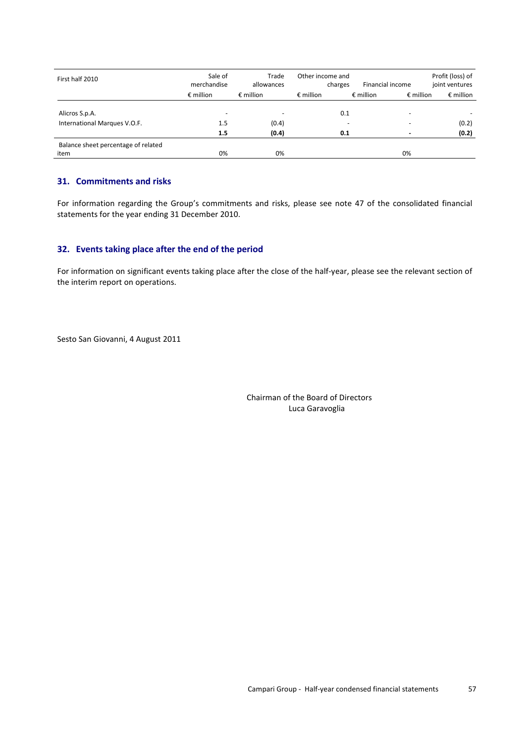| First half 2010 | Sale of merchandise | Trade allowances | Other income and charges | Financial income | Profit (loss) of joint ventures |
|---|---|---|---|---|---|
| | € million | € million | € million | € million | € million |
| Alicros S.p.A. | - | - | 0.1 | - | - |
| International Marques V.O.F. | 1.5 | (0.4) | - | - | (0.2) |
| | **1.5** | **(0.4)** | **0.1** | **-** | **(0.2)** |
| Balance sheet percentage of related item | 0% | 0% | | 0% | |

## 31. Commitments and risks

For information regarding the Group's commitments and risks, please see note 47 of the consolidated financial statements for the year ending 31 December 2010.

## 32. Events taking place after the end of the period

For information on significant events taking place after the close of the half-year, please see the relevant section of the interim report on operations.

Sesto San Giovanni, 4 August 2011

Chairman of the Board of Directors
Luca Garavoglia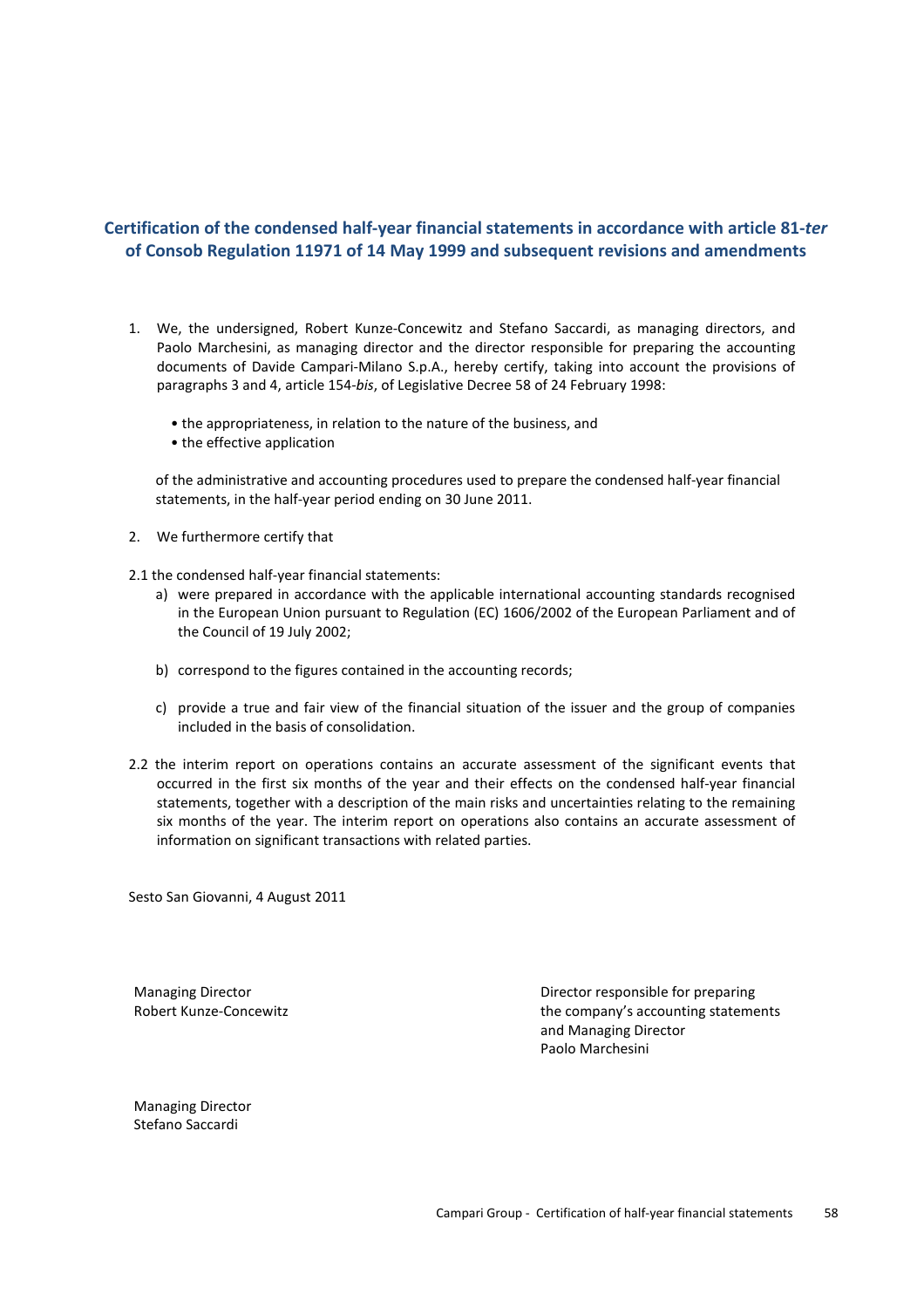## Certification of the condensed half-year financial statements in accordance with article 81-*ter* of Consob Regulation 11971 of 14 May 1999 and subsequent revisions and amendments

1. We, the undersigned, Robert Kunze-Concewitz and Stefano Saccardi, as managing directors, and Paolo Marchesini, as managing director and the director responsible for preparing the accounting documents of Davide Campari-Milano S.p.A., hereby certify, taking into account the provisions of paragraphs 3 and 4, article 154-*bis*, of Legislative Decree 58 of 24 February 1998:

   - the appropriateness, in relation to the nature of the business, and
   - the effective application

   of the administrative and accounting procedures used to prepare the condensed half-year financial statements, in the half-year period ending on 30 June 2011.

2. We furthermore certify that

2.1 the condensed half-year financial statements:

a) were prepared in accordance with the applicable international accounting standards recognised in the European Union pursuant to Regulation (EC) 1606/2002 of the European Parliament and of the Council of 19 July 2002;

b) correspond to the figures contained in the accounting records;

c) provide a true and fair view of the financial situation of the issuer and the group of companies included in the basis of consolidation.

2.2 the interim report on operations contains an accurate assessment of the significant events that occurred in the first six months of the year and their effects on the condensed half-year financial statements, together with a description of the main risks and uncertainties relating to the remaining six months of the year. The interim report on operations also contains an accurate assessment of information on significant transactions with related parties.

Sesto San Giovanni, 4 August 2011

Managing Director
Robert Kunze-Concewitz

Director responsible for preparing
the company's accounting statements
and Managing Director
Paolo Marchesini

Managing Director
Stefano Saccardi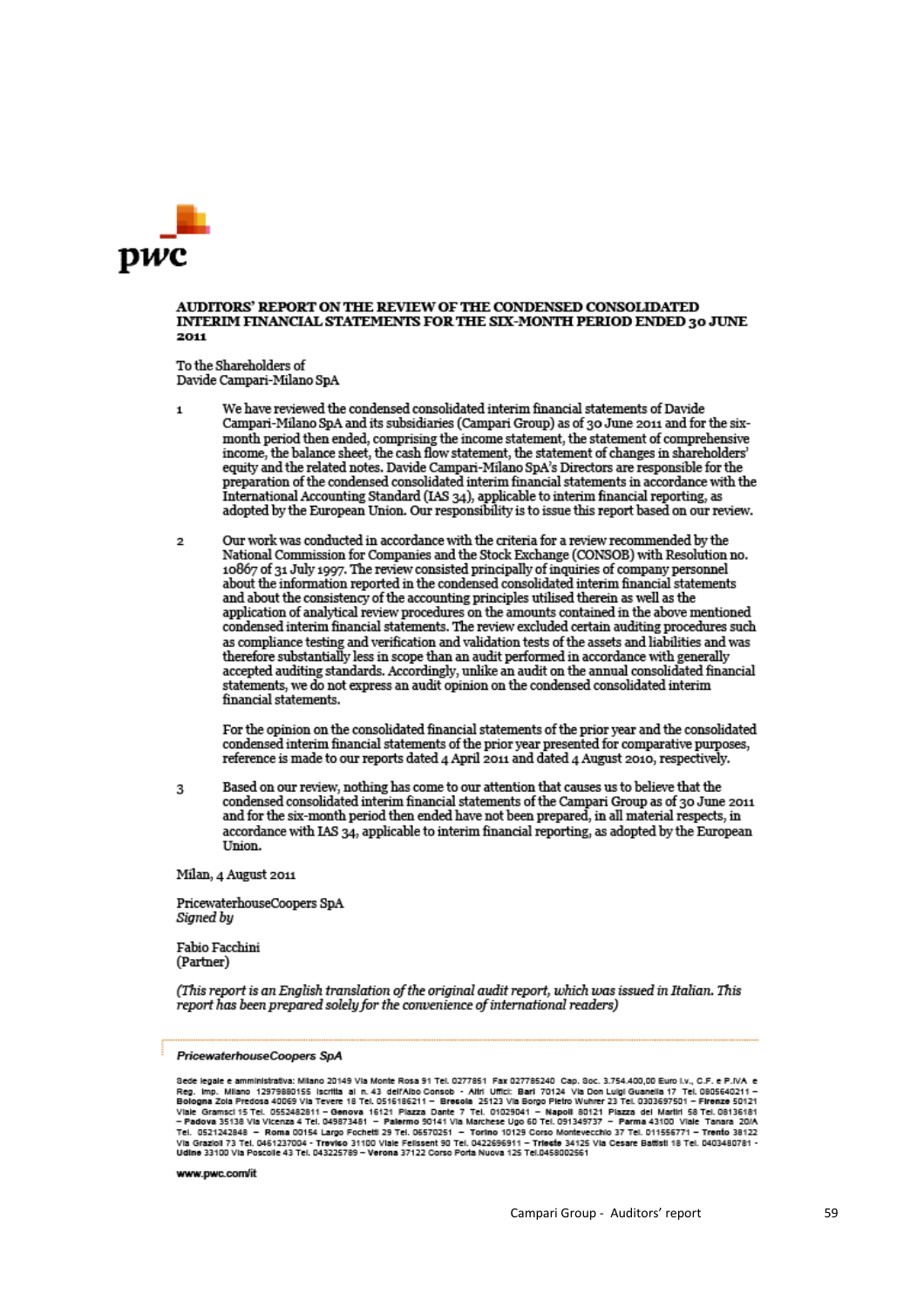## AUDITORS' REPORT ON THE REVIEW OF THE CONDENSED CONSOLIDATED INTERIM FINANCIAL STATEMENTS FOR THE SIX-MONTH PERIOD ENDED 30 JUNE 2011

To the Shareholders of
Davide Campari-Milano SpA

1. We have reviewed the condensed consolidated interim financial statements of Davide Campari-Milano SpA and its subsidiaries (Campari Group) as of 30 June 2011 and for the six-month period then ended, comprising the income statement, the statement of comprehensive income, the balance sheet, the cash flow statement, the statement of changes in shareholders' equity and the related notes. Davide Campari-Milano SpA's Directors are responsible for the preparation of the condensed consolidated interim financial statements in accordance with the International Accounting Standard (IAS 34), applicable to interim financial reporting, as adopted by the European Union. Our responsibility is to issue this report based on our review.

2. Our work was conducted in accordance with the criteria for a review recommended by the National Commission for Companies and the Stock Exchange (CONSOB) with Resolution no. 10867 of 31 July 1997. The review consisted principally of inquiries of company personnel about the information reported in the condensed consolidated interim financial statements and about the consistency of the accounting principles utilised therein as well as the application of analytical review procedures on the amounts contained in the above mentioned condensed interim financial statements. The review excluded certain auditing procedures such as compliance testing and verification and validation tests of the assets and liabilities and was therefore substantially less in scope than an audit performed in accordance with generally accepted auditing standards. Accordingly, unlike an audit on the annual consolidated financial statements, we do not express an audit opinion on the condensed consolidated interim financial statements.

   For the opinion on the consolidated financial statements of the prior year and the consolidated condensed interim financial statements of the prior year presented for comparative purposes, reference is made to our reports dated 4 April 2011 and dated 4 August 2010, respectively.

3. Based on our review, nothing has come to our attention that causes us to believe that the condensed consolidated interim financial statements of the Campari Group as of 30 June 2011 and for the six-month period then ended have not been prepared, in all material respects, in accordance with IAS 34, applicable to interim financial reporting, as adopted by the European Union.

Milan, 4 August 2011

PricewaterhouseCoopers SpA
*Signed by*

Fabio Facchini
(Partner)

*(This report is an English translation of the original audit report, which was issued in Italian. This report has been prepared solely for the convenience of international readers)*

***PricewaterhouseCoopers SpA***

Sede legale e amministrativa: Milano 20149 Via Monte Rosa 91 Tel. 0277851 Fax 027785240 Cap. Soc. 3.754.400,00 Euro i.v., C.F. e P.IVA e Reg. Imp. Milano 12979880155 Iscritta al n. 43 dell'Albo Consob - Altri Uffici: **Bari** 70124 Via Don Luigi Guanella 17 Tel. 0805640211 – **Bologna Zola Predosa** 40069 Via Tevere 18 Tel. 0516186211 – **Brescia** 25123 Via Borgo Pietro Wuhrer 23 Tel. 0303697501 – **Firenze** 50121 Viale Gramsci 15 Tel. 0552482811 – **Genova** 16121 Piazza Dante 7 Tel. 01029041 – **Napoli** 80121 Piazza dei Martiri 58 Tel. 08136181 – **Padova** 35138 Via Vicenza 4 Tel. 049873481 – **Palermo** 90141 Via Marchese Ugo 60 Tel. 091349737 – **Parma** 43100 Viale Tanara 20/A Tel. 0521242848 – **Roma** 00154 Largo Fochetti 29 Tel. 06570251 – **Torino** 10129 Corso Montevecchio 37 Tel. 011556771 – **Trento** 38122 Via Grazioli 73 Tel. 0461237004 - **Treviso** 31100 Viale Felissent 90 Tel. 0422696911 – **Trieste** 34125 Via Cesare Battisti 18 Tel. 0403480781 - **Udine** 33100 Via Poscolle 43 Tel. 043225789 – **Verona** 37122 Corso Porta Nuova 125 Tel.0458002561

www.pwc.com/it